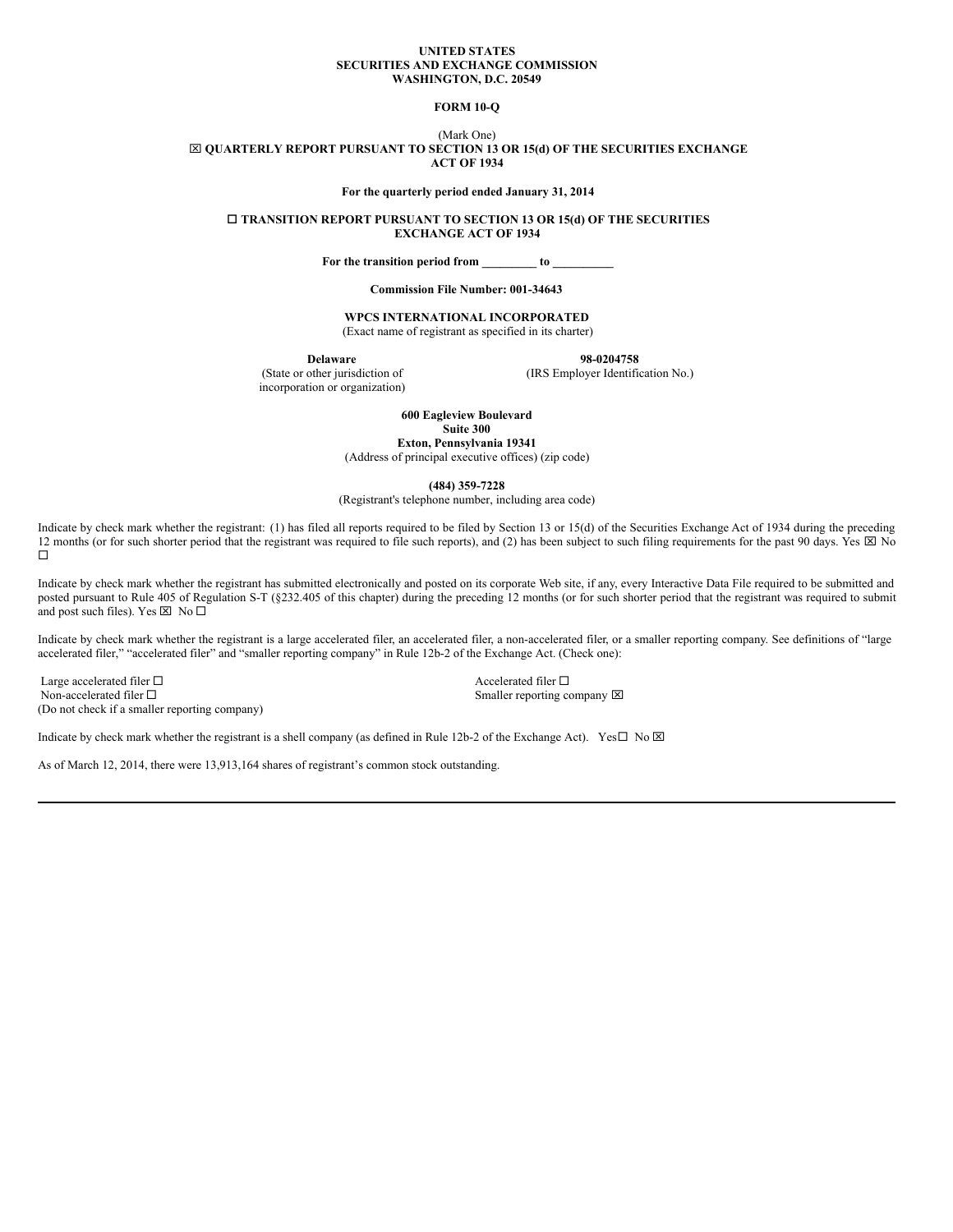**UNITED STATES**
**SECURITIES AND EXCHANGE COMMISSION**
**WASHINGTON, D.C. 20549**

**FORM 10-Q**

(Mark One)

☒ **QUARTERLY REPORT PURSUANT TO SECTION 13 OR 15(d) OF THE SECURITIES EXCHANGE ACT OF 1934**

**For the quarterly period ended January 31, 2014**

☐ **TRANSITION REPORT PURSUANT TO SECTION 13 OR 15(d) OF THE SECURITIES EXCHANGE ACT OF 1934**

**For the transition period from _________ to __________**

**Commission File Number: 001-34643**

**WPCS INTERNATIONAL INCORPORATED**
(Exact name of registrant as specified in its charter)

| **Delaware** | **98-0204758** |
|---|---|
| (State or other jurisdiction of incorporation or organization) | (IRS Employer Identification No.) |

**600 Eagleview Boulevard**
**Suite 300**
**Exton, Pennsylvania 19341**
(Address of principal executive offices) (zip code)

**(484) 359-7228**
(Registrant's telephone number, including area code)

Indicate by check mark whether the registrant: (1) has filed all reports required to be filed by Section 13 or 15(d) of the Securities Exchange Act of 1934 during the preceding 12 months (or for such shorter period that the registrant was required to file such reports), and (2) has been subject to such filing requirements for the past 90 days. Yes ☒ No ☐

Indicate by check mark whether the registrant has submitted electronically and posted on its corporate Web site, if any, every Interactive Data File required to be submitted and posted pursuant to Rule 405 of Regulation S-T (§232.405 of this chapter) during the preceding 12 months (or for such shorter period that the registrant was required to submit and post such files). Yes ☒ No ☐

Indicate by check mark whether the registrant is a large accelerated filer, an accelerated filer, a non-accelerated filer, or a smaller reporting company. See definitions of "large accelerated filer," "accelerated filer" and "smaller reporting company" in Rule 12b-2 of the Exchange Act. (Check one):

| | |
|---|---|
| Large accelerated filer ☐ | Accelerated filer ☐ |
| Non-accelerated filer ☐ (Do not check if a smaller reporting company) | Smaller reporting company ☒ |

Indicate by check mark whether the registrant is a shell company (as defined in Rule 12b-2 of the Exchange Act). Yes☐ No ☒

As of March 12, 2014, there were 13,913,164 shares of registrant's common stock outstanding.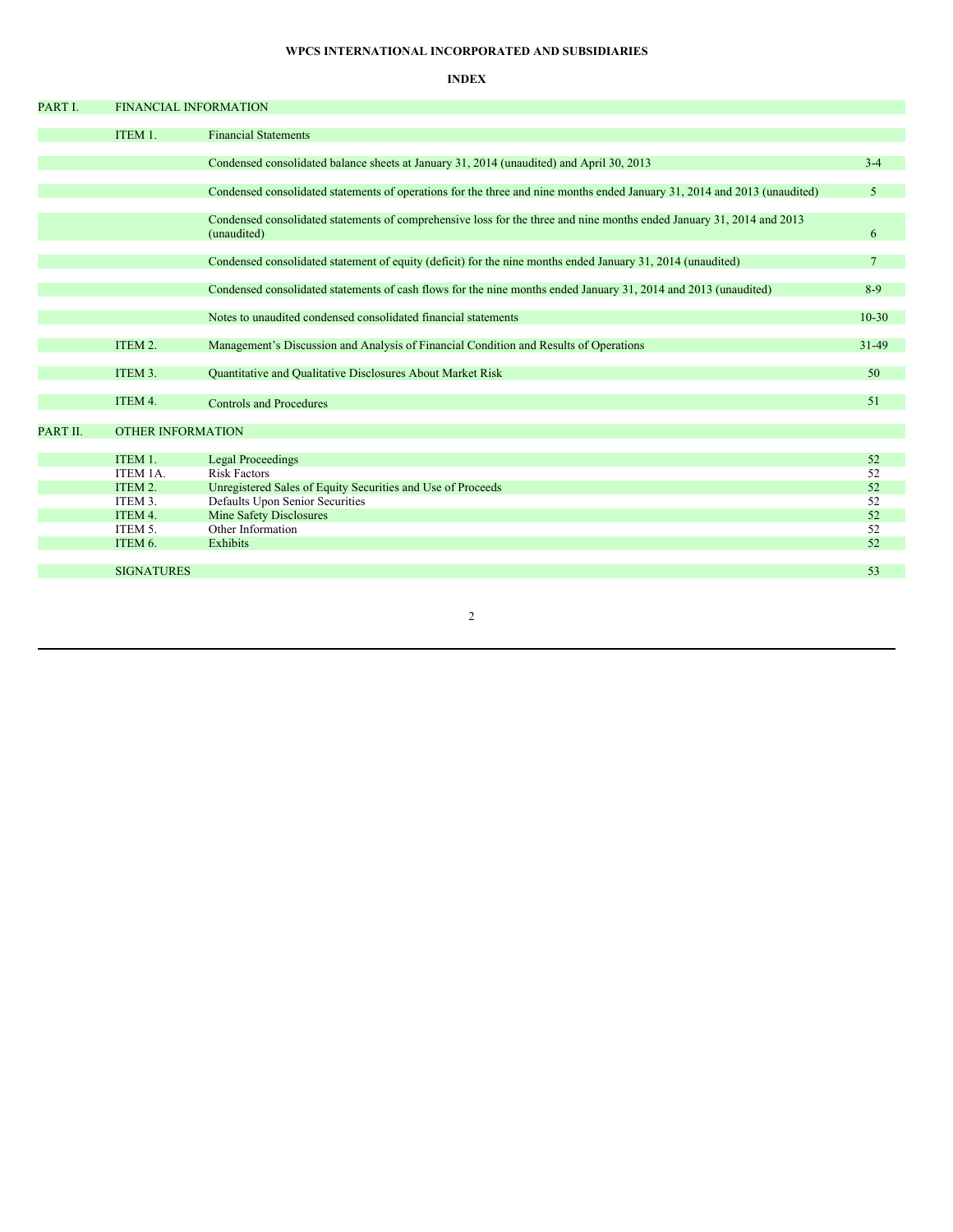**WPCS INTERNATIONAL INCORPORATED AND SUBSIDIARIES**

**INDEX**

| | | | |
|---|---|---|---|
| PART I. | FINANCIAL INFORMATION | | |
| | ITEM 1. | Financial Statements | |
| | | Condensed consolidated balance sheets at January 31, 2014 (unaudited) and April 30, 2013 | 3-4 |
| | | Condensed consolidated statements of operations for the three and nine months ended January 31, 2014 and 2013 (unaudited) | 5 |
| | | Condensed consolidated statements of comprehensive loss for the three and nine months ended January 31, 2014 and 2013 (unaudited) | 6 |
| | | Condensed consolidated statement of equity (deficit) for the nine months ended January 31, 2014 (unaudited) | 7 |
| | | Condensed consolidated statements of cash flows for the nine months ended January 31, 2014 and 2013 (unaudited) | 8-9 |
| | | Notes to unaudited condensed consolidated financial statements | 10-30 |
| | ITEM 2. | Management's Discussion and Analysis of Financial Condition and Results of Operations | 31-49 |
| | ITEM 3. | Quantitative and Qualitative Disclosures About Market Risk | 50 |
| | ITEM 4. | Controls and Procedures | 51 |
| PART II. | OTHER INFORMATION | | |
| | ITEM 1. | Legal Proceedings | 52 |
| | ITEM 1A. | Risk Factors | 52 |
| | ITEM 2. | Unregistered Sales of Equity Securities and Use of Proceeds | 52 |
| | ITEM 3. | Defaults Upon Senior Securities | 52 |
| | ITEM 4. | Mine Safety Disclosures | 52 |
| | ITEM 5. | Other Information | 52 |
| | ITEM 6. | Exhibits | 52 |
| | SIGNATURES | | 53 |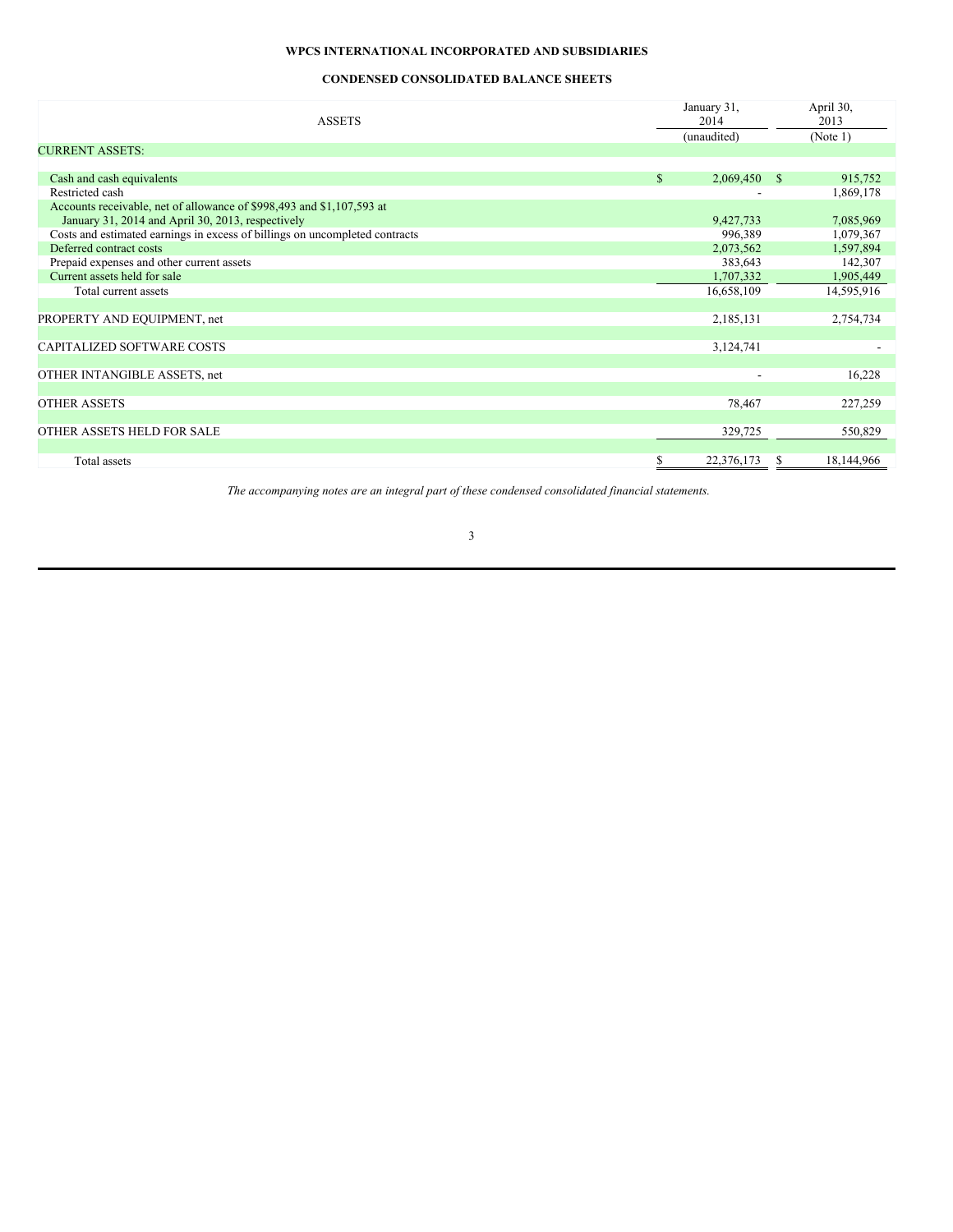**WPCS INTERNATIONAL INCORPORATED AND SUBSIDIARIES**

**CONDENSED CONSOLIDATED BALANCE SHEETS**

| ASSETS | January 31, 2014 (unaudited) | April 30, 2013 (Note 1) |
|---|---|---|
| CURRENT ASSETS: | | |
| Cash and cash equivalents | $ 2,069,450 | $ 915,752 |
| Restricted cash | - | 1,869,178 |
| Accounts receivable, net of allowance of $998,493 and $1,107,593 at January 31, 2014 and April 30, 2013, respectively | 9,427,733 | 7,085,969 |
| Costs and estimated earnings in excess of billings on uncompleted contracts | 996,389 | 1,079,367 |
| Deferred contract costs | 2,073,562 | 1,597,894 |
| Prepaid expenses and other current assets | 383,643 | 142,307 |
| Current assets held for sale | 1,707,332 | 1,905,449 |
| Total current assets | 16,658,109 | 14,595,916 |
| PROPERTY AND EQUIPMENT, net | 2,185,131 | 2,754,734 |
| CAPITALIZED SOFTWARE COSTS | 3,124,741 | - |
| OTHER INTANGIBLE ASSETS, net | - | 16,228 |
| OTHER ASSETS | 78,467 | 227,259 |
| OTHER ASSETS HELD FOR SALE | 329,725 | 550,829 |
| Total assets | $ 22,376,173 | $ 18,144,966 |

*The accompanying notes are an integral part of these condensed consolidated financial statements.*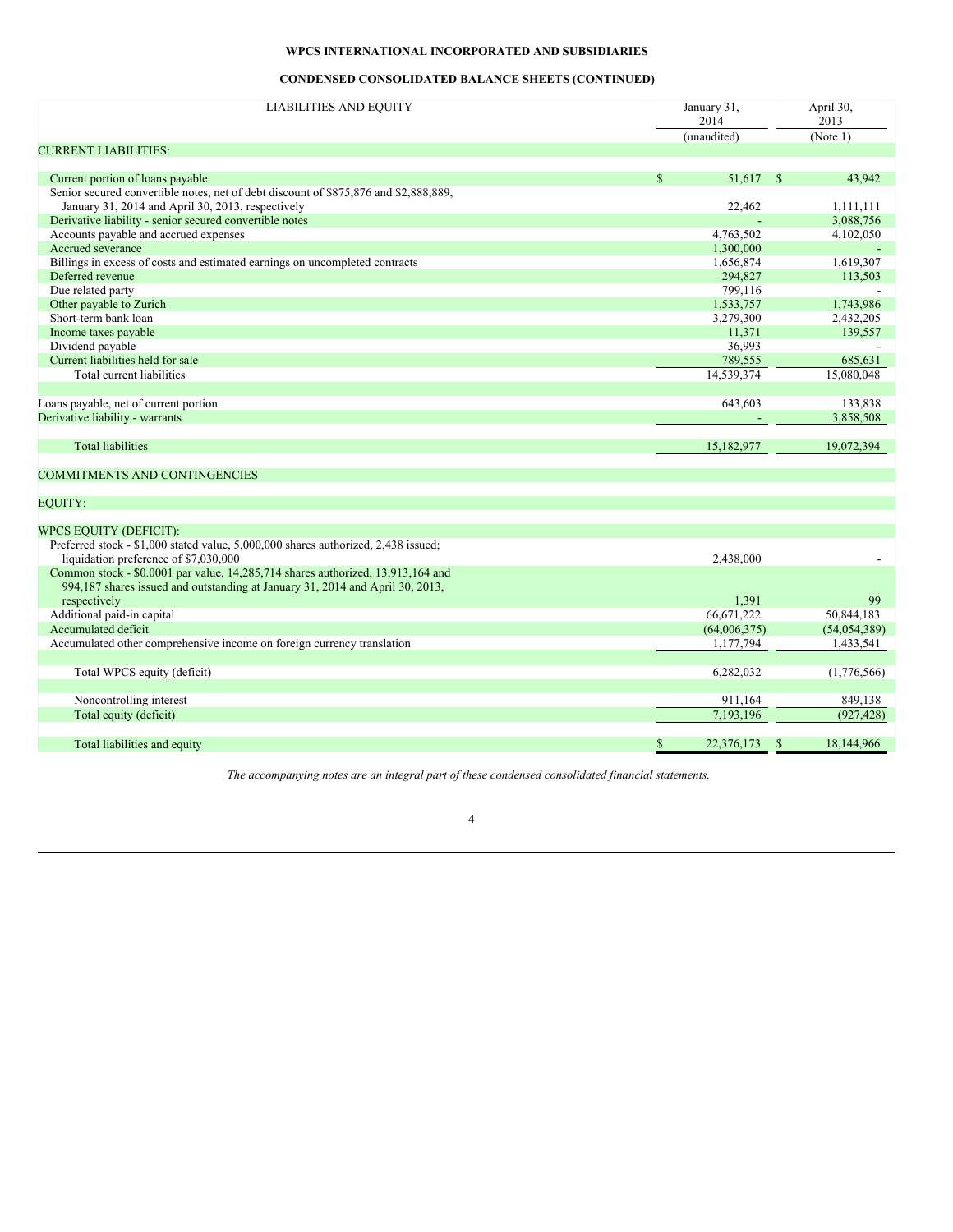**WPCS INTERNATIONAL INCORPORATED AND SUBSIDIARIES**

**CONDENSED CONSOLIDATED BALANCE SHEETS (CONTINUED)**

| LIABILITIES AND EQUITY | January 31, 2014 | April 30, 2013 |
|---|---|---|
| | (unaudited) | (Note 1) |
| CURRENT LIABILITIES: | | |
| Current portion of loans payable | $ 51,617 | $ 43,942 |
| Senior secured convertible notes, net of debt discount of $875,876 and $2,888,889, January 31, 2014 and April 30, 2013, respectively | 22,462 | 1,111,111 |
| Derivative liability - senior secured convertible notes | - | 3,088,756 |
| Accounts payable and accrued expenses | 4,763,502 | 4,102,050 |
| Accrued severance | 1,300,000 | - |
| Billings in excess of costs and estimated earnings on uncompleted contracts | 1,656,874 | 1,619,307 |
| Deferred revenue | 294,827 | 113,503 |
| Due related party | 799,116 | - |
| Other payable to Zurich | 1,533,757 | 1,743,986 |
| Short-term bank loan | 3,279,300 | 2,432,205 |
| Income taxes payable | 11,371 | 139,557 |
| Dividend payable | 36,993 | - |
| Current liabilities held for sale | 789,555 | 685,631 |
| Total current liabilities | 14,539,374 | 15,080,048 |
| Loans payable, net of current portion | 643,603 | 133,838 |
| Derivative liability - warrants | - | 3,858,508 |
| Total liabilities | 15,182,977 | 19,072,394 |
| COMMITMENTS AND CONTINGENCIES | | |
| EQUITY: | | |
| WPCS EQUITY (DEFICIT): | | |
| Preferred stock - $1,000 stated value, 5,000,000 shares authorized, 2,438 issued; liquidation preference of $7,030,000 | 2,438,000 | - |
| Common stock - $0.0001 par value, 14,285,714 shares authorized, 13,913,164 and 994,187 shares issued and outstanding at January 31, 2014 and April 30, 2013, respectively | 1,391 | 99 |
| Additional paid-in capital | 66,671,222 | 50,844,183 |
| Accumulated deficit | (64,006,375) | (54,054,389) |
| Accumulated other comprehensive income on foreign currency translation | 1,177,794 | 1,433,541 |
| Total WPCS equity (deficit) | 6,282,032 | (1,776,566) |
| Noncontrolling interest | 911,164 | 849,138 |
| Total equity (deficit) | 7,193,196 | (927,428) |
| Total liabilities and equity | $ 22,376,173 | $ 18,144,966 |

*The accompanying notes are an integral part of these condensed consolidated financial statements.*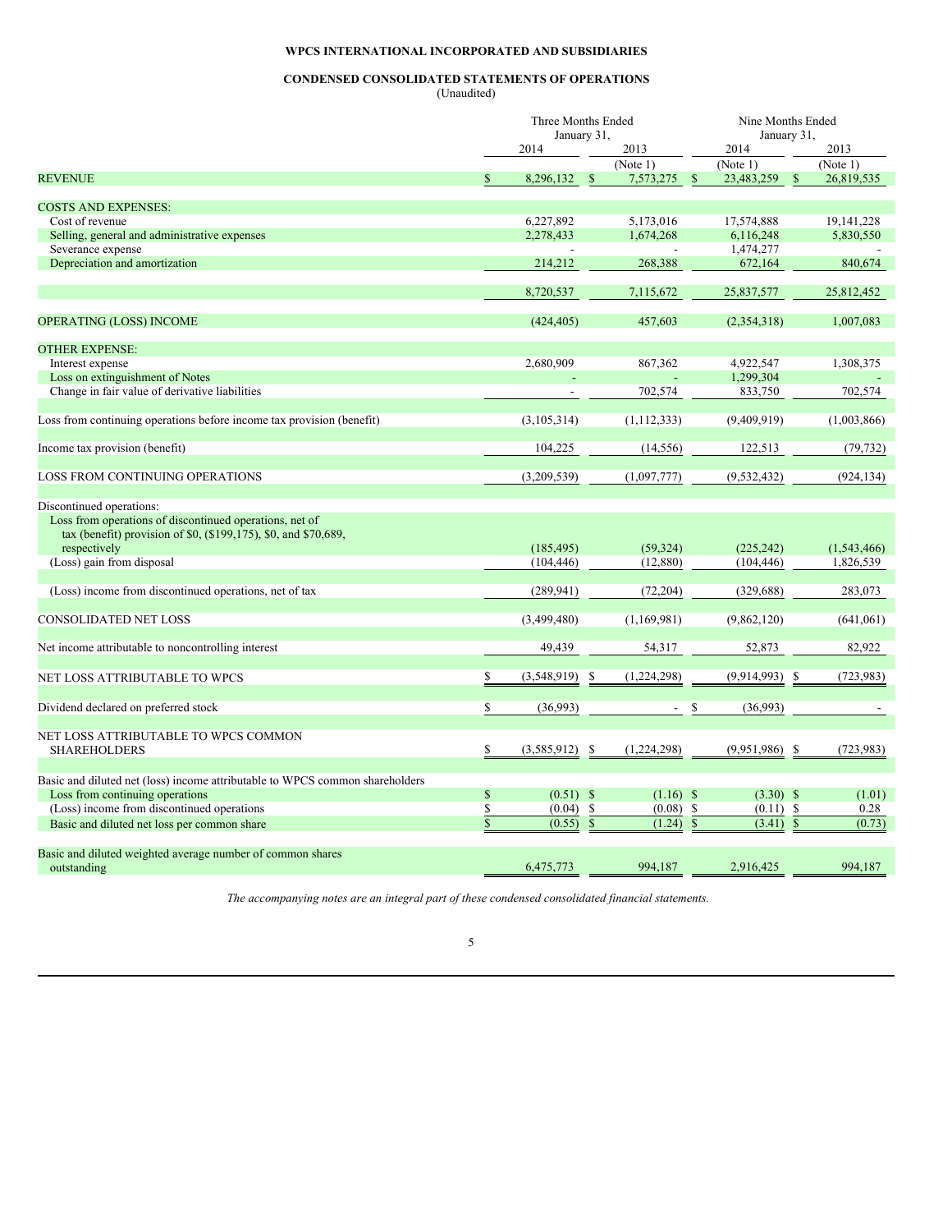**WPCS INTERNATIONAL INCORPORATED AND SUBSIDIARIES**

**CONDENSED CONSOLIDATED STATEMENTS OF OPERATIONS**
(Unaudited)

| | Three Months Ended January 31, | | Nine Months Ended January 31, | |
|---|---|---|---|---|
| | 2014 | 2013 | 2014 | 2013 |
| | | (Note 1) | (Note 1) | (Note 1) |
| REVENUE | $ 8,296,132 | $ 7,573,275 | $ 23,483,259 | $ 26,819,535 |
| COSTS AND EXPENSES: | | | | |
| Cost of revenue | 6,227,892 | 5,173,016 | 17,574,888 | 19,141,228 |
| Selling, general and administrative expenses | 2,278,433 | 1,674,268 | 6,116,248 | 5,830,550 |
| Severance expense | - | - | 1,474,277 | - |
| Depreciation and amortization | 214,212 | 268,388 | 672,164 | 840,674 |
| | 8,720,537 | 7,115,672 | 25,837,577 | 25,812,452 |
| OPERATING (LOSS) INCOME | (424,405) | 457,603 | (2,354,318) | 1,007,083 |
| OTHER EXPENSE: | | | | |
| Interest expense | 2,680,909 | 867,362 | 4,922,547 | 1,308,375 |
| Loss on extinguishment of Notes | - | - | 1,299,304 | - |
| Change in fair value of derivative liabilities | - | 702,574 | 833,750 | 702,574 |
| Loss from continuing operations before income tax provision (benefit) | (3,105,314) | (1,112,333) | (9,409,919) | (1,003,866) |
| Income tax provision (benefit) | 104,225 | (14,556) | 122,513 | (79,732) |
| LOSS FROM CONTINUING OPERATIONS | (3,209,539) | (1,097,777) | (9,532,432) | (924,134) |
| Discontinued operations: | | | | |
| Loss from operations of discontinued operations, net of tax (benefit) provision of $0, ($199,175), $0, and $70,689, respectively | (185,495) | (59,324) | (225,242) | (1,543,466) |
| (Loss) gain from disposal | (104,446) | (12,880) | (104,446) | 1,826,539 |
| (Loss) income from discontinued operations, net of tax | (289,941) | (72,204) | (329,688) | 283,073 |
| CONSOLIDATED NET LOSS | (3,499,480) | (1,169,981) | (9,862,120) | (641,061) |
| Net income attributable to noncontrolling interest | 49,439 | 54,317 | 52,873 | 82,922 |
| NET LOSS ATTRIBUTABLE TO WPCS | $ (3,548,919) | $ (1,224,298) | (9,914,993) | $ (723,983) |
| Dividend declared on preferred stock | $ (36,993) | - | $ (36,993) | - |
| NET LOSS ATTRIBUTABLE TO WPCS COMMON SHAREHOLDERS | $ (3,585,912) | $ (1,224,298) | (9,951,986) | $ (723,983) |
| Basic and diluted net (loss) income attributable to WPCS common shareholders | | | | |
| Loss from continuing operations | $ (0.51) | $ (1.16) | $ (3.30) | $ (1.01) |
| (Loss) income from discontinued operations | $ (0.04) | $ (0.08) | $ (0.11) | $ 0.28 |
| Basic and diluted net loss per common share | $ (0.55) | $ (1.24) | $ (3.41) | $ (0.73) |
| Basic and diluted weighted average number of common shares outstanding | 6,475,773 | 994,187 | 2,916,425 | 994,187 |

*The accompanying notes are an integral part of these condensed consolidated financial statements.*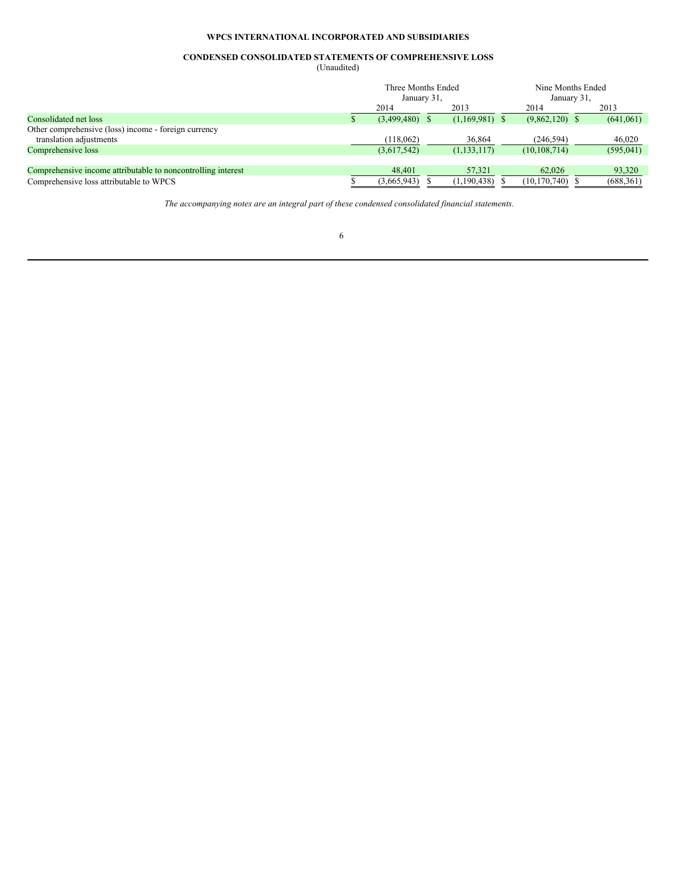**WPCS INTERNATIONAL INCORPORATED AND SUBSIDIARIES**

**CONDENSED CONSOLIDATED STATEMENTS OF COMPREHENSIVE LOSS**
(Unaudited)

| | Three Months Ended January 31, | | Nine Months Ended January 31, | |
|---|---|---|---|---|
| | 2014 | 2013 | 2014 | 2013 |
| Consolidated net loss | $ (3,499,480) | $ (1,169,981) | $ (9,862,120) | $ (641,061) |
| Other comprehensive (loss) income - foreign currency translation adjustments | (118,062) | 36,864 | (246,594) | 46,020 |
| Comprehensive loss | (3,617,542) | (1,133,117) | (10,108,714) | (595,041) |
| | | | | |
| Comprehensive income attributable to noncontrolling interest | 48,401 | 57,321 | 62,026 | 93,320 |
| Comprehensive loss attributable to WPCS | $ (3,665,943) | $ (1,190,438) | $ (10,170,740) | $ (688,361) |

*The accompanying notes are an integral part of these condensed consolidated financial statements.*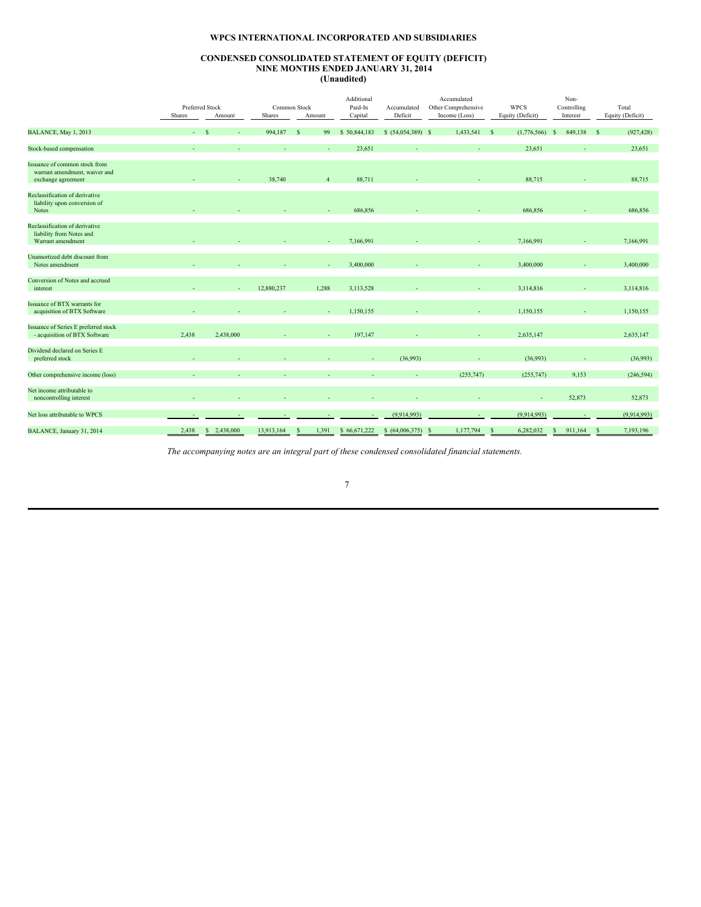# WPCS INTERNATIONAL INCORPORATED AND SUBSIDIARIES

## CONDENSED CONSOLIDATED STATEMENT OF EQUITY (DEFICIT)
## NINE MONTHS ENDED JANUARY 31, 2014
## (Unaudited)

| | Preferred Stock | | Common Stock | | Additional Paid-In Capital | Accumulated Deficit | Accumulated Other Comprehensive Income (Loss) | WPCS Equity (Deficit) | Non-Controlling Interest | Total Equity (Deficit) |
|---|---|---|---|---|---|---|---|---|---|---|
| | Shares | Amount | Shares | Amount | | | | | | |
| BALANCE, May 1, 2013 | - | $ - | 994,187 | $ 99 | $ 50,844,183 | $ (54,054,389) | $ 1,433,541 | $ (1,776,566) | $ 849,138 | $ (927,428) |
| Stock-based compensation | - | - | - | - | 23,651 | - | - | 23,651 | - | 23,651 |
| Issuance of common stock from warrant amendment, waiver and exchange agreement | - | - | 38,740 | 4 | 88,711 | - | - | 88,715 | - | 88,715 |
| Reclassification of derivative liability upon conversion of Notes | - | - | - | - | 686,856 | - | - | 686,856 | - | 686,856 |
| Reclassification of derivative liability from Notes and Warrant amendment | - | - | - | - | 7,166,991 | - | - | 7,166,991 | - | 7,166,991 |
| Unamortized debt discount from Notes amendment | - | - | - | - | 3,400,000 | - | - | 3,400,000 | - | 3,400,000 |
| Conversion of Notes and accrued interest | - | - | 12,880,237 | 1,288 | 3,113,528 | - | - | 3,114,816 | - | 3,114,816 |
| Issuance of BTX warrants for acquisition of BTX Software | - | - | - | - | 1,150,155 | - | - | 1,150,155 | - | 1,150,155 |
| Issuance of Series E preferred stock - acquisition of BTX Software | 2,438 | 2,438,000 | - | - | 197,147 | - | - | 2,635,147 | | 2,635,147 |
| Dividend declared on Series E preferred stock | - | - | - | - | - | (36,993) | - | (36,993) | - | (36,993) |
| Other comprehensive income (loss) | - | - | - | - | - | - | (255,747) | (255,747) | 9,153 | (246,594) |
| Net income attributable to noncontrolling interest | - | - | - | - | - | - | - | - | 52,873 | 52,873 |
| Net loss attributable to WPCS | - | - | - | - | - | (9,914,993) | - | (9,914,993) | - | (9,914,993) |
| BALANCE, January 31, 2014 | 2,438 | $ 2,438,000 | 13,913,164 | $ 1,391 | $ 66,671,222 | $ (64,006,375) | $ 1,177,794 | $ 6,282,032 | $ 911,164 | $ 7,193,196 |

*The accompanying notes are an integral part of these condensed consolidated financial statements.*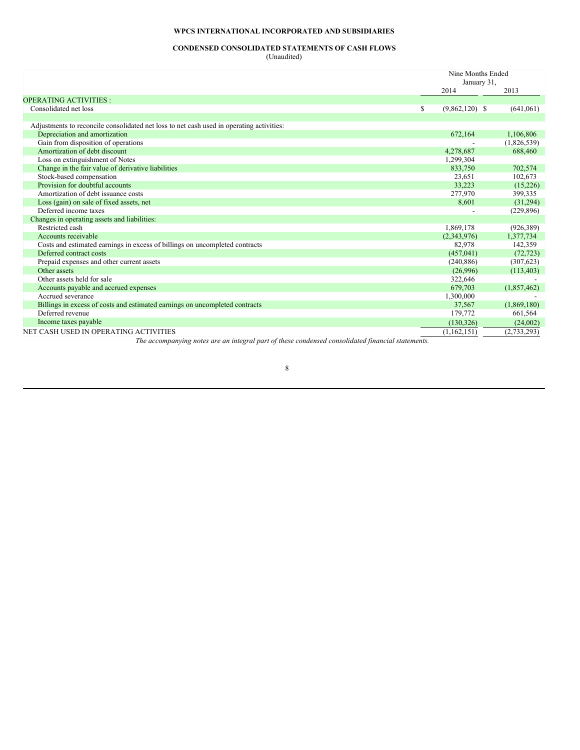**WPCS INTERNATIONAL INCORPORATED AND SUBSIDIARIES**

**CONDENSED CONSOLIDATED STATEMENTS OF CASH FLOWS**
(Unaudited)

| | Nine Months Ended January 31, | |
|---|---|---|
| | 2014 | 2013 |
| OPERATING ACTIVITIES : | | |
| Consolidated net loss | $ (9,862,120) | $ (641,061) |
| | | |
| Adjustments to reconcile consolidated net loss to net cash used in operating activities: | | |
| Depreciation and amortization | 672,164 | 1,106,806 |
| Gain from disposition of operations | - | (1,826,539) |
| Amortization of debt discount | 4,278,687 | 688,460 |
| Loss on extinguishment of Notes | 1,299,304 | |
| Change in the fair value of derivative liabilities | 833,750 | 702,574 |
| Stock-based compensation | 23,651 | 102,673 |
| Provision for doubtful accounts | 33,223 | (15,226) |
| Amortization of debt issuance costs | 277,970 | 399,335 |
| Loss (gain) on sale of fixed assets, net | 8,601 | (31,294) |
| Deferred income taxes | - | (229,896) |
| Changes in operating assets and liabilities: | | |
| Restricted cash | 1,869,178 | (926,389) |
| Accounts receivable | (2,343,976) | 1,377,734 |
| Costs and estimated earnings in excess of billings on uncompleted contracts | 82,978 | 142,359 |
| Deferred contract costs | (457,041) | (72,723) |
| Prepaid expenses and other current assets | (240,886) | (307,623) |
| Other assets | (26,996) | (113,403) |
| Other assets held for sale | 322,646 | - |
| Accounts payable and accrued expenses | 679,703 | (1,857,462) |
| Accrued severance | 1,300,000 | - |
| Billings in excess of costs and estimated earnings on uncompleted contracts | 37,567 | (1,869,180) |
| Deferred revenue | 179,772 | 661,564 |
| Income taxes payable | (130,326) | (24,002) |
| NET CASH USED IN OPERATING ACTIVITIES | (1,162,151) | (2,733,293) |

*The accompanying notes are an integral part of these condensed consolidated financial statements.*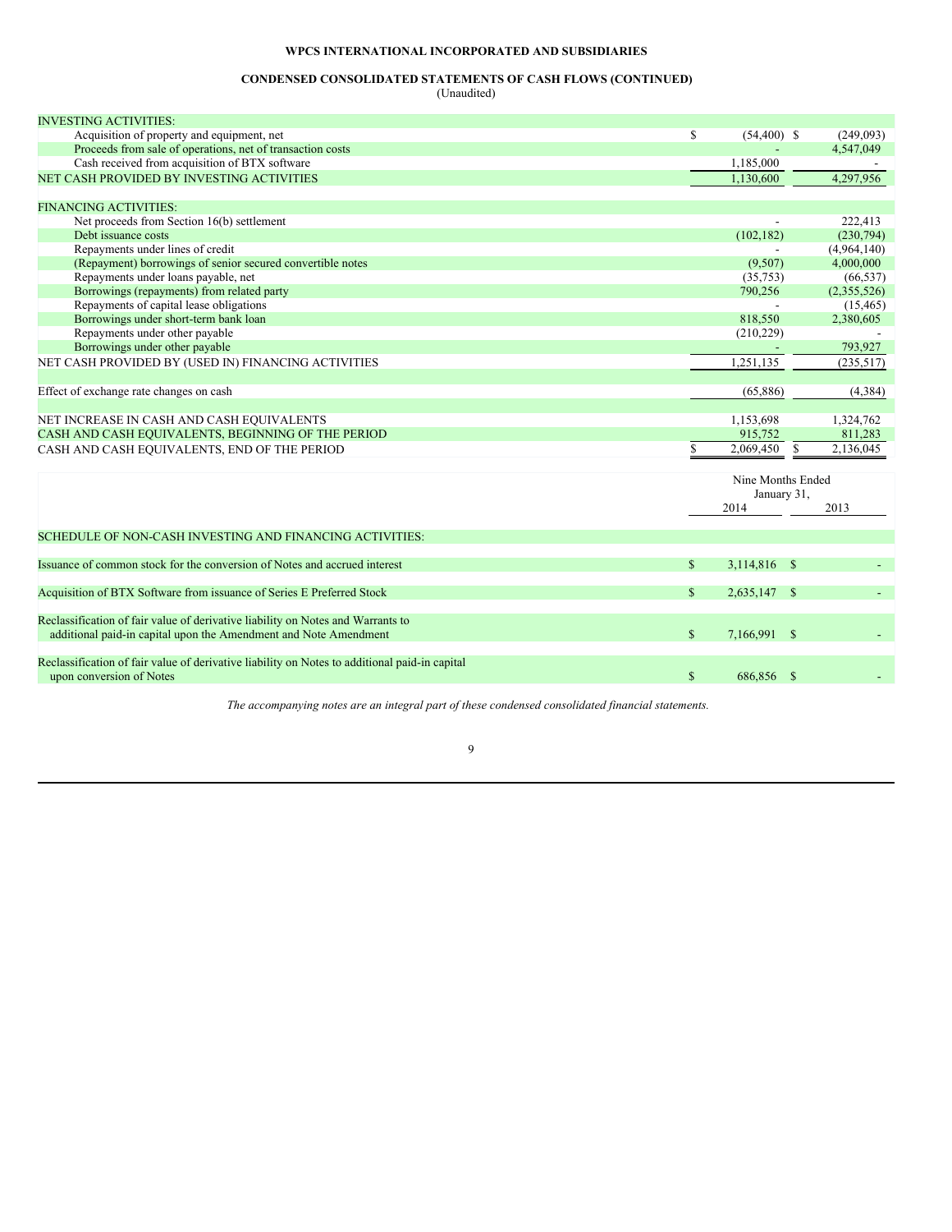**WPCS INTERNATIONAL INCORPORATED AND SUBSIDIARIES**

**CONDENSED CONSOLIDATED STATEMENTS OF CASH FLOWS (CONTINUED)**
(Unaudited)

| | 2014 | 2013 |
|---|---|---|
| INVESTING ACTIVITIES: | | |
| Acquisition of property and equipment, net | $ (54,400) | $ (249,093) |
| Proceeds from sale of operations, net of transaction costs | - | 4,547,049 |
| Cash received from acquisition of BTX software | 1,185,000 | - |
| NET CASH PROVIDED BY INVESTING ACTIVITIES | 1,130,600 | 4,297,956 |
| | | |
| FINANCING ACTIVITIES: | | |
| Net proceeds from Section 16(b) settlement | - | 222,413 |
| Debt issuance costs | (102,182) | (230,794) |
| Repayments under lines of credit | - | (4,964,140) |
| (Repayment) borrowings of senior secured convertible notes | (9,507) | 4,000,000 |
| Repayments under loans payable, net | (35,753) | (66,537) |
| Borrowings (repayments) from related party | 790,256 | (2,355,526) |
| Repayments of capital lease obligations | - | (15,465) |
| Borrowings under short-term bank loan | 818,550 | 2,380,605 |
| Repayments under other payable | (210,229) | - |
| Borrowings under other payable | - | 793,927 |
| NET CASH PROVIDED BY (USED IN) FINANCING ACTIVITIES | 1,251,135 | (235,517) |
| | | |
| Effect of exchange rate changes on cash | (65,886) | (4,384) |
| | | |
| NET INCREASE IN CASH AND CASH EQUIVALENTS | 1,153,698 | 1,324,762 |
| CASH AND CASH EQUIVALENTS, BEGINNING OF THE PERIOD | 915,752 | 811,283 |
| CASH AND CASH EQUIVALENTS, END OF THE PERIOD | $ 2,069,450 | $ 2,136,045 |

| | Nine Months Ended January 31, | |
|---|---|---|
| | 2014 | 2013 |
| SCHEDULE OF NON-CASH INVESTING AND FINANCING ACTIVITIES: | | |
| Issuance of common stock for the conversion of Notes and accrued interest | $ 3,114,816 | $ - |
| Acquisition of BTX Software from issuance of Series E Preferred Stock | $ 2,635,147 | $ - |
| Reclassification of fair value of derivative liability on Notes and Warrants to additional paid-in capital upon the Amendment and Note Amendment | $ 7,166,991 | $ - |
| Reclassification of fair value of derivative liability on Notes to additional paid-in capital upon conversion of Notes | $ 686,856 | $ - |

*The accompanying notes are an integral part of these condensed consolidated financial statements.*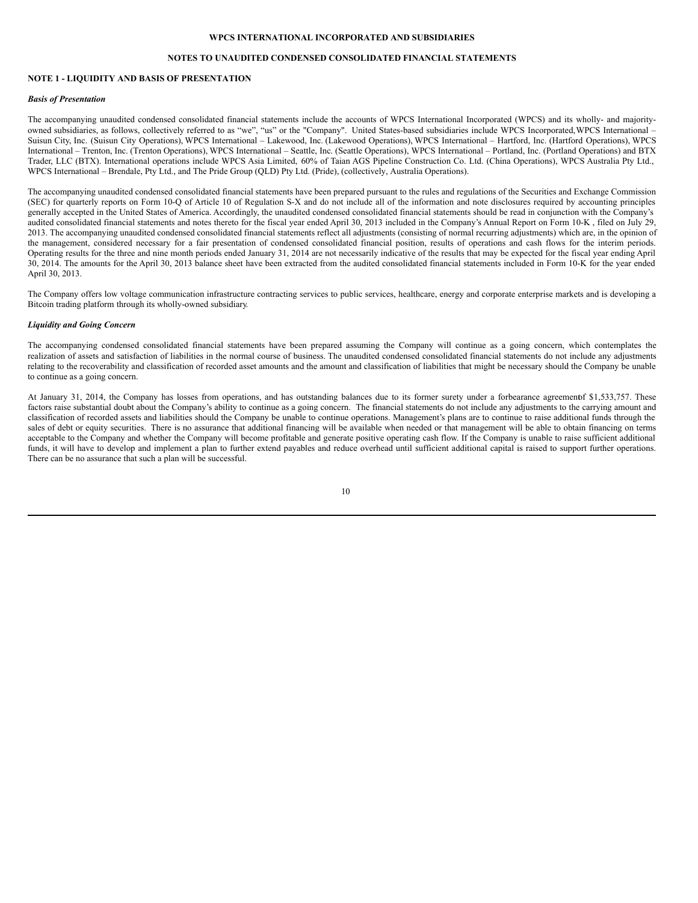**WPCS INTERNATIONAL INCORPORATED AND SUBSIDIARIES**

**NOTES TO UNAUDITED CONDENSED CONSOLIDATED FINANCIAL STATEMENTS**

**NOTE 1 - LIQUIDITY AND BASIS OF PRESENTATION**

***Basis of Presentation***

The accompanying unaudited condensed consolidated financial statements include the accounts of WPCS International Incorporated (WPCS) and its wholly- and majority-owned subsidiaries, as follows, collectively referred to as "we", "us" or the "Company". United States-based subsidiaries include WPCS Incorporated, WPCS International – Suisun City, Inc. (Suisun City Operations), WPCS International – Lakewood, Inc. (Lakewood Operations), WPCS International – Hartford, Inc. (Hartford Operations), WPCS International – Trenton, Inc. (Trenton Operations), WPCS International – Seattle, Inc. (Seattle Operations), WPCS International – Portland, Inc. (Portland Operations) and BTX Trader, LLC (BTX). International operations include WPCS Asia Limited, 60% of Taian AGS Pipeline Construction Co. Ltd. (China Operations), WPCS Australia Pty Ltd., WPCS International – Brendale, Pty Ltd., and The Pride Group (QLD) Pty Ltd. (Pride), (collectively, Australia Operations).

The accompanying unaudited condensed consolidated financial statements have been prepared pursuant to the rules and regulations of the Securities and Exchange Commission (SEC) for quarterly reports on Form 10-Q of Article 10 of Regulation S-X and do not include all of the information and note disclosures required by accounting principles generally accepted in the United States of America. Accordingly, the unaudited condensed consolidated financial statements should be read in conjunction with the Company's audited consolidated financial statements and notes thereto for the fiscal year ended April 30, 2013 included in the Company's Annual Report on Form 10-K , filed on July 29, 2013. The accompanying unaudited condensed consolidated financial statements reflect all adjustments (consisting of normal recurring adjustments) which are, in the opinion of the management, considered necessary for a fair presentation of condensed consolidated financial position, results of operations and cash flows for the interim periods. Operating results for the three and nine month periods ended January 31, 2014 are not necessarily indicative of the results that may be expected for the fiscal year ending April 30, 2014. The amounts for the April 30, 2013 balance sheet have been extracted from the audited consolidated financial statements included in Form 10-K for the year ended April 30, 2013.

The Company offers low voltage communication infrastructure contracting services to public services, healthcare, energy and corporate enterprise markets and is developing a Bitcoin trading platform through its wholly-owned subsidiary.

***Liquidity and Going Concern***

The accompanying condensed consolidated financial statements have been prepared assuming the Company will continue as a going concern, which contemplates the realization of assets and satisfaction of liabilities in the normal course of business. The unaudited condensed consolidated financial statements do not include any adjustments relating to the recoverability and classification of recorded asset amounts and the amount and classification of liabilities that might be necessary should the Company be unable to continue as a going concern.

At January 31, 2014, the Company has losses from operations, and has outstanding balances due to its former surety under a forbearance agreement of $1,533,757. These factors raise substantial doubt about the Company's ability to continue as a going concern. The financial statements do not include any adjustments to the carrying amount and classification of recorded assets and liabilities should the Company be unable to continue operations. Management's plans are to continue to raise additional funds through the sales of debt or equity securities. There is no assurance that additional financing will be available when needed or that management will be able to obtain financing on terms acceptable to the Company and whether the Company will become profitable and generate positive operating cash flow. If the Company is unable to raise sufficient additional funds, it will have to develop and implement a plan to further extend payables and reduce overhead until sufficient additional capital is raised to support further operations. There can be no assurance that such a plan will be successful.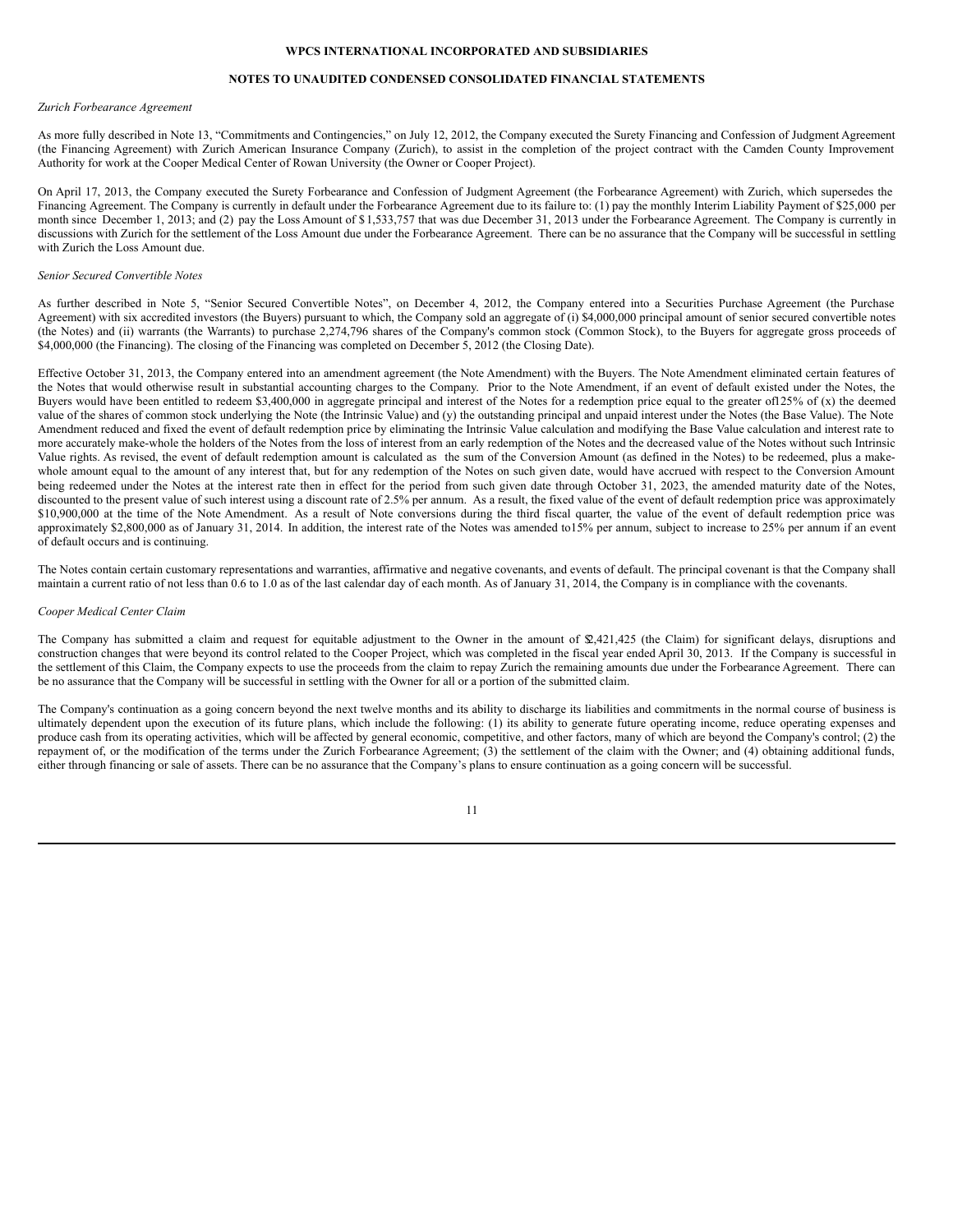*Zurich Forbearance Agreement*

As more fully described in Note 13, "Commitments and Contingencies," on July 12, 2012, the Company executed the Surety Financing and Confession of Judgment Agreement (the Financing Agreement) with Zurich American Insurance Company (Zurich), to assist in the completion of the project contract with the Camden County Improvement Authority for work at the Cooper Medical Center of Rowan University (the Owner or Cooper Project).

On April 17, 2013, the Company executed the Surety Forbearance and Confession of Judgment Agreement (the Forbearance Agreement) with Zurich, which supersedes the Financing Agreement. The Company is currently in default under the Forbearance Agreement due to its failure to: (1) pay the monthly Interim Liability Payment of $25,000 per month since December 1, 2013; and (2) pay the Loss Amount of $1,533,757 that was due December 31, 2013 under the Forbearance Agreement. The Company is currently in discussions with Zurich for the settlement of the Loss Amount due under the Forbearance Agreement. There can be no assurance that the Company will be successful in settling with Zurich the Loss Amount due.

*Senior Secured Convertible Notes*

As further described in Note 5, "Senior Secured Convertible Notes", on December 4, 2012, the Company entered into a Securities Purchase Agreement (the Purchase Agreement) with six accredited investors (the Buyers) pursuant to which, the Company sold an aggregate of (i) $4,000,000 principal amount of senior secured convertible notes (the Notes) and (ii) warrants (the Warrants) to purchase 2,274,796 shares of the Company's common stock (Common Stock), to the Buyers for aggregate gross proceeds of $4,000,000 (the Financing). The closing of the Financing was completed on December 5, 2012 (the Closing Date).

Effective October 31, 2013, the Company entered into an amendment agreement (the Note Amendment) with the Buyers. The Note Amendment eliminated certain features of the Notes that would otherwise result in substantial accounting charges to the Company. Prior to the Note Amendment, if an event of default existed under the Notes, the Buyers would have been entitled to redeem $3,400,000 in aggregate principal and interest of the Notes for a redemption price equal to the greater of125% of (x) the deemed value of the shares of common stock underlying the Note (the Intrinsic Value) and (y) the outstanding principal and unpaid interest under the Notes (the Base Value). The Note Amendment reduced and fixed the event of default redemption price by eliminating the Intrinsic Value calculation and modifying the Base Value calculation and interest rate to more accurately make-whole the holders of the Notes from the loss of interest from an early redemption of the Notes and the decreased value of the Notes without such Intrinsic Value rights. As revised, the event of default redemption amount is calculated as the sum of the Conversion Amount (as defined in the Notes) to be redeemed, plus a make-whole amount equal to the amount of any interest that, but for any redemption of the Notes on such given date, would have accrued with respect to the Conversion Amount being redeemed under the Notes at the interest rate then in effect for the period from such given date through October 31, 2023, the amended maturity date of the Notes, discounted to the present value of such interest using a discount rate of 2.5% per annum. As a result, the fixed value of the event of default redemption price was approximately $10,900,000 at the time of the Note Amendment. As a result of Note conversions during the third fiscal quarter, the value of the event of default redemption price was approximately $2,800,000 as of January 31, 2014. In addition, the interest rate of the Notes was amended to15% per annum, subject to increase to 25% per annum if an event of default occurs and is continuing.

The Notes contain certain customary representations and warranties, affirmative and negative covenants, and events of default. The principal covenant is that the Company shall maintain a current ratio of not less than 0.6 to 1.0 as of the last calendar day of each month. As of January 31, 2014, the Company is in compliance with the covenants.

*Cooper Medical Center Claim*

The Company has submitted a claim and request for equitable adjustment to the Owner in the amount of $2,421,425 (the Claim) for significant delays, disruptions and construction changes that were beyond its control related to the Cooper Project, which was completed in the fiscal year ended April 30, 2013. If the Company is successful in the settlement of this Claim, the Company expects to use the proceeds from the claim to repay Zurich the remaining amounts due under the Forbearance Agreement. There can be no assurance that the Company will be successful in settling with the Owner for all or a portion of the submitted claim.

The Company's continuation as a going concern beyond the next twelve months and its ability to discharge its liabilities and commitments in the normal course of business is ultimately dependent upon the execution of its future plans, which include the following: (1) its ability to generate future operating income, reduce operating expenses and produce cash from its operating activities, which will be affected by general economic, competitive, and other factors, many of which are beyond the Company's control; (2) the repayment of, or the modification of the terms under the Zurich Forbearance Agreement; (3) the settlement of the claim with the Owner; and (4) obtaining additional funds, either through financing or sale of assets. There can be no assurance that the Company's plans to ensure continuation as a going concern will be successful.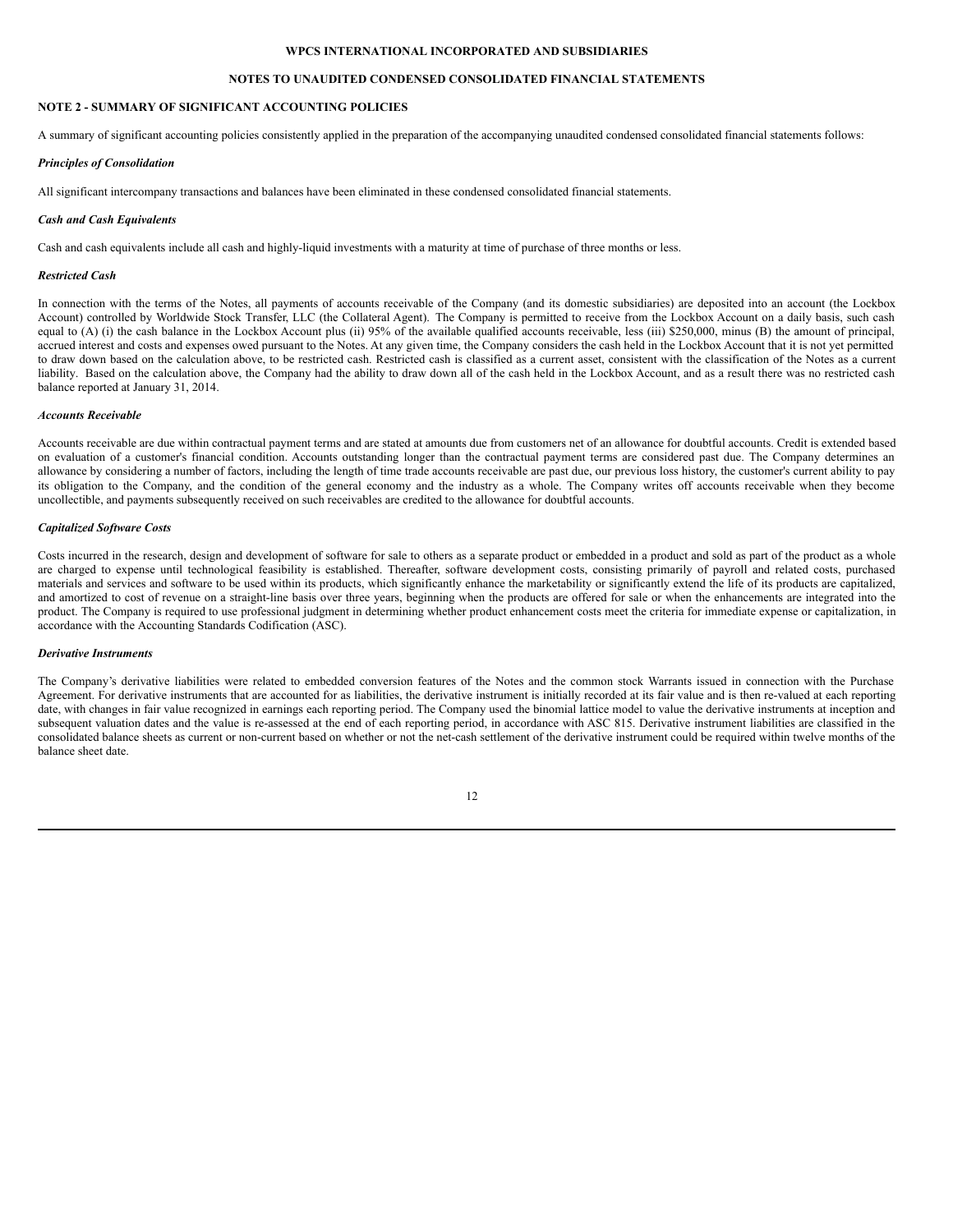**WPCS INTERNATIONAL INCORPORATED AND SUBSIDIARIES**

**NOTES TO UNAUDITED CONDENSED CONSOLIDATED FINANCIAL STATEMENTS**

**NOTE 2 - SUMMARY OF SIGNIFICANT ACCOUNTING POLICIES**

A summary of significant accounting policies consistently applied in the preparation of the accompanying unaudited condensed consolidated financial statements follows:

***Principles of Consolidation***

All significant intercompany transactions and balances have been eliminated in these condensed consolidated financial statements.

***Cash and Cash Equivalents***

Cash and cash equivalents include all cash and highly-liquid investments with a maturity at time of purchase of three months or less.

***Restricted Cash***

In connection with the terms of the Notes, all payments of accounts receivable of the Company (and its domestic subsidiaries) are deposited into an account (the Lockbox Account) controlled by Worldwide Stock Transfer, LLC (the Collateral Agent). The Company is permitted to receive from the Lockbox Account on a daily basis, such cash equal to (A) (i) the cash balance in the Lockbox Account plus (ii) 95% of the available qualified accounts receivable, less (iii) $250,000, minus (B) the amount of principal, accrued interest and costs and expenses owed pursuant to the Notes. At any given time, the Company considers the cash held in the Lockbox Account that it is not yet permitted to draw down based on the calculation above, to be restricted cash. Restricted cash is classified as a current asset, consistent with the classification of the Notes as a current liability. Based on the calculation above, the Company had the ability to draw down all of the cash held in the Lockbox Account, and as a result there was no restricted cash balance reported at January 31, 2014.

***Accounts Receivable***

Accounts receivable are due within contractual payment terms and are stated at amounts due from customers net of an allowance for doubtful accounts. Credit is extended based on evaluation of a customer's financial condition. Accounts outstanding longer than the contractual payment terms are considered past due. The Company determines an allowance by considering a number of factors, including the length of time trade accounts receivable are past due, our previous loss history, the customer's current ability to pay its obligation to the Company, and the condition of the general economy and the industry as a whole. The Company writes off accounts receivable when they become uncollectible, and payments subsequently received on such receivables are credited to the allowance for doubtful accounts.

***Capitalized Software Costs***

Costs incurred in the research, design and development of software for sale to others as a separate product or embedded in a product and sold as part of the product as a whole are charged to expense until technological feasibility is established. Thereafter, software development costs, consisting primarily of payroll and related costs, purchased materials and services and software to be used within its products, which significantly enhance the marketability or significantly extend the life of its products are capitalized, and amortized to cost of revenue on a straight-line basis over three years, beginning when the products are offered for sale or when the enhancements are integrated into the product. The Company is required to use professional judgment in determining whether product enhancement costs meet the criteria for immediate expense or capitalization, in accordance with the Accounting Standards Codification (ASC).

***Derivative Instruments***

The Company's derivative liabilities were related to embedded conversion features of the Notes and the common stock Warrants issued in connection with the Purchase Agreement. For derivative instruments that are accounted for as liabilities, the derivative instrument is initially recorded at its fair value and is then re-valued at each reporting date, with changes in fair value recognized in earnings each reporting period. The Company used the binomial lattice model to value the derivative instruments at inception and subsequent valuation dates and the value is re-assessed at the end of each reporting period, in accordance with ASC 815. Derivative instrument liabilities are classified in the consolidated balance sheets as current or non-current based on whether or not the net-cash settlement of the derivative instrument could be required within twelve months of the balance sheet date.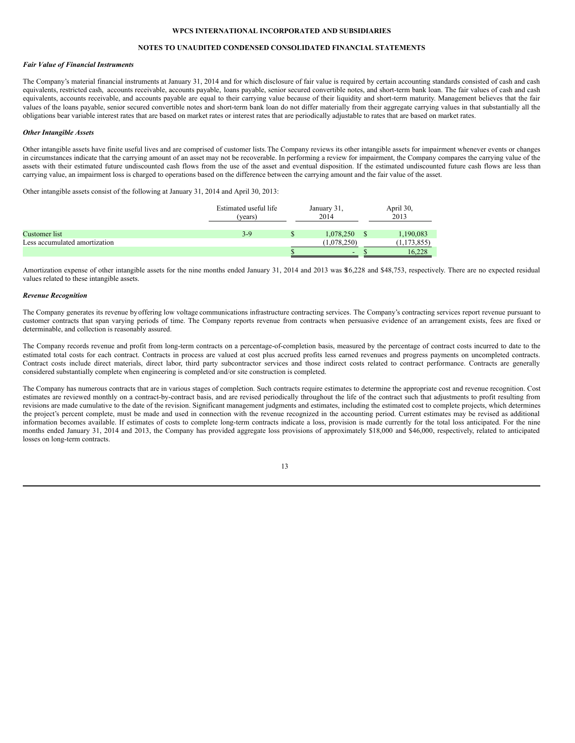WPCS INTERNATIONAL INCORPORATED AND SUBSIDIARIES

NOTES TO UNAUDITED CONDENSED CONSOLIDATED FINANCIAL STATEMENTS

***Fair Value of Financial Instruments***

The Company's material financial instruments at January 31, 2014 and for which disclosure of fair value is required by certain accounting standards consisted of cash and cash equivalents, restricted cash, accounts receivable, accounts payable, loans payable, senior secured convertible notes, and short-term bank loan. The fair values of cash and cash equivalents, accounts receivable, and accounts payable are equal to their carrying value because of their liquidity and short-term maturity. Management believes that the fair values of the loans payable, senior secured convertible notes and short-term bank loan do not differ materially from their aggregate carrying values in that substantially all the obligations bear variable interest rates that are based on market rates or interest rates that are periodically adjustable to rates that are based on market rates.

***Other Intangible Assets***

Other intangible assets have finite useful lives and are comprised of customer lists. The Company reviews its other intangible assets for impairment whenever events or changes in circumstances indicate that the carrying amount of an asset may not be recoverable. In performing a review for impairment, the Company compares the carrying value of the assets with their estimated future undiscounted cash flows from the use of the asset and eventual disposition. If the estimated undiscounted future cash flows are less than carrying value, an impairment loss is charged to operations based on the difference between the carrying amount and the fair value of the asset.

Other intangible assets consist of the following at January 31, 2014 and April 30, 2013:

| | Estimated useful life (years) | January 31, 2014 | April 30, 2013 |
|---|---|---|---|
| Customer list | 3-9 | $ 1,078,250 | $ 1,190,083 |
| Less accumulated amortization | | (1,078,250) | (1,173,855) |
| | | $ - | $ 16,228 |

Amortization expense of other intangible assets for the nine months ended January 31, 2014 and 2013 was $16,228 and $48,753, respectively. There are no expected residual values related to these intangible assets.

***Revenue Recognition***

The Company generates its revenue by offering low voltage communications infrastructure contracting services. The Company's contracting services report revenue pursuant to customer contracts that span varying periods of time. The Company reports revenue from contracts when persuasive evidence of an arrangement exists, fees are fixed or determinable, and collection is reasonably assured.

The Company records revenue and profit from long-term contracts on a percentage-of-completion basis, measured by the percentage of contract costs incurred to date to the estimated total costs for each contract. Contracts in process are valued at cost plus accrued profits less earned revenues and progress payments on uncompleted contracts. Contract costs include direct materials, direct labor, third party subcontractor services and those indirect costs related to contract performance. Contracts are generally considered substantially complete when engineering is completed and/or site construction is completed.

The Company has numerous contracts that are in various stages of completion. Such contracts require estimates to determine the appropriate cost and revenue recognition. Cost estimates are reviewed monthly on a contract-by-contract basis, and are revised periodically throughout the life of the contract such that adjustments to profit resulting from revisions are made cumulative to the date of the revision. Significant management judgments and estimates, including the estimated cost to complete projects, which determines the project's percent complete, must be made and used in connection with the revenue recognized in the accounting period. Current estimates may be revised as additional information becomes available. If estimates of costs to complete long-term contracts indicate a loss, provision is made currently for the total loss anticipated. For the nine months ended January 31, 2014 and 2013, the Company has provided aggregate loss provisions of approximately $18,000 and $46,000, respectively, related to anticipated losses on long-term contracts.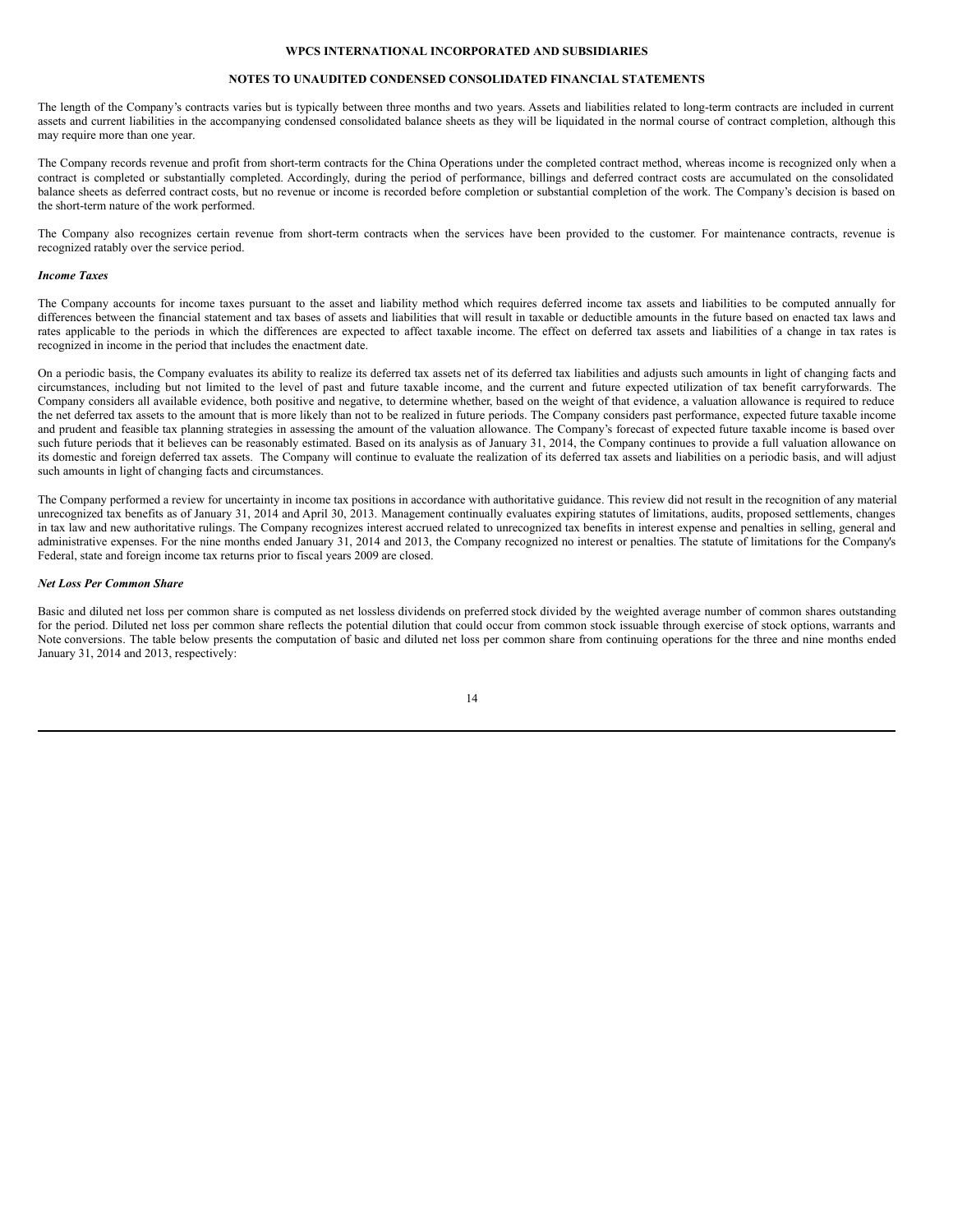The length of the Company's contracts varies but is typically between three months and two years. Assets and liabilities related to long-term contracts are included in current assets and current liabilities in the accompanying condensed consolidated balance sheets as they will be liquidated in the normal course of contract completion, although this may require more than one year.

The Company records revenue and profit from short-term contracts for the China Operations under the completed contract method, whereas income is recognized only when a contract is completed or substantially completed. Accordingly, during the period of performance, billings and deferred contract costs are accumulated on the consolidated balance sheets as deferred contract costs, but no revenue or income is recorded before completion or substantial completion of the work. The Company's decision is based on the short-term nature of the work performed.

The Company also recognizes certain revenue from short-term contracts when the services have been provided to the customer. For maintenance contracts, revenue is recognized ratably over the service period.

***Income Taxes***

The Company accounts for income taxes pursuant to the asset and liability method which requires deferred income tax assets and liabilities to be computed annually for differences between the financial statement and tax bases of assets and liabilities that will result in taxable or deductible amounts in the future based on enacted tax laws and rates applicable to the periods in which the differences are expected to affect taxable income. The effect on deferred tax assets and liabilities of a change in tax rates is recognized in income in the period that includes the enactment date.

On a periodic basis, the Company evaluates its ability to realize its deferred tax assets net of its deferred tax liabilities and adjusts such amounts in light of changing facts and circumstances, including but not limited to the level of past and future taxable income, and the current and future expected utilization of tax benefit carryforwards. The Company considers all available evidence, both positive and negative, to determine whether, based on the weight of that evidence, a valuation allowance is required to reduce the net deferred tax assets to the amount that is more likely than not to be realized in future periods. The Company considers past performance, expected future taxable income and prudent and feasible tax planning strategies in assessing the amount of the valuation allowance. The Company's forecast of expected future taxable income is based over such future periods that it believes can be reasonably estimated. Based on its analysis as of January 31, 2014, the Company continues to provide a full valuation allowance on its domestic and foreign deferred tax assets. The Company will continue to evaluate the realization of its deferred tax assets and liabilities on a periodic basis, and will adjust such amounts in light of changing facts and circumstances.

The Company performed a review for uncertainty in income tax positions in accordance with authoritative guidance. This review did not result in the recognition of any material unrecognized tax benefits as of January 31, 2014 and April 30, 2013. Management continually evaluates expiring statutes of limitations, audits, proposed settlements, changes in tax law and new authoritative rulings. The Company recognizes interest accrued related to unrecognized tax benefits in interest expense and penalties in selling, general and administrative expenses. For the nine months ended January 31, 2014 and 2013, the Company recognized no interest or penalties. The statute of limitations for the Company's Federal, state and foreign income tax returns prior to fiscal years 2009 are closed.

***Net Loss Per Common Share***

Basic and diluted net loss per common share is computed as net lossless dividends on preferred stock divided by the weighted average number of common shares outstanding for the period. Diluted net loss per common share reflects the potential dilution that could occur from common stock issuable through exercise of stock options, warrants and Note conversions. The table below presents the computation of basic and diluted net loss per common share from continuing operations for the three and nine months ended January 31, 2014 and 2013, respectively: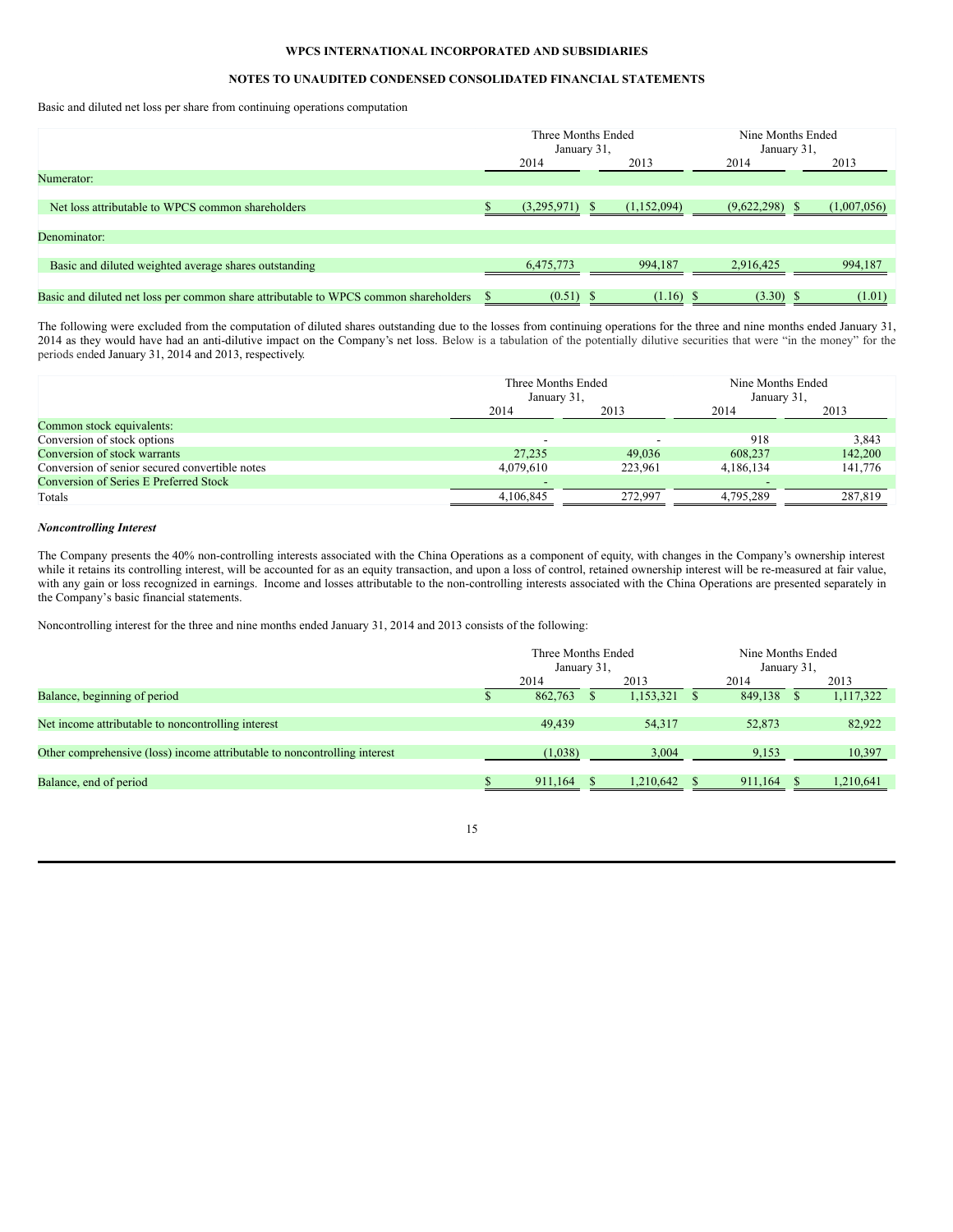WPCS INTERNATIONAL INCORPORATED AND SUBSIDIARIES

NOTES TO UNAUDITED CONDENSED CONSOLIDATED FINANCIAL STATEMENTS

Basic and diluted net loss per share from continuing operations computation

| | Three Months Ended January 31, | | Nine Months Ended January 31, | |
|---|---|---|---|---|
| | 2014 | 2013 | 2014 | 2013 |
| Numerator: | | | | |
| Net loss attributable to WPCS common shareholders | $ (3,295,971) | $ (1,152,094) | (9,622,298) | $ (1,007,056) |
| Denominator: | | | | |
| Basic and diluted weighted average shares outstanding | 6,475,773 | 994,187 | 2,916,425 | 994,187 |
| Basic and diluted net loss per common share attributable to WPCS common shareholders | $ (0.51) | $ (1.16) | $ (3.30) | $ (1.01) |

The following were excluded from the computation of diluted shares outstanding due to the losses from continuing operations for the three and nine months ended January 31, 2014 as they would have had an anti-dilutive impact on the Company's net loss. Below is a tabulation of the potentially dilutive securities that were "in the money" for the periods ended January 31, 2014 and 2013, respectively.

| | Three Months Ended January 31, | | Nine Months Ended January 31, | |
|---|---|---|---|---|
| | 2014 | 2013 | 2014 | 2013 |
| Common stock equivalents: | | | | |
| Conversion of stock options | - | - | 918 | 3,843 |
| Conversion of stock warrants | 27,235 | 49,036 | 608,237 | 142,200 |
| Conversion of senior secured convertible notes | 4,079,610 | 223,961 | 4,186,134 | 141,776 |
| Conversion of Series E Preferred Stock | - | | - | |
| Totals | 4,106,845 | 272,997 | 4,795,289 | 287,819 |

***Noncontrolling Interest***

The Company presents the 40% non-controlling interests associated with the China Operations as a component of equity, with changes in the Company's ownership interest while it retains its controlling interest, will be accounted for as an equity transaction, and upon a loss of control, retained ownership interest will be re-measured at fair value, with any gain or loss recognized in earnings. Income and losses attributable to the non-controlling interests associated with the China Operations are presented separately in the Company's basic financial statements.

Noncontrolling interest for the three and nine months ended January 31, 2014 and 2013 consists of the following:

| | Three Months Ended January 31, | | Nine Months Ended January 31, | |
|---|---|---|---|---|
| | 2014 | 2013 | 2014 | 2013 |
| Balance, beginning of period | $ 862,763 | $ 1,153,321 | $ 849,138 | $ 1,117,322 |
| Net income attributable to noncontrolling interest | 49,439 | 54,317 | 52,873 | 82,922 |
| Other comprehensive (loss) income attributable to noncontrolling interest | (1,038) | 3,004 | 9,153 | 10,397 |
| Balance, end of period | $ 911,164 | $ 1,210,642 | $ 911,164 | $ 1,210,641 |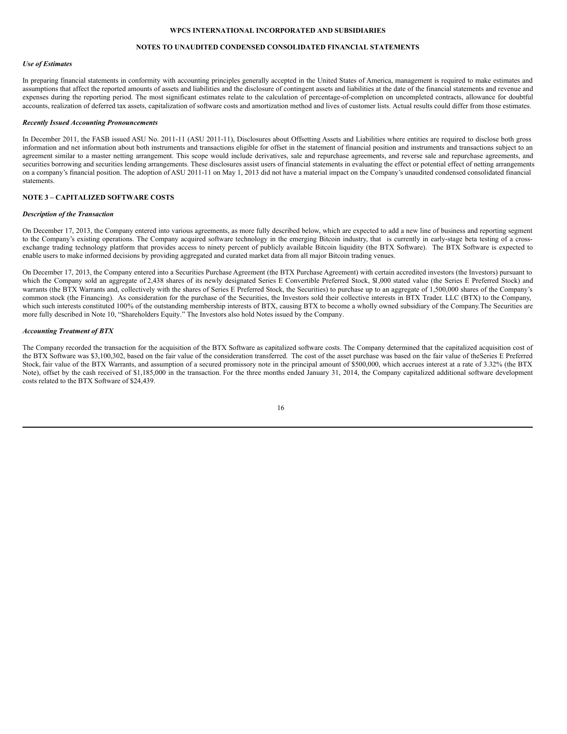*Use of Estimates*

In preparing financial statements in conformity with accounting principles generally accepted in the United States of America, management is required to make estimates and assumptions that affect the reported amounts of assets and liabilities and the disclosure of contingent assets and liabilities at the date of the financial statements and revenue and expenses during the reporting period. The most significant estimates relate to the calculation of percentage-of-completion on uncompleted contracts, allowance for doubtful accounts, realization of deferred tax assets, capitalization of software costs and amortization method and lives of customer lists. Actual results could differ from those estimates.

*Recently Issued Accounting Pronouncements*

In December 2011, the FASB issued ASU No. 2011-11 (ASU 2011-11), Disclosures about Offsetting Assets and Liabilities where entities are required to disclose both gross information and net information about both instruments and transactions eligible for offset in the statement of financial position and instruments and transactions subject to an agreement similar to a master netting arrangement. This scope would include derivatives, sale and repurchase agreements, and reverse sale and repurchase agreements, and securities borrowing and securities lending arrangements. These disclosures assist users of financial statements in evaluating the effect or potential effect of netting arrangements on a company's financial position. The adoption of ASU 2011-11 on May 1, 2013 did not have a material impact on the Company's unaudited condensed consolidated financial statements.

## NOTE 3 – CAPITALIZED SOFTWARE COSTS

*Description of the Transaction*

On December 17, 2013, the Company entered into various agreements, as more fully described below, which are expected to add a new line of business and reporting segment to the Company's existing operations. The Company acquired software technology in the emerging Bitcoin industry, that is currently in early-stage beta testing of a cross-exchange trading technology platform that provides access to ninety percent of publicly available Bitcoin liquidity (the BTX Software). The BTX Software is expected to enable users to make informed decisions by providing aggregated and curated market data from all major Bitcoin trading venues.

On December 17, 2013, the Company entered into a Securities Purchase Agreement (the BTX Purchase Agreement) with certain accredited investors (the Investors) pursuant to which the Company sold an aggregate of 2,438 shares of its newly designated Series E Convertible Preferred Stock, $1,000 stated value (the Series E Preferred Stock) and warrants (the BTX Warrants and, collectively with the shares of Series E Preferred Stock, the Securities) to purchase up to an aggregate of 1,500,000 shares of the Company's common stock (the Financing). As consideration for the purchase of the Securities, the Investors sold their collective interests in BTX Trader. LLC (BTX) to the Company, which such interests constituted 100% of the outstanding membership interests of BTX, causing BTX to become a wholly owned subsidiary of the Company.The Securities are more fully described in Note 10, "Shareholders Equity." The Investors also hold Notes issued by the Company.

*Accounting Treatment of BTX*

The Company recorded the transaction for the acquisition of the BTX Software as capitalized software costs. The Company determined that the capitalized acquisition cost of the BTX Software was $3,100,302, based on the fair value of the consideration transferred. The cost of the asset purchase was based on the fair value of theSeries E Preferred Stock, fair value of the BTX Warrants, and assumption of a secured promissory note in the principal amount of $500,000, which accrues interest at a rate of 3.32% (the BTX Note), offset by the cash received of $1,185,000 in the transaction. For the three months ended January 31, 2014, the Company capitalized additional software development costs related to the BTX Software of $24,439.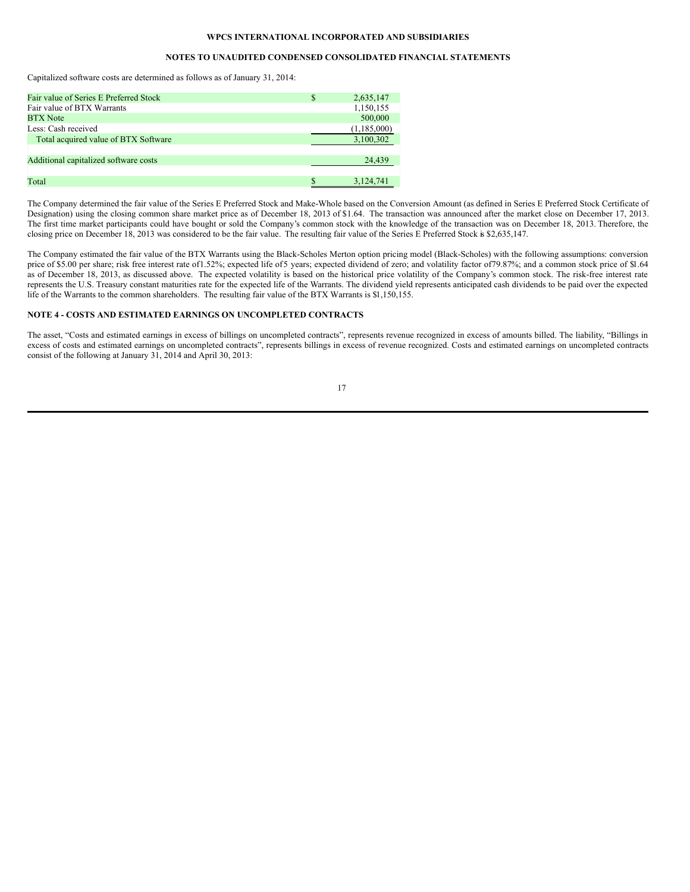Capitalized software costs are determined as follows as of January 31, 2014:

| | | |
|---|---|---|
| Fair value of Series E Preferred Stock | $ | 2,635,147 |
| Fair value of BTX Warrants | | 1,150,155 |
| BTX Note | | 500,000 |
| Less: Cash received | | (1,185,000) |
| Total acquired value of BTX Software | | 3,100,302 |
| | | |
| Additional capitalized software costs | | 24,439 |
| | | |
| Total | $ | 3,124,741 |

The Company determined the fair value of the Series E Preferred Stock and Make-Whole based on the Conversion Amount (as defined in Series E Preferred Stock Certificate of Designation) using the closing common share market price as of December 18, 2013 of $1.64. The transaction was announced after the market close on December 17, 2013. The first time market participants could have bought or sold the Company's common stock with the knowledge of the transaction was on December 18, 2013. Therefore, the closing price on December 18, 2013 was considered to be the fair value. The resulting fair value of the Series E Preferred Stock is $2,635,147.

The Company estimated the fair value of the BTX Warrants using the Black-Scholes Merton option pricing model (Black-Scholes) with the following assumptions: conversion price of $5.00 per share; risk free interest rate of 1.52%; expected life of 5 years; expected dividend of zero; and volatility factor of 79.87%; and a common stock price of $1.64 as of December 18, 2013, as discussed above. The expected volatility is based on the historical price volatility of the Company's common stock. The risk-free interest rate represents the U.S. Treasury constant maturities rate for the expected life of the Warrants. The dividend yield represents anticipated cash dividends to be paid over the expected life of the Warrants to the common shareholders. The resulting fair value of the BTX Warrants is $1,150,155.

## NOTE 4 - COSTS AND ESTIMATED EARNINGS ON UNCOMPLETED CONTRACTS

The asset, "Costs and estimated earnings in excess of billings on uncompleted contracts", represents revenue recognized in excess of amounts billed. The liability, "Billings in excess of costs and estimated earnings on uncompleted contracts", represents billings in excess of revenue recognized. Costs and estimated earnings on uncompleted contracts consist of the following at January 31, 2014 and April 30, 2013: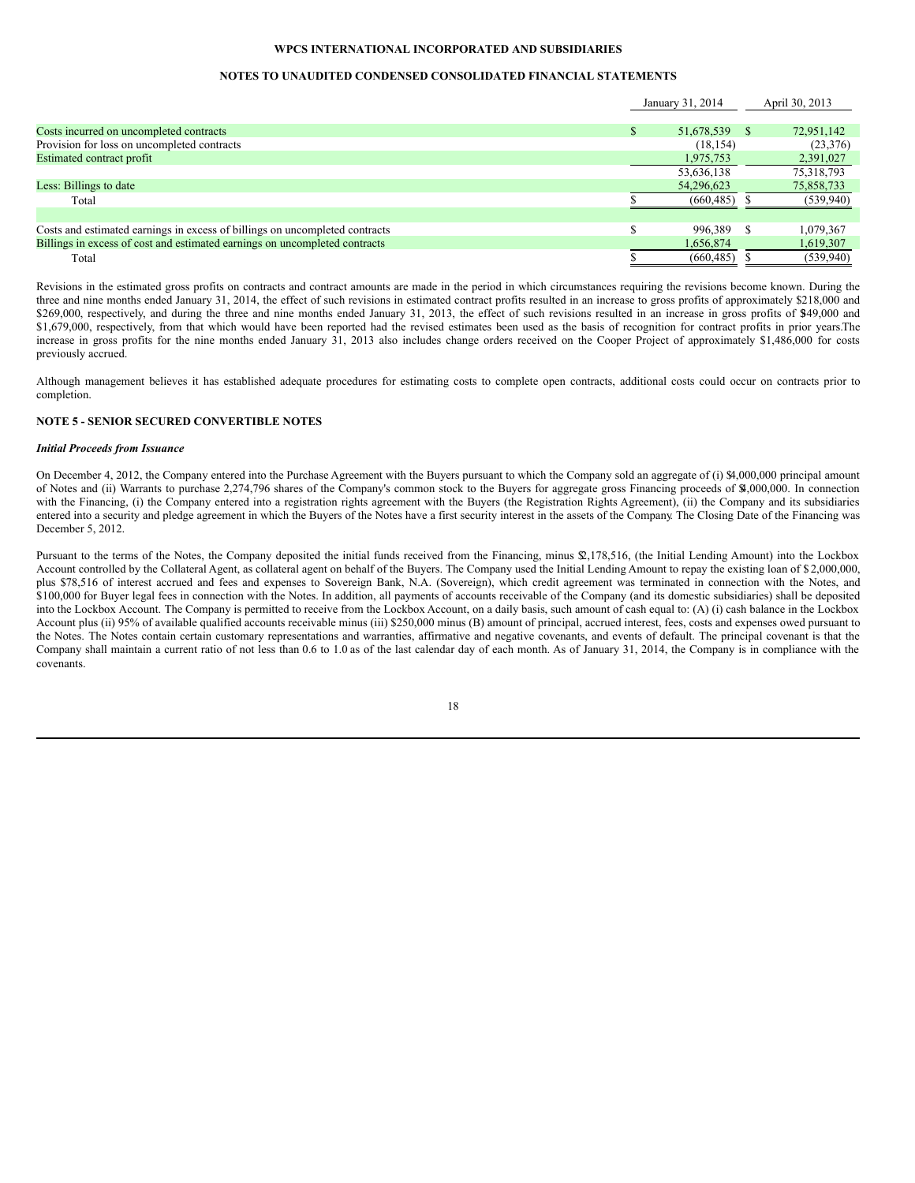| | January 31, 2014 | April 30, 2013 |
|---|---|---|
| Costs incurred on uncompleted contracts | $ 51,678,539 | $ 72,951,142 |
| Provision for loss on uncompleted contracts | (18,154) | (23,376) |
| Estimated contract profit | 1,975,753 | 2,391,027 |
| | 53,636,138 | 75,318,793 |
| Less: Billings to date | 54,296,623 | 75,858,733 |
| Total | $ (660,485) | $ (539,940) |
| | | |
| Costs and estimated earnings in excess of billings on uncompleted contracts | $ 996,389 | $ 1,079,367 |
| Billings in excess of cost and estimated earnings on uncompleted contracts | 1,656,874 | 1,619,307 |
| Total | $ (660,485) | $ (539,940) |

Revisions in the estimated gross profits on contracts and contract amounts are made in the period in which circumstances requiring the revisions become known. During the three and nine months ended January 31, 2014, the effect of such revisions in estimated contract profits resulted in an increase to gross profits of approximately $218,000 and $269,000, respectively, and during the three and nine months ended January 31, 2013, the effect of such revisions resulted in an increase in gross profits of $349,000 and $1,679,000, respectively, from that which would have been reported had the revised estimates been used as the basis of recognition for contract profits in prior years.The increase in gross profits for the nine months ended January 31, 2013 also includes change orders received on the Cooper Project of approximately $1,486,000 for costs previously accrued.

Although management believes it has established adequate procedures for estimating costs to complete open contracts, additional costs could occur on contracts prior to completion.

## NOTE 5 - SENIOR SECURED CONVERTIBLE NOTES

***Initial Proceeds from Issuance***

On December 4, 2012, the Company entered into the Purchase Agreement with the Buyers pursuant to which the Company sold an aggregate of (i) $4,000,000 principal amount of Notes and (ii) Warrants to purchase 2,274,796 shares of the Company's common stock to the Buyers for aggregate gross Financing proceeds of $4,000,000. In connection with the Financing, (i) the Company entered into a registration rights agreement with the Buyers (the Registration Rights Agreement), (ii) the Company and its subsidiaries entered into a security and pledge agreement in which the Buyers of the Notes have a first security interest in the assets of the Company. The Closing Date of the Financing was December 5, 2012.

Pursuant to the terms of the Notes, the Company deposited the initial funds received from the Financing, minus $2,178,516, (the Initial Lending Amount) into the Lockbox Account controlled by the Collateral Agent, as collateral agent on behalf of the Buyers. The Company used the Initial Lending Amount to repay the existing loan of $ 2,000,000, plus $78,516 of interest accrued and fees and expenses to Sovereign Bank, N.A. (Sovereign), which credit agreement was terminated in connection with the Notes, and $100,000 for Buyer legal fees in connection with the Notes. In addition, all payments of accounts receivable of the Company (and its domestic subsidiaries) shall be deposited into the Lockbox Account. The Company is permitted to receive from the Lockbox Account, on a daily basis, such amount of cash equal to: (A) (i) cash balance in the Lockbox Account plus (ii) 95% of available qualified accounts receivable minus (iii) $250,000 minus (B) amount of principal, accrued interest, fees, costs and expenses owed pursuant to the Notes. The Notes contain certain customary representations and warranties, affirmative and negative covenants, and events of default. The principal covenant is that the Company shall maintain a current ratio of not less than 0.6 to 1.0 as of the last calendar day of each month. As of January 31, 2014, the Company is in compliance with the covenants.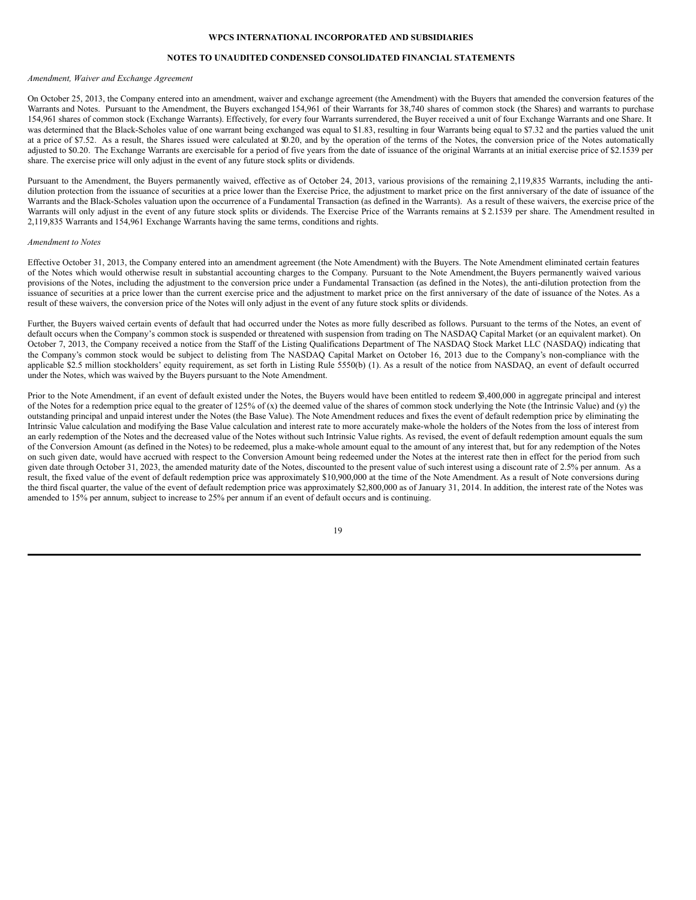*Amendment, Waiver and Exchange Agreement*

On October 25, 2013, the Company entered into an amendment, waiver and exchange agreement (the Amendment) with the Buyers that amended the conversion features of the Warrants and Notes. Pursuant to the Amendment, the Buyers exchanged 154,961 of their Warrants for 38,740 shares of common stock (the Shares) and warrants to purchase 154,961 shares of common stock (Exchange Warrants). Effectively, for every four Warrants surrendered, the Buyer received a unit of four Exchange Warrants and one Share. It was determined that the Black-Scholes value of one warrant being exchanged was equal to $1.83, resulting in four Warrants being equal to $7.32 and the parties valued the unit at a price of $7.52. As a result, the Shares issued were calculated at $0.20, and by the operation of the terms of the Notes, the conversion price of the Notes automatically adjusted to $0.20. The Exchange Warrants are exercisable for a period of five years from the date of issuance of the original Warrants at an initial exercise price of $2.1539 per share. The exercise price will only adjust in the event of any future stock splits or dividends.

Pursuant to the Amendment, the Buyers permanently waived, effective as of October 24, 2013, various provisions of the remaining 2,119,835 Warrants, including the anti-dilution protection from the issuance of securities at a price lower than the Exercise Price, the adjustment to market price on the first anniversary of the date of issuance of the Warrants and the Black-Scholes valuation upon the occurrence of a Fundamental Transaction (as defined in the Warrants). As a result of these waivers, the exercise price of the Warrants will only adjust in the event of any future stock splits or dividends. The Exercise Price of the Warrants remains at $ 2.1539 per share. The Amendment resulted in 2,119,835 Warrants and 154,961 Exchange Warrants having the same terms, conditions and rights.

*Amendment to Notes*

Effective October 31, 2013, the Company entered into an amendment agreement (the Note Amendment) with the Buyers. The Note Amendment eliminated certain features of the Notes which would otherwise result in substantial accounting charges to the Company. Pursuant to the Note Amendment, the Buyers permanently waived various provisions of the Notes, including the adjustment to the conversion price under a Fundamental Transaction (as defined in the Notes), the anti-dilution protection from the issuance of securities at a price lower than the current exercise price and the adjustment to market price on the first anniversary of the date of issuance of the Notes. As a result of these waivers, the conversion price of the Notes will only adjust in the event of any future stock splits or dividends.

Further, the Buyers waived certain events of default that had occurred under the Notes as more fully described as follows. Pursuant to the terms of the Notes, an event of default occurs when the Company's common stock is suspended or threatened with suspension from trading on The NASDAQ Capital Market (or an equivalent market). On October 7, 2013, the Company received a notice from the Staff of the Listing Qualifications Department of The NASDAQ Stock Market LLC (NASDAQ) indicating that the Company's common stock would be subject to delisting from The NASDAQ Capital Market on October 16, 2013 due to the Company's non-compliance with the applicable $2.5 million stockholders' equity requirement, as set forth in Listing Rule 5550(b) (1). As a result of the notice from NASDAQ, an event of default occurred under the Notes, which was waived by the Buyers pursuant to the Note Amendment.

Prior to the Note Amendment, if an event of default existed under the Notes, the Buyers would have been entitled to redeem $3,400,000 in aggregate principal and interest of the Notes for a redemption price equal to the greater of 125% of (x) the deemed value of the shares of common stock underlying the Note (the Intrinsic Value) and (y) the outstanding principal and unpaid interest under the Notes (the Base Value). The Note Amendment reduces and fixes the event of default redemption price by eliminating the Intrinsic Value calculation and modifying the Base Value calculation and interest rate to more accurately make-whole the holders of the Notes from the loss of interest from an early redemption of the Notes and the decreased value of the Notes without such Intrinsic Value rights. As revised, the event of default redemption amount equals the sum of the Conversion Amount (as defined in the Notes) to be redeemed, plus a make-whole amount equal to the amount of any interest that, but for any redemption of the Notes on such given date, would have accrued with respect to the Conversion Amount being redeemed under the Notes at the interest rate then in effect for the period from such given date through October 31, 2023, the amended maturity date of the Notes, discounted to the present value of such interest using a discount rate of 2.5% per annum. As a result, the fixed value of the event of default redemption price was approximately $10,900,000 at the time of the Note Amendment. As a result of Note conversions during the third fiscal quarter, the value of the event of default redemption price was approximately $2,800,000 as of January 31, 2014. In addition, the interest rate of the Notes was amended to 15% per annum, subject to increase to 25% per annum if an event of default occurs and is continuing.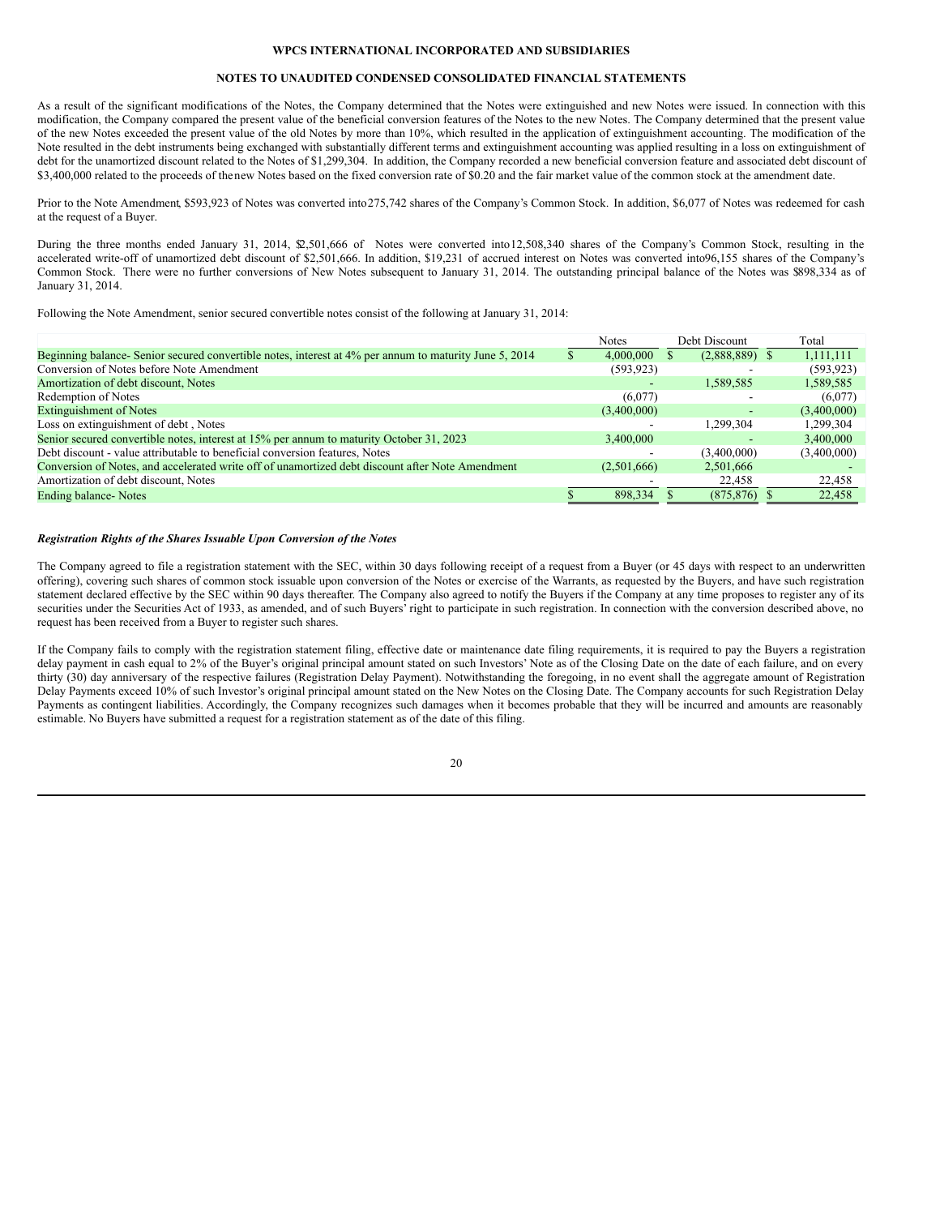As a result of the significant modifications of the Notes, the Company determined that the Notes were extinguished and new Notes were issued. In connection with this modification, the Company compared the present value of the beneficial conversion features of the Notes to the new Notes. The Company determined that the present value of the new Notes exceeded the present value of the old Notes by more than 10%, which resulted in the application of extinguishment accounting. The modification of the Note resulted in the debt instruments being exchanged with substantially different terms and extinguishment accounting was applied resulting in a loss on extinguishment of debt for the unamortized discount related to the Notes of $1,299,304. In addition, the Company recorded a new beneficial conversion feature and associated debt discount of $3,400,000 related to the proceeds of the new Notes based on the fixed conversion rate of $0.20 and the fair market value of the common stock at the amendment date.

Prior to the Note Amendment, $593,923 of Notes was converted into 275,742 shares of the Company's Common Stock. In addition, $6,077 of Notes was redeemed for cash at the request of a Buyer.

During the three months ended January 31, 2014, $2,501,666 of Notes were converted into 12,508,340 shares of the Company's Common Stock, resulting in the accelerated write-off of unamortized debt discount of $2,501,666. In addition, $19,231 of accrued interest on Notes was converted into 96,155 shares of the Company's Common Stock. There were no further conversions of New Notes subsequent to January 31, 2014. The outstanding principal balance of the Notes was $898,334 as of January 31, 2014.

Following the Note Amendment, senior secured convertible notes consist of the following at January 31, 2014:

| | Notes | Debt Discount | Total |
|---|---|---|---|
| Beginning balance- Senior secured convertible notes, interest at 4% per annum to maturity June 5, 2014 | $ 4,000,000 | $ (2,888,889) | $ 1,111,111 |
| Conversion of Notes before Note Amendment | (593,923) | - | (593,923) |
| Amortization of debt discount, Notes | - | 1,589,585 | 1,589,585 |
| Redemption of Notes | (6,077) | - | (6,077) |
| Extinguishment of Notes | (3,400,000) | - | (3,400,000) |
| Loss on extinguishment of debt , Notes | - | 1,299,304 | 1,299,304 |
| Senior secured convertible notes, interest at 15% per annum to maturity October 31, 2023 | 3,400,000 | - | 3,400,000 |
| Debt discount - value attributable to beneficial conversion features, Notes | - | (3,400,000) | (3,400,000) |
| Conversion of Notes, and accelerated write off of unamortized debt discount after Note Amendment | (2,501,666) | 2,501,666 | - |
| Amortization of debt discount, Notes | - | 22,458 | 22,458 |
| Ending balance- Notes | $ 898,334 | $ (875,876) | $ 22,458 |

***Registration Rights of the Shares Issuable Upon Conversion of the Notes***

The Company agreed to file a registration statement with the SEC, within 30 days following receipt of a request from a Buyer (or 45 days with respect to an underwritten offering), covering such shares of common stock issuable upon conversion of the Notes or exercise of the Warrants, as requested by the Buyers, and have such registration statement declared effective by the SEC within 90 days thereafter. The Company also agreed to notify the Buyers if the Company at any time proposes to register any of its securities under the Securities Act of 1933, as amended, and of such Buyers' right to participate in such registration. In connection with the conversion described above, no request has been received from a Buyer to register such shares.

If the Company fails to comply with the registration statement filing, effective date or maintenance date filing requirements, it is required to pay the Buyers a registration delay payment in cash equal to 2% of the Buyer's original principal amount stated on such Investors' Note as of the Closing Date on the date of each failure, and on every thirty (30) day anniversary of the respective failures (Registration Delay Payment). Notwithstanding the foregoing, in no event shall the aggregate amount of Registration Delay Payments exceed 10% of such Investor's original principal amount stated on the New Notes on the Closing Date. The Company accounts for such Registration Delay Payments as contingent liabilities. Accordingly, the Company recognizes such damages when it becomes probable that they will be incurred and amounts are reasonably estimable. No Buyers have submitted a request for a registration statement as of the date of this filing.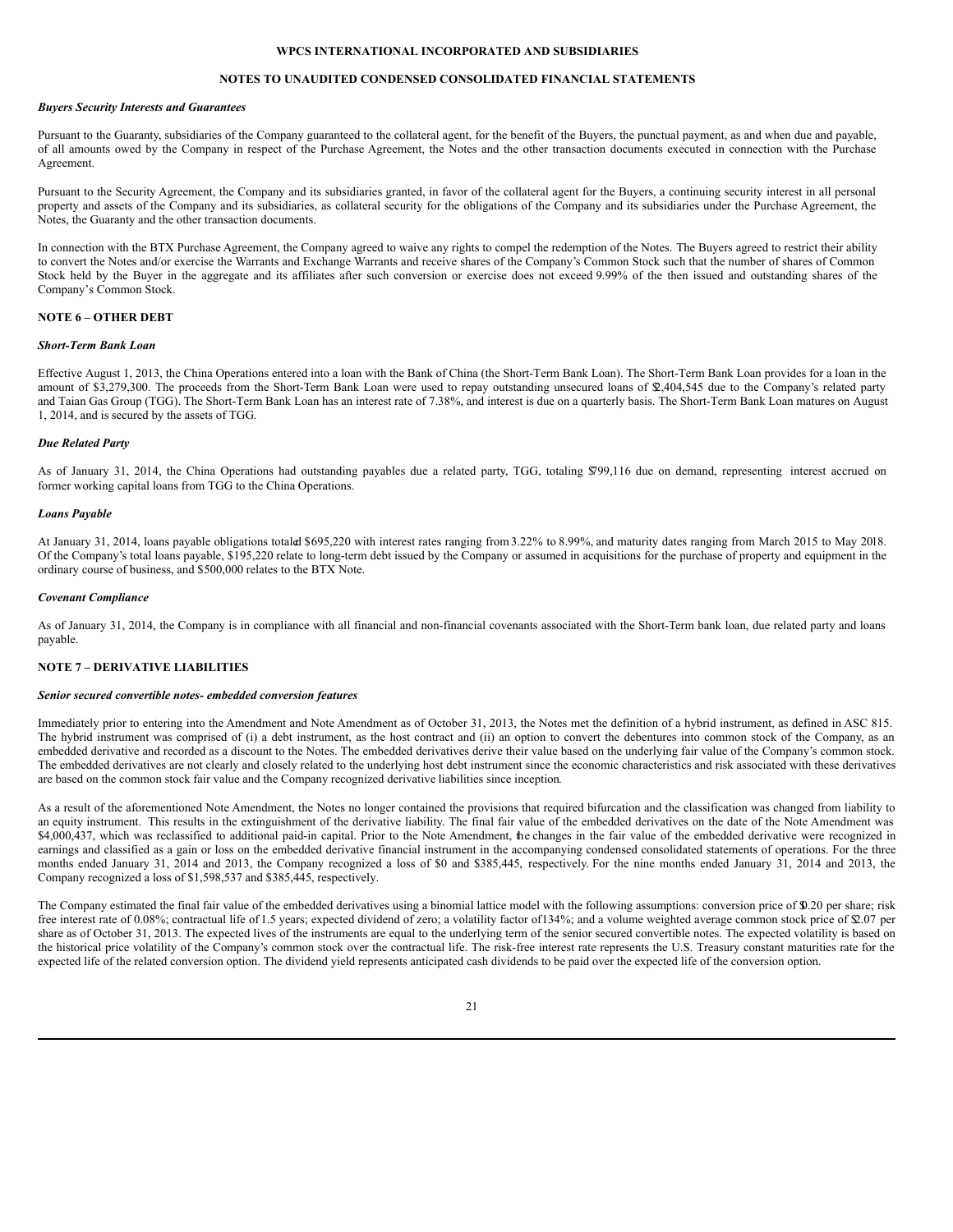*Buyers Security Interests and Guarantees*

Pursuant to the Guaranty, subsidiaries of the Company guaranteed to the collateral agent, for the benefit of the Buyers, the punctual payment, as and when due and payable, of all amounts owed by the Company in respect of the Purchase Agreement, the Notes and the other transaction documents executed in connection with the Purchase Agreement.

Pursuant to the Security Agreement, the Company and its subsidiaries granted, in favor of the collateral agent for the Buyers, a continuing security interest in all personal property and assets of the Company and its subsidiaries, as collateral security for the obligations of the Company and its subsidiaries under the Purchase Agreement, the Notes, the Guaranty and the other transaction documents.

In connection with the BTX Purchase Agreement, the Company agreed to waive any rights to compel the redemption of the Notes. The Buyers agreed to restrict their ability to convert the Notes and/or exercise the Warrants and Exchange Warrants and receive shares of the Company's Common Stock such that the number of shares of Common Stock held by the Buyer in the aggregate and its affiliates after such conversion or exercise does not exceed 9.99% of the then issued and outstanding shares of the Company's Common Stock.

**NOTE 6 – OTHER DEBT**

*Short-Term Bank Loan*

Effective August 1, 2013, the China Operations entered into a loan with the Bank of China (the Short-Term Bank Loan). The Short-Term Bank Loan provides for a loan in the amount of $3,279,300. The proceeds from the Short-Term Bank Loan were used to repay outstanding unsecured loans of $2,404,545 due to the Company's related party and Taian Gas Group (TGG). The Short-Term Bank Loan has an interest rate of 7.38%, and interest is due on a quarterly basis. The Short-Term Bank Loan matures on August 1, 2014, and is secured by the assets of TGG.

*Due Related Party*

As of January 31, 2014, the China Operations had outstanding payables due a related party, TGG, totaling $799,116 due on demand, representing interest accrued on former working capital loans from TGG to the China Operations.

*Loans Payable*

At January 31, 2014, loans payable obligations totaled $695,220 with interest rates ranging from 3.22% to 8.99%, and maturity dates ranging from March 2015 to May 2018. Of the Company's total loans payable, $195,220 relate to long-term debt issued by the Company or assumed in acquisitions for the purchase of property and equipment in the ordinary course of business, and $500,000 relates to the BTX Note.

*Covenant Compliance*

As of January 31, 2014, the Company is in compliance with all financial and non-financial covenants associated with the Short-Term bank loan, due related party and loans payable.

**NOTE 7 – DERIVATIVE LIABILITIES**

*Senior secured convertible notes- embedded conversion features*

Immediately prior to entering into the Amendment and Note Amendment as of October 31, 2013, the Notes met the definition of a hybrid instrument, as defined in ASC 815. The hybrid instrument was comprised of (i) a debt instrument, as the host contract and (ii) an option to convert the debentures into common stock of the Company, as an embedded derivative and recorded as a discount to the Notes. The embedded derivatives derive their value based on the underlying fair value of the Company's common stock. The embedded derivatives are not clearly and closely related to the underlying host debt instrument since the economic characteristics and risk associated with these derivatives are based on the common stock fair value and the Company recognized derivative liabilities since inception.

As a result of the aforementioned Note Amendment, the Notes no longer contained the provisions that required bifurcation and the classification was changed from liability to an equity instrument. This results in the extinguishment of the derivative liability. The final fair value of the embedded derivatives on the date of the Note Amendment was $4,000,437, which was reclassified to additional paid-in capital. Prior to the Note Amendment, the changes in the fair value of the embedded derivative were recognized in earnings and classified as a gain or loss on the embedded derivative financial instrument in the accompanying condensed consolidated statements of operations. For the three months ended January 31, 2014 and 2013, the Company recognized a loss of $0 and $385,445, respectively. For the nine months ended January 31, 2014 and 2013, the Company recognized a loss of $1,598,537 and $385,445, respectively.

The Company estimated the final fair value of the embedded derivatives using a binomial lattice model with the following assumptions: conversion price of $0.20 per share; risk free interest rate of 0.08%; contractual life of 1.5 years; expected dividend of zero; a volatility factor of 134%; and a volume weighted average common stock price of $2.07 per share as of October 31, 2013. The expected lives of the instruments are equal to the underlying term of the senior secured convertible notes. The expected volatility is based on the historical price volatility of the Company's common stock over the contractual life. The risk-free interest rate represents the U.S. Treasury constant maturities rate for the expected life of the related conversion option. The dividend yield represents anticipated cash dividends to be paid over the expected life of the conversion option.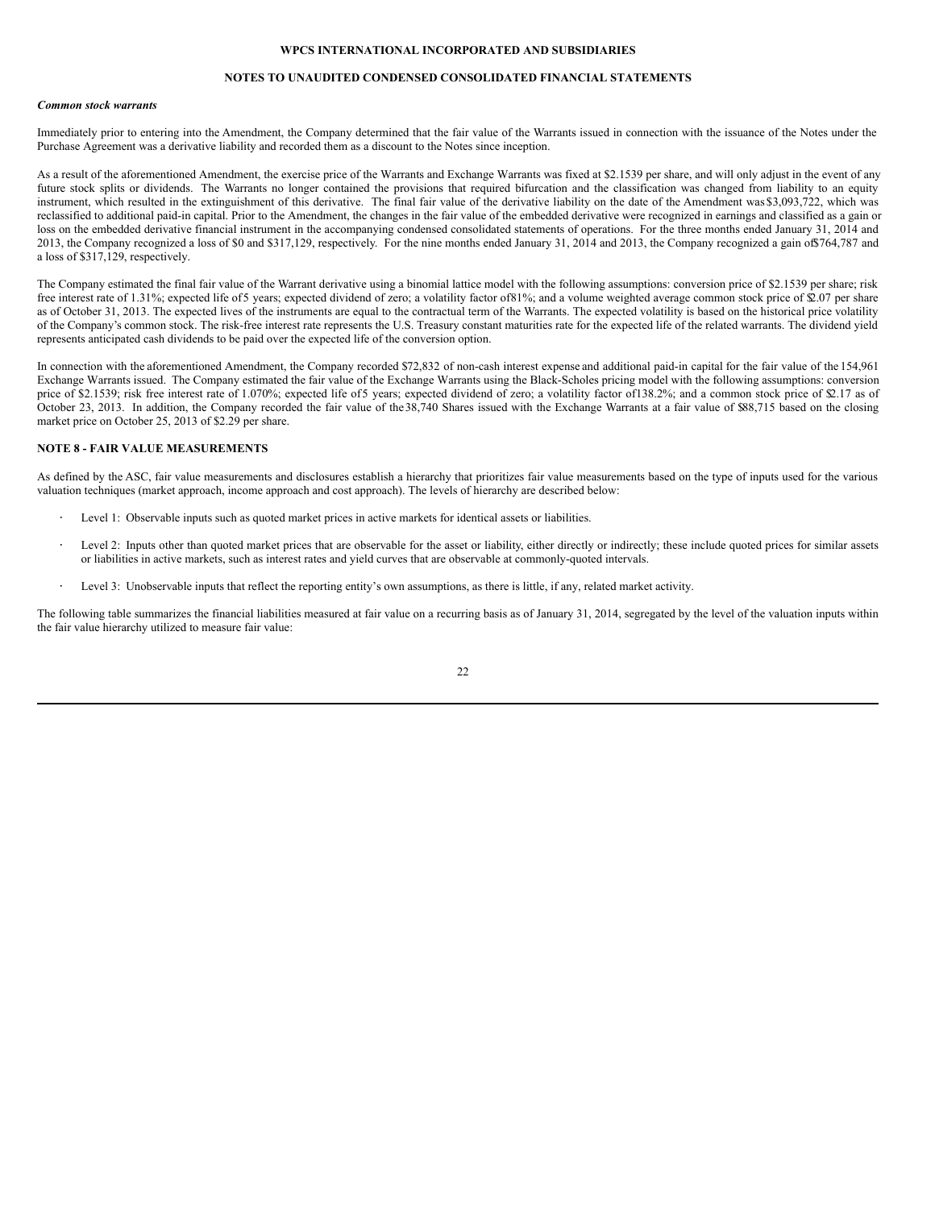### *Common stock warrants*

Immediately prior to entering into the Amendment, the Company determined that the fair value of the Warrants issued in connection with the issuance of the Notes under the Purchase Agreement was a derivative liability and recorded them as a discount to the Notes since inception.

As a result of the aforementioned Amendment, the exercise price of the Warrants and Exchange Warrants was fixed at $2.1539 per share, and will only adjust in the event of any future stock splits or dividends. The Warrants no longer contained the provisions that required bifurcation and the classification was changed from liability to an equity instrument, which resulted in the extinguishment of this derivative. The final fair value of the derivative liability on the date of the Amendment was $3,093,722, which was reclassified to additional paid-in capital. Prior to the Amendment, the changes in the fair value of the embedded derivative were recognized in earnings and classified as a gain or loss on the embedded derivative financial instrument in the accompanying condensed consolidated statements of operations. For the three months ended January 31, 2014 and 2013, the Company recognized a loss of $0 and $317,129, respectively. For the nine months ended January 31, 2014 and 2013, the Company recognized a gain of $764,787 and a loss of $317,129, respectively.

The Company estimated the final fair value of the Warrant derivative using a binomial lattice model with the following assumptions: conversion price of $2.1539 per share; risk free interest rate of 1.31%; expected life of 5 years; expected dividend of zero; a volatility factor of 81%; and a volume weighted average common stock price of $2.07 per share as of October 31, 2013. The expected lives of the instruments are equal to the contractual term of the Warrants. The expected volatility is based on the historical price volatility of the Company's common stock. The risk-free interest rate represents the U.S. Treasury constant maturities rate for the expected life of the related warrants. The dividend yield represents anticipated cash dividends to be paid over the expected life of the conversion option.

In connection with the aforementioned Amendment, the Company recorded $72,832 of non-cash interest expense and additional paid-in capital for the fair value of the 154,961 Exchange Warrants issued. The Company estimated the fair value of the Exchange Warrants using the Black-Scholes pricing model with the following assumptions: conversion price of $2.1539; risk free interest rate of 1.070%; expected life of 5 years; expected dividend of zero; a volatility factor of 138.2%; and a common stock price of $2.17 as of October 23, 2013. In addition, the Company recorded the fair value of the 38,740 Shares issued with the Exchange Warrants at a fair value of $88,715 based on the closing market price on October 25, 2013 of $2.29 per share.

## NOTE 8 - FAIR VALUE MEASUREMENTS

As defined by the ASC, fair value measurements and disclosures establish a hierarchy that prioritizes fair value measurements based on the type of inputs used for the various valuation techniques (market approach, income approach and cost approach). The levels of hierarchy are described below:

- Level 1: Observable inputs such as quoted market prices in active markets for identical assets or liabilities.
- Level 2: Inputs other than quoted market prices that are observable for the asset or liability, either directly or indirectly; these include quoted prices for similar assets or liabilities in active markets, such as interest rates and yield curves that are observable at commonly-quoted intervals.
- Level 3: Unobservable inputs that reflect the reporting entity's own assumptions, as there is little, if any, related market activity.

The following table summarizes the financial liabilities measured at fair value on a recurring basis as of January 31, 2014, segregated by the level of the valuation inputs within the fair value hierarchy utilized to measure fair value: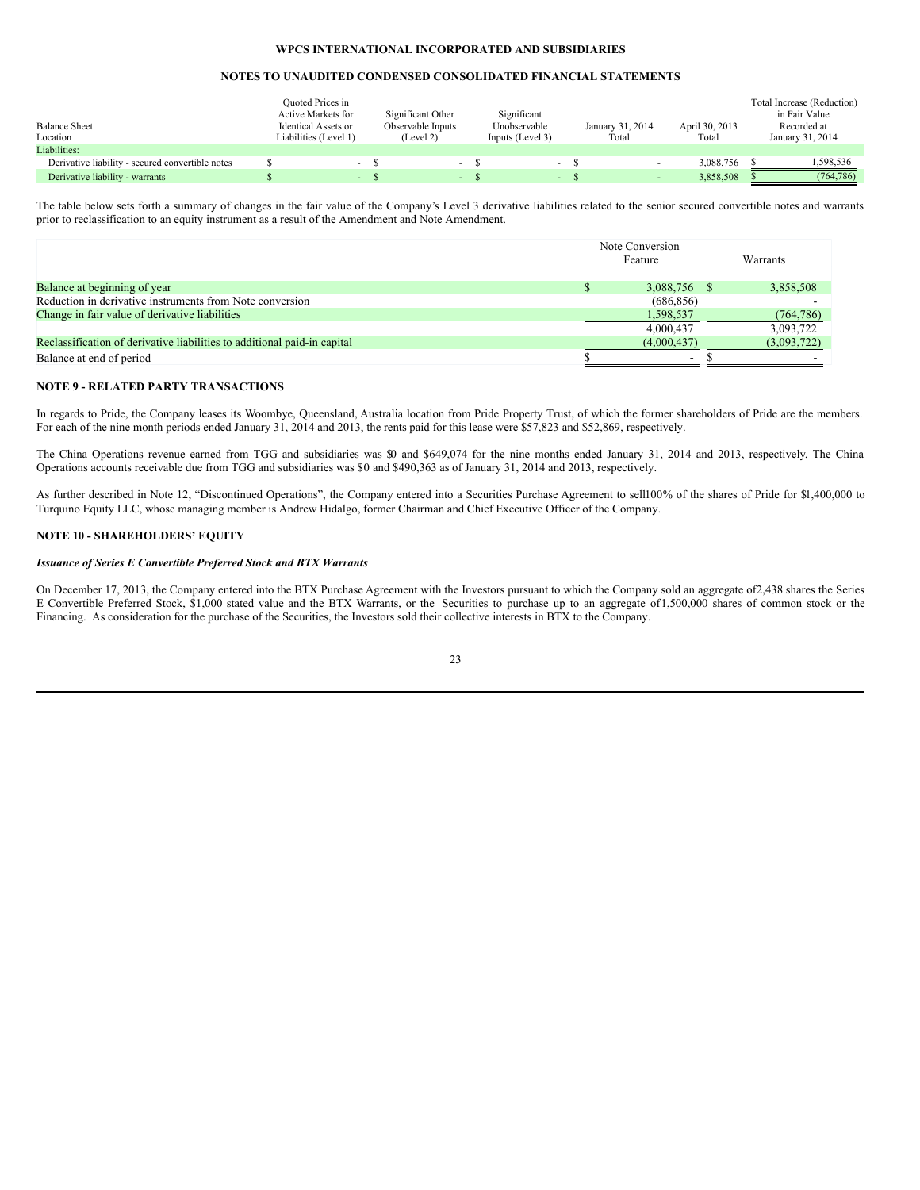WPCS INTERNATIONAL INCORPORATED AND SUBSIDIARIES

NOTES TO UNAUDITED CONDENSED CONSOLIDATED FINANCIAL STATEMENTS

| Balance Sheet Location | Quoted Prices in Active Markets for Identical Assets or Liabilities (Level 1) | Significant Other Observable Inputs (Level 2) | Significant Unobservable Inputs (Level 3) | January 31, 2014 Total | April 30, 2013 Total | Total Increase (Reduction) in Fair Value Recorded at January 31, 2014 |
|---|---|---|---|---|---|---|
| Liabilities: | | | | | | |
| Derivative liability - secured convertible notes | $ - | $ - | $ - | $ - | 3,088,756 | $ 1,598,536 |
| Derivative liability - warrants | $ - | $ - | $ - | $ - | 3,858,508 | $ (764,786) |

The table below sets forth a summary of changes in the fair value of the Company's Level 3 derivative liabilities related to the senior secured convertible notes and warrants prior to reclassification to an equity instrument as a result of the Amendment and Note Amendment.

| | Note Conversion Feature | Warrants |
|---|---|---|
| Balance at beginning of year | $ 3,088,756 | $ 3,858,508 |
| Reduction in derivative instruments from Note conversion | (686,856) | - |
| Change in fair value of derivative liabilities | 1,598,537 | (764,786) |
| | 4,000,437 | 3,093,722 |
| Reclassification of derivative liabilities to additional paid-in capital | (4,000,437) | (3,093,722) |
| Balance at end of period | $ - | $ - |

## NOTE 9 - RELATED PARTY TRANSACTIONS

In regards to Pride, the Company leases its Woombye, Queensland, Australia location from Pride Property Trust, of which the former shareholders of Pride are the members. For each of the nine month periods ended January 31, 2014 and 2013, the rents paid for this lease were $57,823 and $52,869, respectively.

The China Operations revenue earned from TGG and subsidiaries was $0 and $649,074 for the nine months ended January 31, 2014 and 2013, respectively. The China Operations accounts receivable due from TGG and subsidiaries was $0 and $490,363 as of January 31, 2014 and 2013, respectively.

As further described in Note 12, "Discontinued Operations", the Company entered into a Securities Purchase Agreement to sell 100% of the shares of Pride for $1,400,000 to Turquino Equity LLC, whose managing member is Andrew Hidalgo, former Chairman and Chief Executive Officer of the Company.

## NOTE 10 - SHAREHOLDERS' EQUITY

***Issuance of Series E Convertible Preferred Stock and BTX Warrants***

On December 17, 2013, the Company entered into the BTX Purchase Agreement with the Investors pursuant to which the Company sold an aggregate of 2,438 shares the Series E Convertible Preferred Stock, $1,000 stated value and the BTX Warrants, or the Securities to purchase up to an aggregate of 1,500,000 shares of common stock or the Financing. As consideration for the purchase of the Securities, the Investors sold their collective interests in BTX to the Company.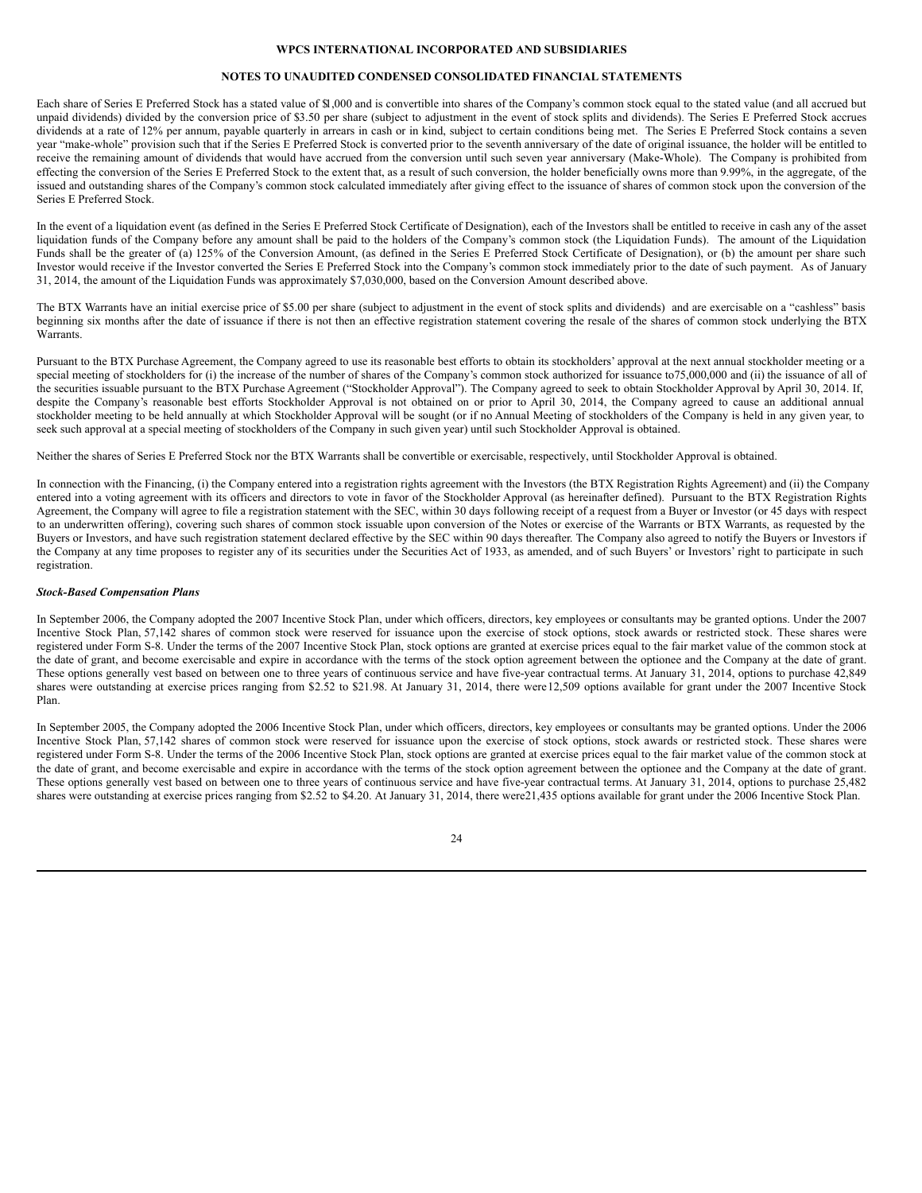Each share of Series E Preferred Stock has a stated value of $1,000 and is convertible into shares of the Company's common stock equal to the stated value (and all accrued but unpaid dividends) divided by the conversion price of $3.50 per share (subject to adjustment in the event of stock splits and dividends). The Series E Preferred Stock accrues dividends at a rate of 12% per annum, payable quarterly in arrears in cash or in kind, subject to certain conditions being met. The Series E Preferred Stock contains a seven year "make-whole" provision such that if the Series E Preferred Stock is converted prior to the seventh anniversary of the date of original issuance, the holder will be entitled to receive the remaining amount of dividends that would have accrued from the conversion until such seven year anniversary (Make-Whole). The Company is prohibited from effecting the conversion of the Series E Preferred Stock to the extent that, as a result of such conversion, the holder beneficially owns more than 9.99%, in the aggregate, of the issued and outstanding shares of the Company's common stock calculated immediately after giving effect to the issuance of shares of common stock upon the conversion of the Series E Preferred Stock.

In the event of a liquidation event (as defined in the Series E Preferred Stock Certificate of Designation), each of the Investors shall be entitled to receive in cash any of the asset liquidation funds of the Company before any amount shall be paid to the holders of the Company's common stock (the Liquidation Funds). The amount of the Liquidation Funds shall be the greater of (a) 125% of the Conversion Amount, (as defined in the Series E Preferred Stock Certificate of Designation), or (b) the amount per share such Investor would receive if the Investor converted the Series E Preferred Stock into the Company's common stock immediately prior to the date of such payment. As of January 31, 2014, the amount of the Liquidation Funds was approximately $7,030,000, based on the Conversion Amount described above.

The BTX Warrants have an initial exercise price of $5.00 per share (subject to adjustment in the event of stock splits and dividends) and are exercisable on a "cashless" basis beginning six months after the date of issuance if there is not then an effective registration statement covering the resale of the shares of common stock underlying the BTX Warrants.

Pursuant to the BTX Purchase Agreement, the Company agreed to use its reasonable best efforts to obtain its stockholders' approval at the next annual stockholder meeting or a special meeting of stockholders for (i) the increase of the number of shares of the Company's common stock authorized for issuance to75,000,000 and (ii) the issuance of all of the securities issuable pursuant to the BTX Purchase Agreement ("Stockholder Approval"). The Company agreed to seek to obtain Stockholder Approval by April 30, 2014. If, despite the Company's reasonable best efforts Stockholder Approval is not obtained on or prior to April 30, 2014, the Company agreed to cause an additional annual stockholder meeting to be held annually at which Stockholder Approval will be sought (or if no Annual Meeting of stockholders of the Company is held in any given year, to seek such approval at a special meeting of stockholders of the Company in such given year) until such Stockholder Approval is obtained.

Neither the shares of Series E Preferred Stock nor the BTX Warrants shall be convertible or exercisable, respectively, until Stockholder Approval is obtained.

In connection with the Financing, (i) the Company entered into a registration rights agreement with the Investors (the BTX Registration Rights Agreement) and (ii) the Company entered into a voting agreement with its officers and directors to vote in favor of the Stockholder Approval (as hereinafter defined). Pursuant to the BTX Registration Rights Agreement, the Company will agree to file a registration statement with the SEC, within 30 days following receipt of a request from a Buyer or Investor (or 45 days with respect to an underwritten offering), covering such shares of common stock issuable upon conversion of the Notes or exercise of the Warrants or BTX Warrants, as requested by the Buyers or Investors, and have such registration statement declared effective by the SEC within 90 days thereafter. The Company also agreed to notify the Buyers or Investors if the Company at any time proposes to register any of its securities under the Securities Act of 1933, as amended, and of such Buyers' or Investors' right to participate in such registration.

***Stock-Based Compensation Plans***

In September 2006, the Company adopted the 2007 Incentive Stock Plan, under which officers, directors, key employees or consultants may be granted options. Under the 2007 Incentive Stock Plan, 57,142 shares of common stock were reserved for issuance upon the exercise of stock options, stock awards or restricted stock. These shares were registered under Form S-8. Under the terms of the 2007 Incentive Stock Plan, stock options are granted at exercise prices equal to the fair market value of the common stock at the date of grant, and become exercisable and expire in accordance with the terms of the stock option agreement between the optionee and the Company at the date of grant. These options generally vest based on between one to three years of continuous service and have five-year contractual terms. At January 31, 2014, options to purchase 42,849 shares were outstanding at exercise prices ranging from $2.52 to $21.98. At January 31, 2014, there were12,509 options available for grant under the 2007 Incentive Stock Plan.

In September 2005, the Company adopted the 2006 Incentive Stock Plan, under which officers, directors, key employees or consultants may be granted options. Under the 2006 Incentive Stock Plan, 57,142 shares of common stock were reserved for issuance upon the exercise of stock options, stock awards or restricted stock. These shares were registered under Form S-8. Under the terms of the 2006 Incentive Stock Plan, stock options are granted at exercise prices equal to the fair market value of the common stock at the date of grant, and become exercisable and expire in accordance with the terms of the stock option agreement between the optionee and the Company at the date of grant. These options generally vest based on between one to three years of continuous service and have five-year contractual terms. At January 31, 2014, options to purchase 25,482 shares were outstanding at exercise prices ranging from $2.52 to $4.20. At January 31, 2014, there were21,435 options available for grant under the 2006 Incentive Stock Plan.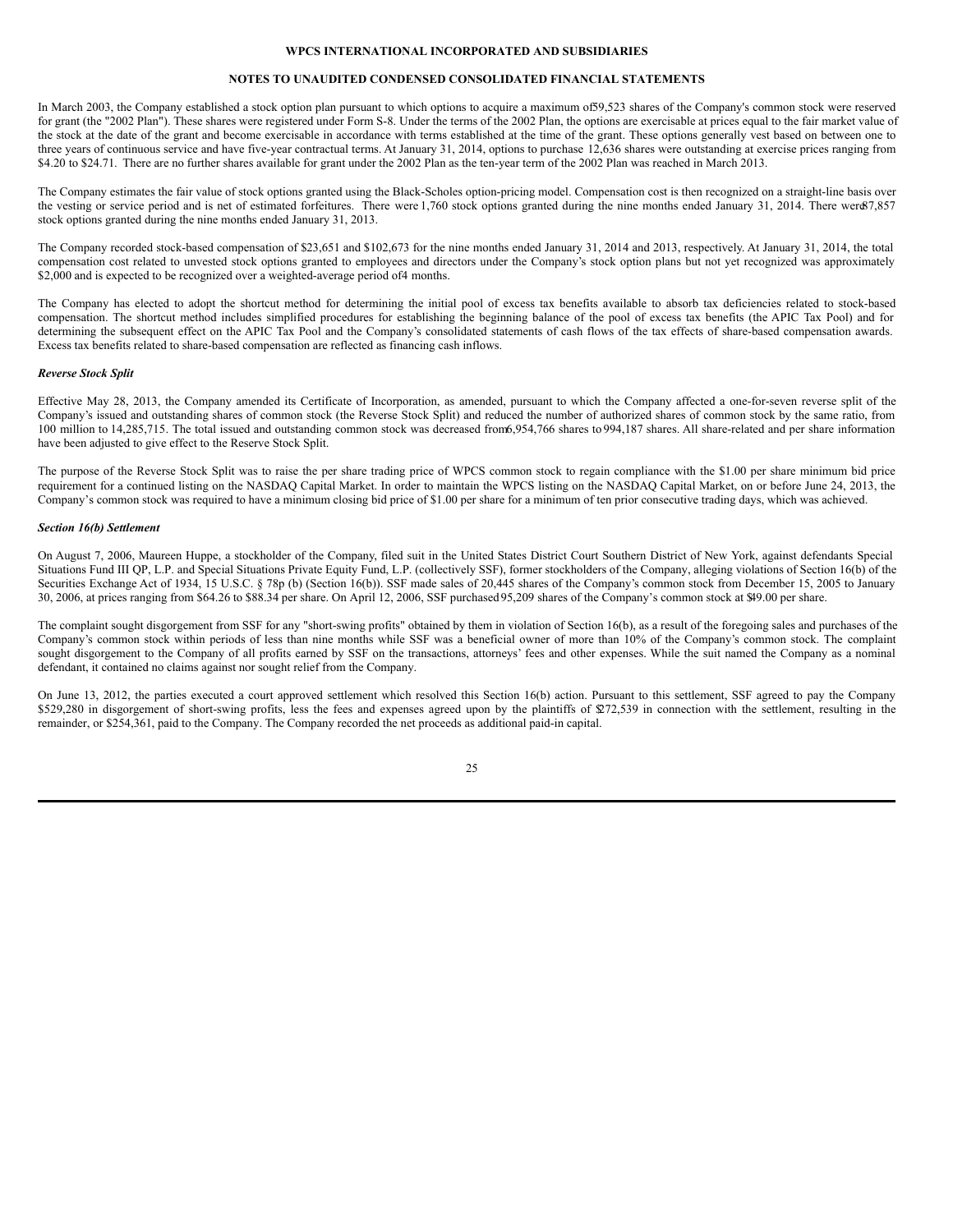In March 2003, the Company established a stock option plan pursuant to which options to acquire a maximum of 59,523 shares of the Company's common stock were reserved for grant (the "2002 Plan"). These shares were registered under Form S-8. Under the terms of the 2002 Plan, the options are exercisable at prices equal to the fair market value of the stock at the date of the grant and become exercisable in accordance with terms established at the time of the grant. These options generally vest based on between one to three years of continuous service and have five-year contractual terms. At January 31, 2014, options to purchase 12,636 shares were outstanding at exercise prices ranging from $4.20 to $24.71. There are no further shares available for grant under the 2002 Plan as the ten-year term of the 2002 Plan was reached in March 2013.

The Company estimates the fair value of stock options granted using the Black-Scholes option-pricing model. Compensation cost is then recognized on a straight-line basis over the vesting or service period and is net of estimated forfeitures. There were 1,760 stock options granted during the nine months ended January 31, 2014. There were 87,857 stock options granted during the nine months ended January 31, 2013.

The Company recorded stock-based compensation of $23,651 and $102,673 for the nine months ended January 31, 2014 and 2013, respectively. At January 31, 2014, the total compensation cost related to unvested stock options granted to employees and directors under the Company's stock option plans but not yet recognized was approximately $2,000 and is expected to be recognized over a weighted-average period of 4 months.

The Company has elected to adopt the shortcut method for determining the initial pool of excess tax benefits available to absorb tax deficiencies related to stock-based compensation. The shortcut method includes simplified procedures for establishing the beginning balance of the pool of excess tax benefits (the APIC Tax Pool) and for determining the subsequent effect on the APIC Tax Pool and the Company's consolidated statements of cash flows of the tax effects of share-based compensation awards. Excess tax benefits related to share-based compensation are reflected as financing cash inflows.

***Reverse Stock Split***

Effective May 28, 2013, the Company amended its Certificate of Incorporation, as amended, pursuant to which the Company affected a one-for-seven reverse split of the Company's issued and outstanding shares of common stock (the Reverse Stock Split) and reduced the number of authorized shares of common stock by the same ratio, from 100 million to 14,285,715. The total issued and outstanding common stock was decreased from 6,954,766 shares to 994,187 shares. All share-related and per share information have been adjusted to give effect to the Reserve Stock Split.

The purpose of the Reverse Stock Split was to raise the per share trading price of WPCS common stock to regain compliance with the $1.00 per share minimum bid price requirement for a continued listing on the NASDAQ Capital Market. In order to maintain the WPCS listing on the NASDAQ Capital Market, on or before June 24, 2013, the Company's common stock was required to have a minimum closing bid price of $1.00 per share for a minimum of ten prior consecutive trading days, which was achieved.

***Section 16(b) Settlement***

On August 7, 2006, Maureen Huppe, a stockholder of the Company, filed suit in the United States District Court Southern District of New York, against defendants Special Situations Fund III QP, L.P. and Special Situations Private Equity Fund, L.P. (collectively SSF), former stockholders of the Company, alleging violations of Section 16(b) of the Securities Exchange Act of 1934, 15 U.S.C. § 78p (b) (Section 16(b)). SSF made sales of 20,445 shares of the Company's common stock from December 15, 2005 to January 30, 2006, at prices ranging from $64.26 to $88.34 per share. On April 12, 2006, SSF purchased 95,209 shares of the Company's common stock at $49.00 per share.

The complaint sought disgorgement from SSF for any "short-swing profits" obtained by them in violation of Section 16(b), as a result of the foregoing sales and purchases of the Company's common stock within periods of less than nine months while SSF was a beneficial owner of more than 10% of the Company's common stock. The complaint sought disgorgement to the Company of all profits earned by SSF on the transactions, attorneys' fees and other expenses. While the suit named the Company as a nominal defendant, it contained no claims against nor sought relief from the Company.

On June 13, 2012, the parties executed a court approved settlement which resolved this Section 16(b) action. Pursuant to this settlement, SSF agreed to pay the Company $529,280 in disgorgement of short-swing profits, less the fees and expenses agreed upon by the plaintiffs of $272,539 in connection with the settlement, resulting in the remainder, or $254,361, paid to the Company. The Company recorded the net proceeds as additional paid-in capital.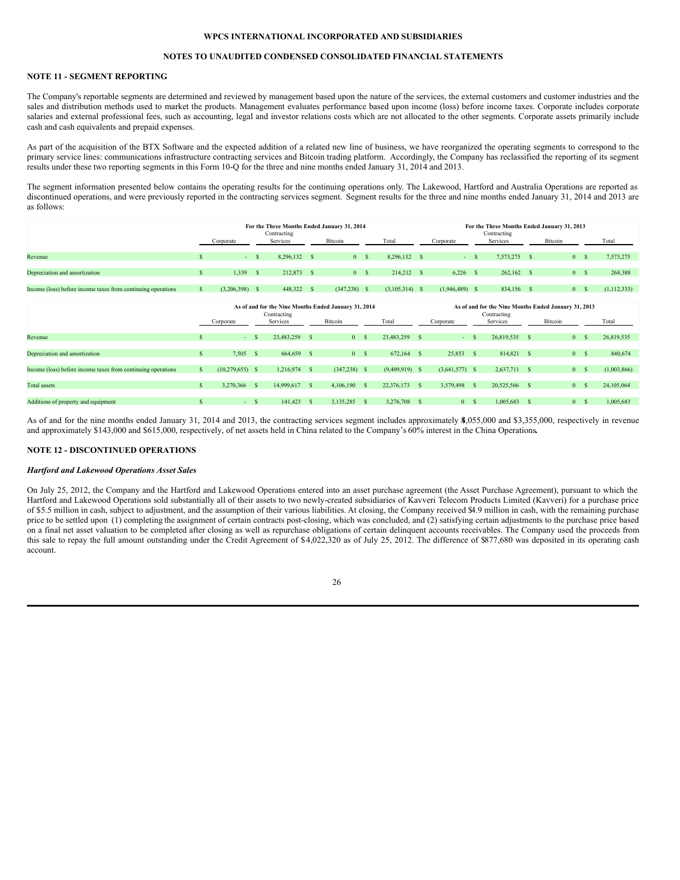WPCS INTERNATIONAL INCORPORATED AND SUBSIDIARIES

NOTES TO UNAUDITED CONDENSED CONSOLIDATED FINANCIAL STATEMENTS

## NOTE 11 - SEGMENT REPORTING

The Company's reportable segments are determined and reviewed by management based upon the nature of the services, the external customers and customer industries and the sales and distribution methods used to market the products. Management evaluates performance based upon income (loss) before income taxes. Corporate includes corporate salaries and external professional fees, such as accounting, legal and investor relations costs which are not allocated to the other segments. Corporate assets primarily include cash and cash equivalents and prepaid expenses.

As part of the acquisition of the BTX Software and the expected addition of a related new line of business, we have reorganized the operating segments to correspond to the primary service lines: communications infrastructure contracting services and Bitcoin trading platform. Accordingly, the Company has reclassified the reporting of its segment results under these two reporting segments in this Form 10-Q for the three and nine months ended January 31, 2014 and 2013.

The segment information presented below contains the operating results for the continuing operations only. The Lakewood, Hartford and Australia Operations are reported as discontinued operations, and were previously reported in the contracting services segment. Segment results for the three and nine months ended January 31, 2014 and 2013 are as follows:

| | For the Three Months Ended January 31, 2014 | | | | For the Three Months Ended January 31, 2013 | | | |
|---|---|---|---|---|---|---|---|---|
| | Corporate | Contracting Services | Bitcoin | Total | Corporate | Contracting Services | Bitcoin | Total |
| Revenue | $ - | $ 8,296,132 | $ 0 | $ 8,296,132 | $ - | $ 7,573,275 | $ 0 | $ 7,573,275 |
| Depreciation and amortization | $ 1,339 | $ 212,873 | $ 0 | $ 214,212 | $ 6,226 | $ 262,162 | $ 0 | $ 268,388 |
| Income (loss) before income taxes from continuing operations | $ (3,206,398) | $ 448,322 | $ (347,238) | $ (3,105,314) | $ (1,946,489) | $ 834,156 | $ 0 | $ (1,112,333) |

| | As of and for the Nine Months Ended January 31, 2014 | | | | As of and for the Nine Months Ended January 31, 2013 | | | |
|---|---|---|---|---|---|---|---|---|
| | Corporate | Contracting Services | Bitcoin | Total | Corporate | Contracting Services | Bitcoin | Total |
| Revenue | $ - | $ 23,483,259 | $ 0 | $ 23,483,259 | $ - | $ 26,819,535 | $ 0 | $ 26,819,535 |
| Depreciation and amortization | $ 7,505 | $ 664,659 | $ 0 | $ 672,164 | $ 25,853 | $ 814,821 | $ 0 | $ 840,674 |
| Income (loss) before income taxes from continuing operations | $ (10,279,655) | $ 1,216,974 | $ (347,238) | $ (9,409,919) | $ (3,641,577) | $ 2,637,711 | $ 0 | $ (1,003,866) |
| Total assets | $ 3,270,366 | $ 14,999,617 | $ 4,106,190 | $ 22,376,173 | $ 3,579,498 | $ 20,525,566 | $ 0 | $ 24,105,064 |
| Additions of property and equipment | $ - | $ 141,423 | $ 3,135,285 | $ 3,276,708 | $ 0 | $ 1,005,683 | $ 0 | $ 1,005,683 |

As of and for the nine months ended January 31, 2014 and 2013, the contracting services segment includes approximately $1,055,000 and $3,355,000, respectively in revenue and approximately $143,000 and $615,000, respectively, of net assets held in China related to the Company's 60% interest in the China Operations.

## NOTE 12 - DISCONTINUED OPERATIONS

### *Hartford and Lakewood Operations Asset Sales*

On July 25, 2012, the Company and the Hartford and Lakewood Operations entered into an asset purchase agreement (the Asset Purchase Agreement), pursuant to which the Hartford and Lakewood Operations sold substantially all of their assets to two newly-created subsidiaries of Kavveri Telecom Products Limited (Kavveri) for a purchase price of $5.5 million in cash, subject to adjustment, and the assumption of their various liabilities. At closing, the Company received $4.9 million in cash, with the remaining purchase price to be settled upon (1) completing the assignment of certain contracts post-closing, which was concluded, and (2) satisfying certain adjustments to the purchase price based on a final net asset valuation to be completed after closing as well as repurchase obligations of certain delinquent accounts receivables. The Company used the proceeds from this sale to repay the full amount outstanding under the Credit Agreement of $4,022,320 as of July 25, 2012. The difference of $877,680 was deposited in its operating cash account.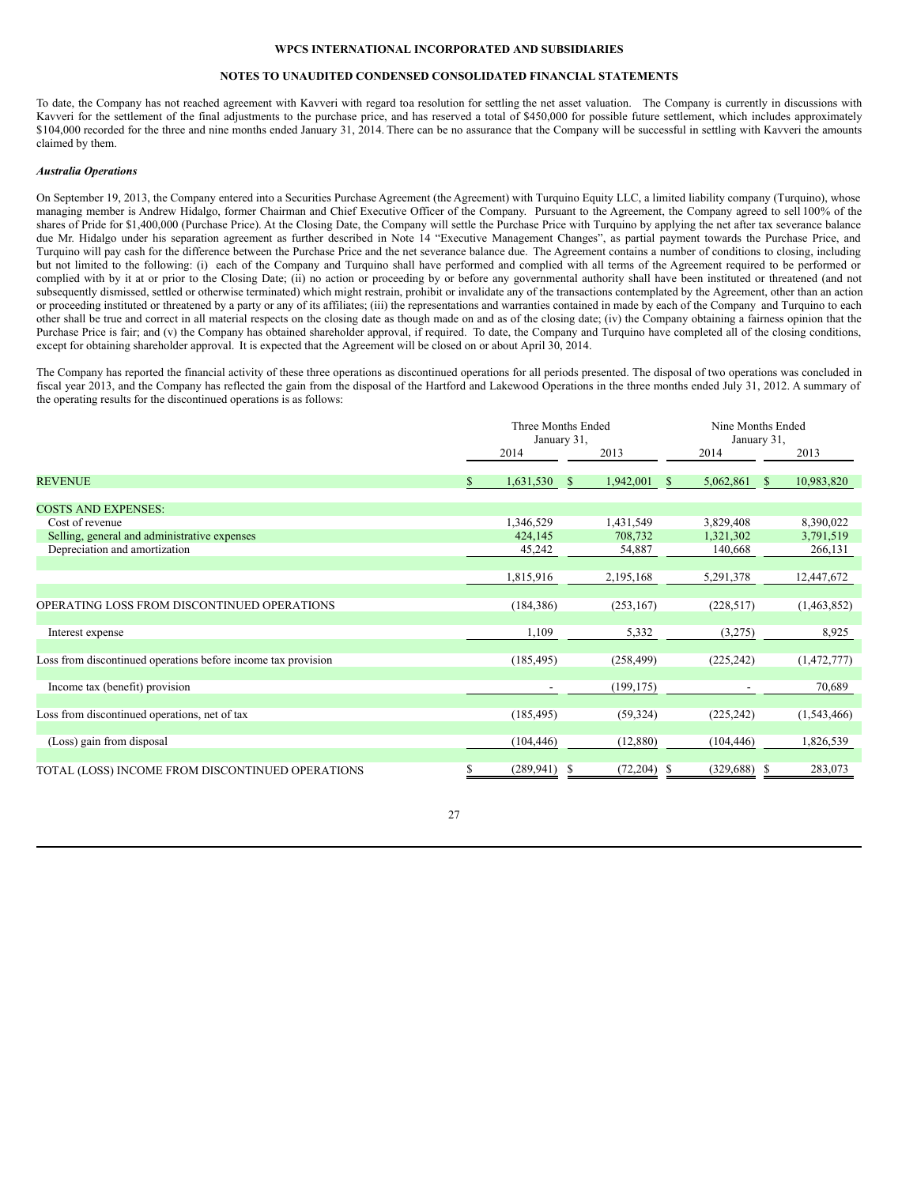To date, the Company has not reached agreement with Kavveri with regard toa resolution for settling the net asset valuation. The Company is currently in discussions with Kavveri for the settlement of the final adjustments to the purchase price, and has reserved a total of $450,000 for possible future settlement, which includes approximately $104,000 recorded for the three and nine months ended January 31, 2014. There can be no assurance that the Company will be successful in settling with Kavveri the amounts claimed by them.

***Australia Operations***

On September 19, 2013, the Company entered into a Securities Purchase Agreement (the Agreement) with Turquino Equity LLC, a limited liability company (Turquino), whose managing member is Andrew Hidalgo, former Chairman and Chief Executive Officer of the Company. Pursuant to the Agreement, the Company agreed to sell 100% of the shares of Pride for $1,400,000 (Purchase Price). At the Closing Date, the Company will settle the Purchase Price with Turquino by applying the net after tax severance balance due Mr. Hidalgo under his separation agreement as further described in Note 14 "Executive Management Changes", as partial payment towards the Purchase Price, and Turquino will pay cash for the difference between the Purchase Price and the net severance balance due. The Agreement contains a number of conditions to closing, including but not limited to the following: (i) each of the Company and Turquino shall have performed and complied with all terms of the Agreement required to be performed or complied with by it at or prior to the Closing Date; (ii) no action or proceeding by or before any governmental authority shall have been instituted or threatened (and not subsequently dismissed, settled or otherwise terminated) which might restrain, prohibit or invalidate any of the transactions contemplated by the Agreement, other than an action or proceeding instituted or threatened by a party or any of its affiliates; (iii) the representations and warranties contained in made by each of the Company and Turquino to each other shall be true and correct in all material respects on the closing date as though made on and as of the closing date; (iv) the Company obtaining a fairness opinion that the Purchase Price is fair; and (v) the Company has obtained shareholder approval, if required. To date, the Company and Turquino have completed all of the closing conditions, except for obtaining shareholder approval. It is expected that the Agreement will be closed on or about April 30, 2014.

The Company has reported the financial activity of these three operations as discontinued operations for all periods presented. The disposal of two operations was concluded in fiscal year 2013, and the Company has reflected the gain from the disposal of the Hartford and Lakewood Operations in the three months ended July 31, 2012. A summary of the operating results for the discontinued operations is as follows:

| | Three Months Ended January 31, | | Nine Months Ended January 31, | |
|---|---|---|---|---|
| | 2014 | 2013 | 2014 | 2013 |
| REVENUE | $ 1,631,530 | $ 1,942,001 | $ 5,062,861 | $ 10,983,820 |
| COSTS AND EXPENSES: | | | | |
| Cost of revenue | 1,346,529 | 1,431,549 | 3,829,408 | 8,390,022 |
| Selling, general and administrative expenses | 424,145 | 708,732 | 1,321,302 | 3,791,519 |
| Depreciation and amortization | 45,242 | 54,887 | 140,668 | 266,131 |
| | 1,815,916 | 2,195,168 | 5,291,378 | 12,447,672 |
| OPERATING LOSS FROM DISCONTINUED OPERATIONS | (184,386) | (253,167) | (228,517) | (1,463,852) |
| Interest expense | 1,109 | 5,332 | (3,275) | 8,925 |
| Loss from discontinued operations before income tax provision | (185,495) | (258,499) | (225,242) | (1,472,777) |
| Income tax (benefit) provision | - | (199,175) | - | 70,689 |
| Loss from discontinued operations, net of tax | (185,495) | (59,324) | (225,242) | (1,543,466) |
| (Loss) gain from disposal | (104,446) | (12,880) | (104,446) | 1,826,539 |
| TOTAL (LOSS) INCOME FROM DISCONTINUED OPERATIONS | $ (289,941) | $ (72,204) | $ (329,688) | $ 283,073 |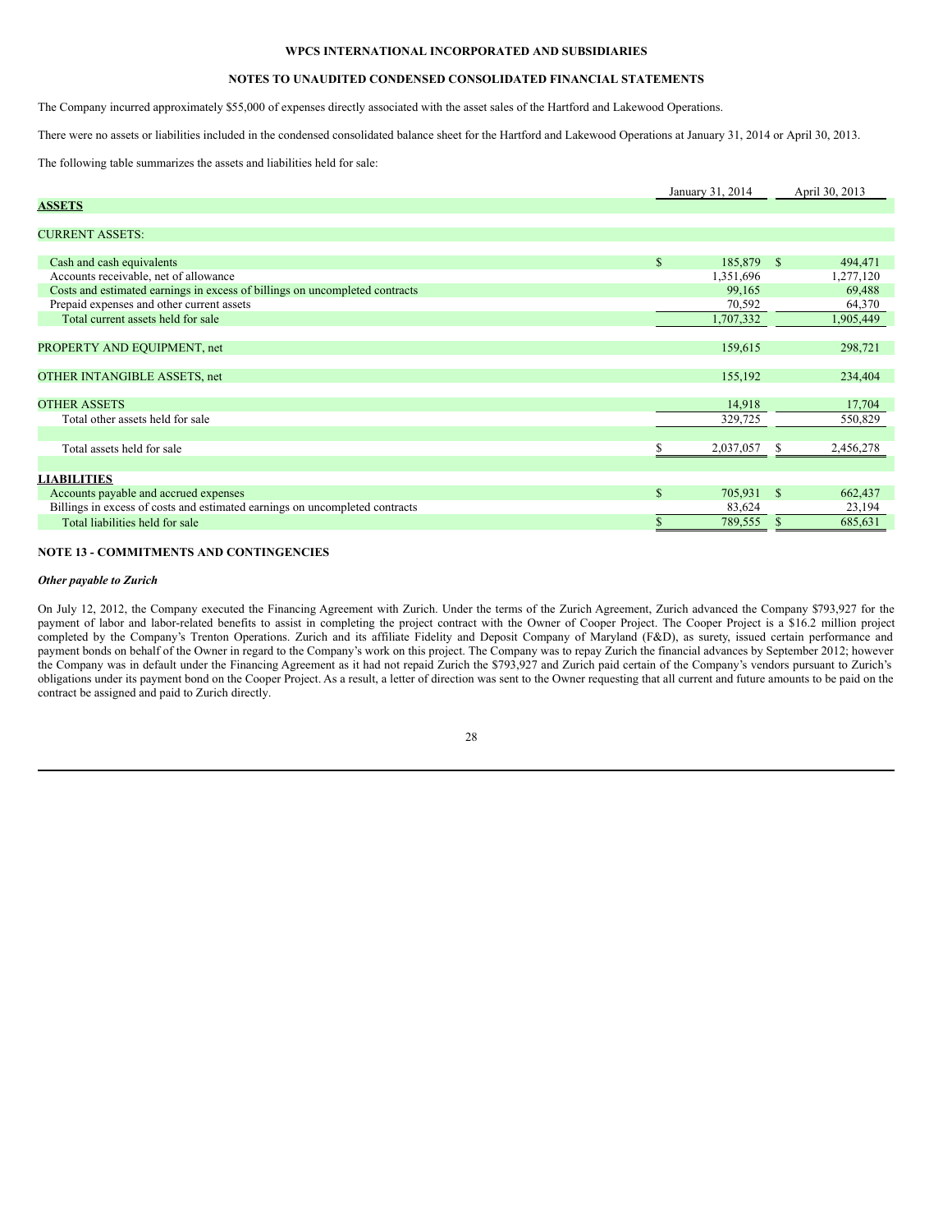The Company incurred approximately $55,000 of expenses directly associated with the asset sales of the Hartford and Lakewood Operations.

There were no assets or liabilities included in the condensed consolidated balance sheet for the Hartford and Lakewood Operations at January 31, 2014 or April 30, 2013.

The following table summarizes the assets and liabilities held for sale:

| | January 31, 2014 | April 30, 2013 |
|---|---|---|
| **ASSETS** | | |
| CURRENT ASSETS: | | |
| Cash and cash equivalents | $ 185,879 | $ 494,471 |
| Accounts receivable, net of allowance | 1,351,696 | 1,277,120 |
| Costs and estimated earnings in excess of billings on uncompleted contracts | 99,165 | 69,488 |
| Prepaid expenses and other current assets | 70,592 | 64,370 |
| Total current assets held for sale | 1,707,332 | 1,905,449 |
| PROPERTY AND EQUIPMENT, net | 159,615 | 298,721 |
| OTHER INTANGIBLE ASSETS, net | 155,192 | 234,404 |
| OTHER ASSETS | 14,918 | 17,704 |
| Total other assets held for sale | 329,725 | 550,829 |
| Total assets held for sale | $ 2,037,057 | $ 2,456,278 |
| **LIABILITIES** | | |
| Accounts payable and accrued expenses | $ 705,931 | $ 662,437 |
| Billings in excess of costs and estimated earnings on uncompleted contracts | 83,624 | 23,194 |
| Total liabilities held for sale | $ 789,555 | $ 685,631 |

## NOTE 13 - COMMITMENTS AND CONTINGENCIES

***Other payable to Zurich***

On July 12, 2012, the Company executed the Financing Agreement with Zurich. Under the terms of the Zurich Agreement, Zurich advanced the Company $793,927 for the payment of labor and labor-related benefits to assist in completing the project contract with the Owner of Cooper Project. The Cooper Project is a $16.2 million project completed by the Company's Trenton Operations. Zurich and its affiliate Fidelity and Deposit Company of Maryland (F&D), as surety, issued certain performance and payment bonds on behalf of the Owner in regard to the Company's work on this project. The Company was to repay Zurich the financial advances by September 2012; however the Company was in default under the Financing Agreement as it had not repaid Zurich the $793,927 and Zurich paid certain of the Company's vendors pursuant to Zurich's obligations under its payment bond on the Cooper Project. As a result, a letter of direction was sent to the Owner requesting that all current and future amounts to be paid on the contract be assigned and paid to Zurich directly.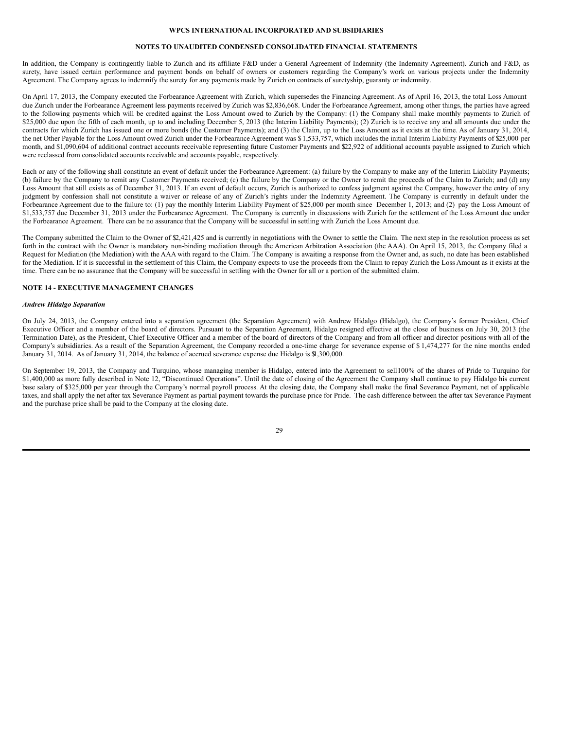In addition, the Company is contingently liable to Zurich and its affiliate F&D under a General Agreement of Indemnity (the Indemnity Agreement). Zurich and F&D, as surety, have issued certain performance and payment bonds on behalf of owners or customers regarding the Company's work on various projects under the Indemnity Agreement. The Company agrees to indemnify the surety for any payments made by Zurich on contracts of suretyship, guaranty or indemnity.

On April 17, 2013, the Company executed the Forbearance Agreement with Zurich, which supersedes the Financing Agreement. As of April 16, 2013, the total Loss Amount due Zurich under the Forbearance Agreement less payments received by Zurich was $2,836,668. Under the Forbearance Agreement, among other things, the parties have agreed to the following payments which will be credited against the Loss Amount owed to Zurich by the Company: (1) the Company shall make monthly payments to Zurich of $25,000 due upon the fifth of each month, up to and including December 5, 2013 (the Interim Liability Payments); (2) Zurich is to receive any and all amounts due under the contracts for which Zurich has issued one or more bonds (the Customer Payments); and (3) the Claim, up to the Loss Amount as it exists at the time. As of January 31, 2014, the net Other Payable for the Loss Amount owed Zurich under the Forbearance Agreement was $ 1,533,757, which includes the initial Interim Liability Payments of $25,000 per month, and $1,090,604 of additional contract accounts receivable representing future Customer Payments and $22,922 of additional accounts payable assigned to Zurich which were reclassed from consolidated accounts receivable and accounts payable, respectively.

Each or any of the following shall constitute an event of default under the Forbearance Agreement: (a) failure by the Company to make any of the Interim Liability Payments; (b) failure by the Company to remit any Customer Payments received; (c) the failure by the Company or the Owner to remit the proceeds of the Claim to Zurich; and (d) any Loss Amount that still exists as of December 31, 2013. If an event of default occurs, Zurich is authorized to confess judgment against the Company, however the entry of any judgment by confession shall not constitute a waiver or release of any of Zurich's rights under the Indemnity Agreement. The Company is currently in default under the Forbearance Agreement due to the failure to: (1) pay the monthly Interim Liability Payment of $25,000 per month since December 1, 2013; and (2) pay the Loss Amount of $1,533,757 due December 31, 2013 under the Forbearance Agreement. The Company is currently in discussions with Zurich for the settlement of the Loss Amount due under the Forbearance Agreement. There can be no assurance that the Company will be successful in settling with Zurich the Loss Amount due.

The Company submitted the Claim to the Owner of $2,421,425 and is currently in negotiations with the Owner to settle the Claim. The next step in the resolution process as set forth in the contract with the Owner is mandatory non-binding mediation through the American Arbitration Association (the AAA). On April 15, 2013, the Company filed a Request for Mediation (the Mediation) with the AAA with regard to the Claim. The Company is awaiting a response from the Owner and, as such, no date has been established for the Mediation. If it is successful in the settlement of this Claim, the Company expects to use the proceeds from the Claim to repay Zurich the Loss Amount as it exists at the time. There can be no assurance that the Company will be successful in settling with the Owner for all or a portion of the submitted claim.

## NOTE 14 - EXECUTIVE MANAGEMENT CHANGES

***Andrew Hidalgo Separation***

On July 24, 2013, the Company entered into a separation agreement (the Separation Agreement) with Andrew Hidalgo (Hidalgo), the Company's former President, Chief Executive Officer and a member of the board of directors. Pursuant to the Separation Agreement, Hidalgo resigned effective at the close of business on July 30, 2013 (the Termination Date), as the President, Chief Executive Officer and a member of the board of directors of the Company and from all officer and director positions with all of the Company's subsidiaries. As a result of the Separation Agreement, the Company recorded a one-time charge for severance expense of $ 1,474,277 for the nine months ended January 31, 2014. As of January 31, 2014, the balance of accrued severance expense due Hidalgo is $1,300,000.

On September 19, 2013, the Company and Turquino, whose managing member is Hidalgo, entered into the Agreement to sell100% of the shares of Pride to Turquino for $1,400,000 as more fully described in Note 12, "Discontinued Operations". Until the date of closing of the Agreement the Company shall continue to pay Hidalgo his current base salary of $325,000 per year through the Company's normal payroll process. At the closing date, the Company shall make the final Severance Payment, net of applicable taxes, and shall apply the net after tax Severance Payment as partial payment towards the purchase price for Pride. The cash difference between the after tax Severance Payment and the purchase price shall be paid to the Company at the closing date.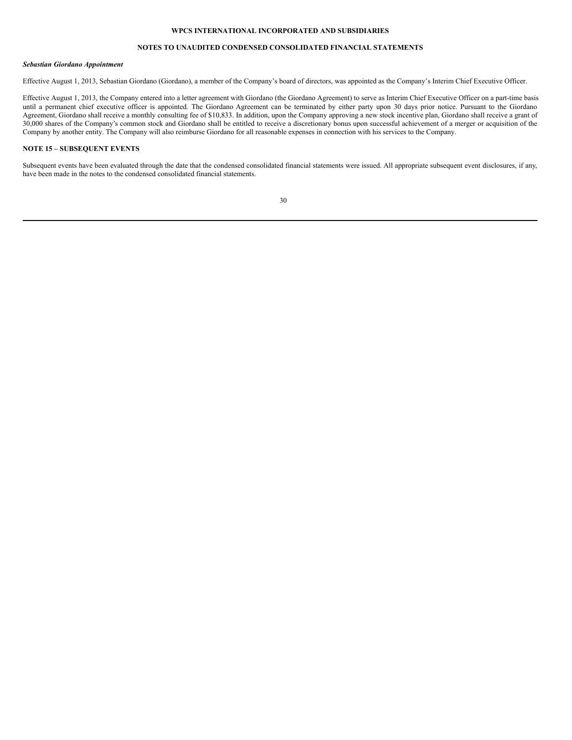***Sebastian Giordano Appointment***

Effective August 1, 2013, Sebastian Giordano (Giordano), a member of the Company's board of directors, was appointed as the Company's Interim Chief Executive Officer.

Effective August 1, 2013, the Company entered into a letter agreement with Giordano (the Giordano Agreement) to serve as Interim Chief Executive Officer on a part-time basis until a permanent chief executive officer is appointed. The Giordano Agreement can be terminated by either party upon 30 days prior notice. Pursuant to the Giordano Agreement, Giordano shall receive a monthly consulting fee of $10,833. In addition, upon the Company approving a new stock incentive plan, Giordano shall receive a grant of 30,000 shares of the Company's common stock and Giordano shall be entitled to receive a discretionary bonus upon successful achievement of a merger or acquisition of the Company by another entity. The Company will also reimburse Giordano for all reasonable expenses in connection with his services to the Company.

**NOTE 15 – SUBSEQUENT EVENTS**

Subsequent events have been evaluated through the date that the condensed consolidated financial statements were issued. All appropriate subsequent event disclosures, if any, have been made in the notes to the condensed consolidated financial statements.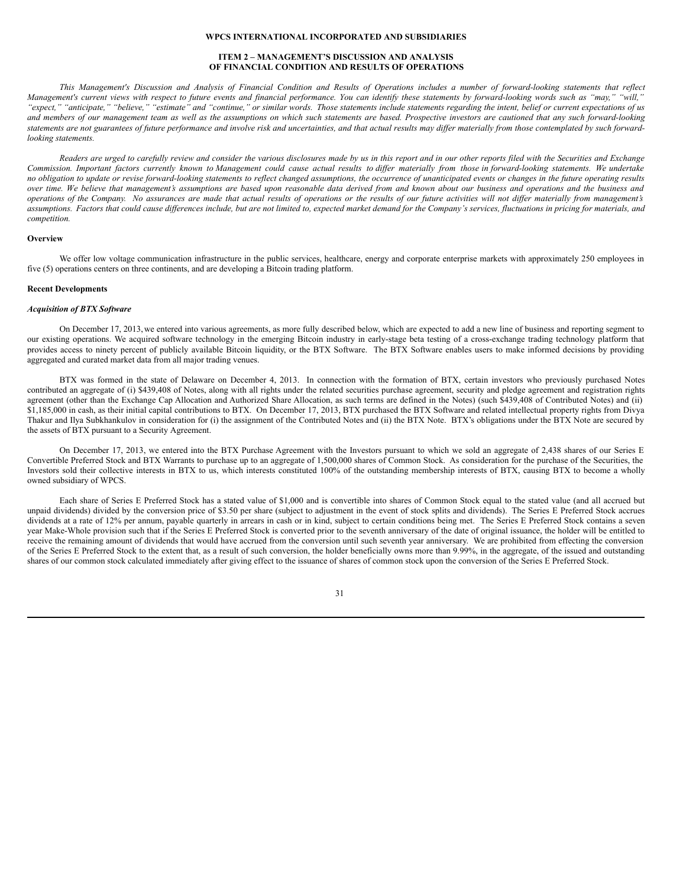**WPCS INTERNATIONAL INCORPORATED AND SUBSIDIARIES**

**ITEM 2 – MANAGEMENT'S DISCUSSION AND ANALYSIS OF FINANCIAL CONDITION AND RESULTS OF OPERATIONS**

*This Management's Discussion and Analysis of Financial Condition and Results of Operations includes a number of forward-looking statements that reflect Management's current views with respect to future events and financial performance. You can identify these statements by forward-looking words such as "may," "will," "expect," "anticipate," "believe," "estimate" and "continue," or similar words. Those statements include statements regarding the intent, belief or current expectations of us and members of our management team as well as the assumptions on which such statements are based. Prospective investors are cautioned that any such forward-looking statements are not guarantees of future performance and involve risk and uncertainties, and that actual results may differ materially from those contemplated by such forward-looking statements.*

*Readers are urged to carefully review and consider the various disclosures made by us in this report and in our other reports filed with the Securities and Exchange Commission. Important factors currently known to Management could cause actual results to differ materially from those in forward-looking statements. We undertake no obligation to update or revise forward-looking statements to reflect changed assumptions, the occurrence of unanticipated events or changes in the future operating results over time. We believe that management's assumptions are based upon reasonable data derived from and known about our business and operations and the business and operations of the Company. No assurances are made that actual results of operations or the results of our future activities will not differ materially from management's assumptions. Factors that could cause differences include, but are not limited to, expected market demand for the Company's services, fluctuations in pricing for materials, and competition.*

**Overview**

We offer low voltage communication infrastructure in the public services, healthcare, energy and corporate enterprise markets with approximately 250 employees in five (5) operations centers on three continents, and are developing a Bitcoin trading platform.

**Recent Developments**

***Acquisition of BTX Software***

On December 17, 2013, we entered into various agreements, as more fully described below, which are expected to add a new line of business and reporting segment to our existing operations. We acquired software technology in the emerging Bitcoin industry in early-stage beta testing of a cross-exchange trading technology platform that provides access to ninety percent of publicly available Bitcoin liquidity, or the BTX Software. The BTX Software enables users to make informed decisions by providing aggregated and curated market data from all major trading venues.

BTX was formed in the state of Delaware on December 4, 2013. In connection with the formation of BTX, certain investors who previously purchased Notes contributed an aggregate of (i) $439,408 of Notes, along with all rights under the related securities purchase agreement, security and pledge agreement and registration rights agreement (other than the Exchange Cap Allocation and Authorized Share Allocation, as such terms are defined in the Notes) (such $439,408 of Contributed Notes) and (ii) $1,185,000 in cash, as their initial capital contributions to BTX. On December 17, 2013, BTX purchased the BTX Software and related intellectual property rights from Divya Thakur and Ilya Subkhankulov in consideration for (i) the assignment of the Contributed Notes and (ii) the BTX Note. BTX's obligations under the BTX Note are secured by the assets of BTX pursuant to a Security Agreement.

On December 17, 2013, we entered into the BTX Purchase Agreement with the Investors pursuant to which we sold an aggregate of 2,438 shares of our Series E Convertible Preferred Stock and BTX Warrants to purchase up to an aggregate of 1,500,000 shares of Common Stock. As consideration for the purchase of the Securities, the Investors sold their collective interests in BTX to us, which interests constituted 100% of the outstanding membership interests of BTX, causing BTX to become a wholly owned subsidiary of WPCS.

Each share of Series E Preferred Stock has a stated value of $1,000 and is convertible into shares of Common Stock equal to the stated value (and all accrued but unpaid dividends) divided by the conversion price of $3.50 per share (subject to adjustment in the event of stock splits and dividends). The Series E Preferred Stock accrues dividends at a rate of 12% per annum, payable quarterly in arrears in cash or in kind, subject to certain conditions being met. The Series E Preferred Stock contains a seven year Make-Whole provision such that if the Series E Preferred Stock is converted prior to the seventh anniversary of the date of original issuance, the holder will be entitled to receive the remaining amount of dividends that would have accrued from the conversion until such seventh year anniversary. We are prohibited from effecting the conversion of the Series E Preferred Stock to the extent that, as a result of such conversion, the holder beneficially owns more than 9.99%, in the aggregate, of the issued and outstanding shares of our common stock calculated immediately after giving effect to the issuance of shares of common stock upon the conversion of the Series E Preferred Stock.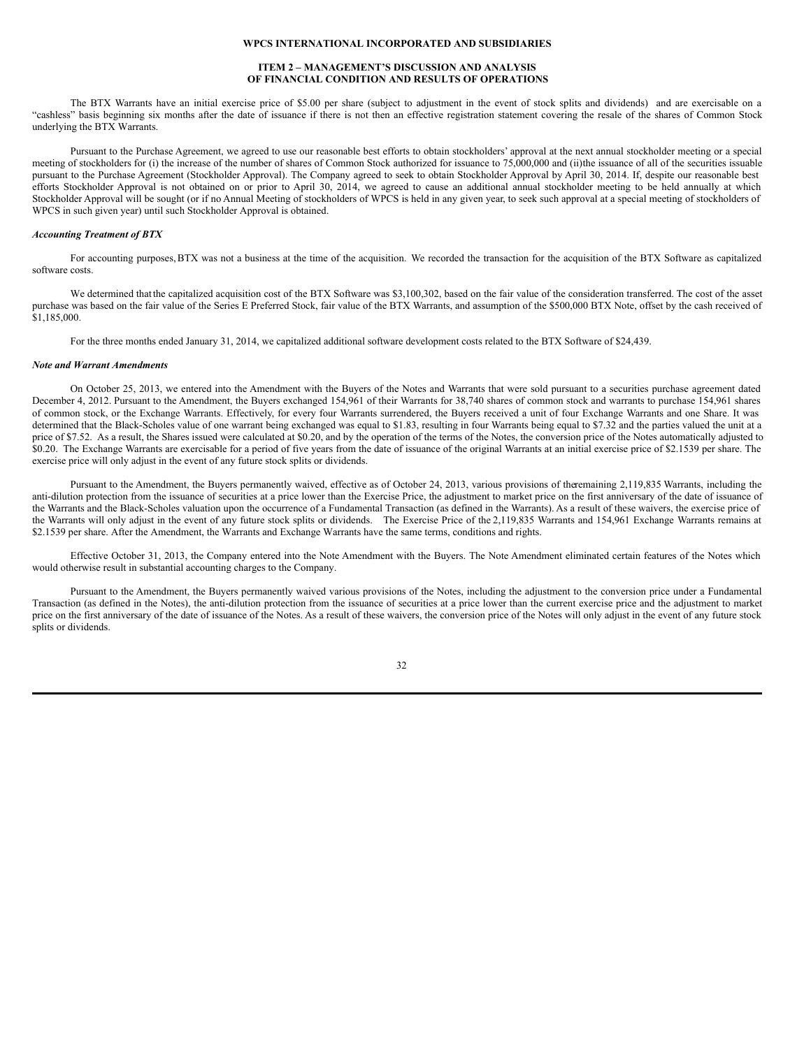The BTX Warrants have an initial exercise price of $5.00 per share (subject to adjustment in the event of stock splits and dividends) and are exercisable on a "cashless" basis beginning six months after the date of issuance if there is not then an effective registration statement covering the resale of the shares of Common Stock underlying the BTX Warrants.

Pursuant to the Purchase Agreement, we agreed to use our reasonable best efforts to obtain stockholders' approval at the next annual stockholder meeting or a special meeting of stockholders for (i) the increase of the number of shares of Common Stock authorized for issuance to 75,000,000 and (ii)the issuance of all of the securities issuable pursuant to the Purchase Agreement (Stockholder Approval). The Company agreed to seek to obtain Stockholder Approval by April 30, 2014. If, despite our reasonable best efforts Stockholder Approval is not obtained on or prior to April 30, 2014, we agreed to cause an additional annual stockholder meeting to be held annually at which Stockholder Approval will be sought (or if no Annual Meeting of stockholders of WPCS is held in any given year, to seek such approval at a special meeting of stockholders of WPCS in such given year) until such Stockholder Approval is obtained.

***Accounting Treatment of BTX***

For accounting purposes, BTX was not a business at the time of the acquisition. We recorded the transaction for the acquisition of the BTX Software as capitalized software costs.

We determined that the capitalized acquisition cost of the BTX Software was $3,100,302, based on the fair value of the consideration transferred. The cost of the asset purchase was based on the fair value of the Series E Preferred Stock, fair value of the BTX Warrants, and assumption of the $500,000 BTX Note, offset by the cash received of $1,185,000.

For the three months ended January 31, 2014, we capitalized additional software development costs related to the BTX Software of $24,439.

***Note and Warrant Amendments***

On October 25, 2013, we entered into the Amendment with the Buyers of the Notes and Warrants that were sold pursuant to a securities purchase agreement dated December 4, 2012. Pursuant to the Amendment, the Buyers exchanged 154,961 of their Warrants for 38,740 shares of common stock and warrants to purchase 154,961 shares of common stock, or the Exchange Warrants. Effectively, for every four Warrants surrendered, the Buyers received a unit of four Exchange Warrants and one Share. It was determined that the Black-Scholes value of one warrant being exchanged was equal to $1.83, resulting in four Warrants being equal to $7.32 and the parties valued the unit at a price of $7.52. As a result, the Shares issued were calculated at $0.20, and by the operation of the terms of the Notes, the conversion price of the Notes automatically adjusted to $0.20. The Exchange Warrants are exercisable for a period of five years from the date of issuance of the original Warrants at an initial exercise price of $2.1539 per share. The exercise price will only adjust in the event of any future stock splits or dividends.

Pursuant to the Amendment, the Buyers permanently waived, effective as of October 24, 2013, various provisions of the remaining 2,119,835 Warrants, including the anti-dilution protection from the issuance of securities at a price lower than the Exercise Price, the adjustment to market price on the first anniversary of the date of issuance of the Warrants and the Black-Scholes valuation upon the occurrence of a Fundamental Transaction (as defined in the Warrants). As a result of these waivers, the exercise price of the Warrants will only adjust in the event of any future stock splits or dividends. The Exercise Price of the 2,119,835 Warrants and 154,961 Exchange Warrants remains at $2.1539 per share. After the Amendment, the Warrants and Exchange Warrants have the same terms, conditions and rights.

Effective October 31, 2013, the Company entered into the Note Amendment with the Buyers. The Note Amendment eliminated certain features of the Notes which would otherwise result in substantial accounting charges to the Company.

Pursuant to the Amendment, the Buyers permanently waived various provisions of the Notes, including the adjustment to the conversion price under a Fundamental Transaction (as defined in the Notes), the anti-dilution protection from the issuance of securities at a price lower than the current exercise price and the adjustment to market price on the first anniversary of the date of issuance of the Notes. As a result of these waivers, the conversion price of the Notes will only adjust in the event of any future stock splits or dividends.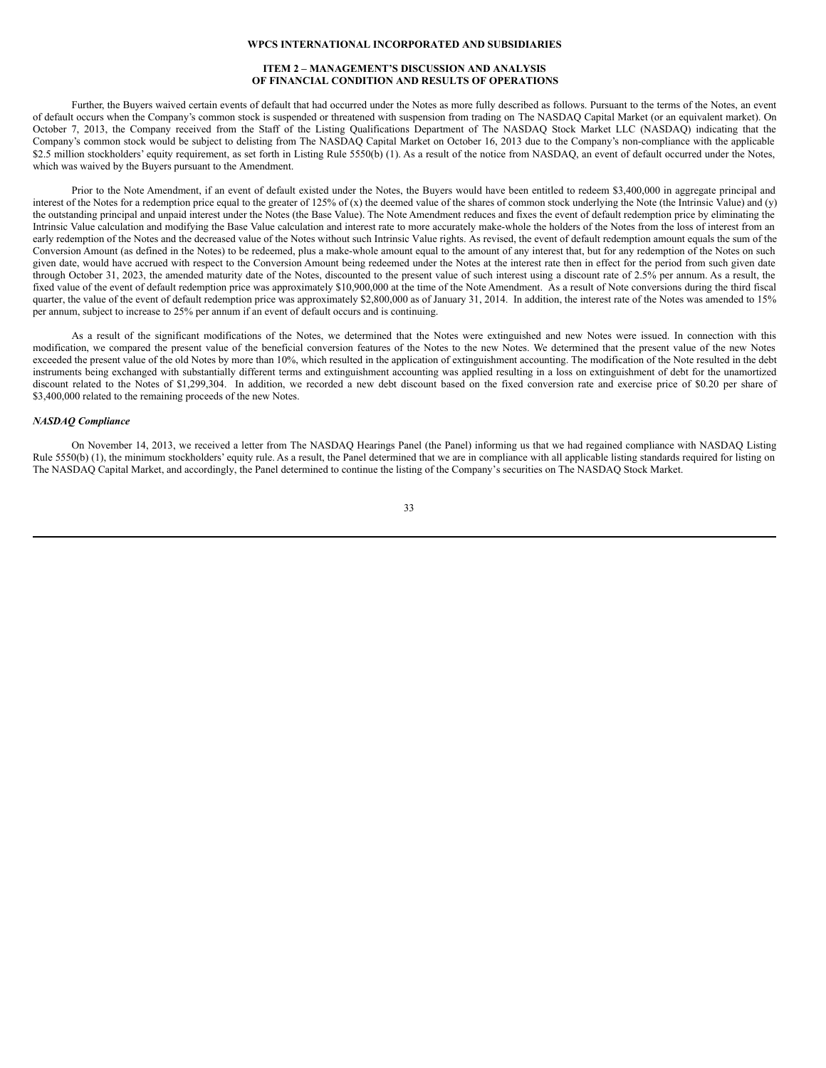Further, the Buyers waived certain events of default that had occurred under the Notes as more fully described as follows. Pursuant to the terms of the Notes, an event of default occurs when the Company's common stock is suspended or threatened with suspension from trading on The NASDAQ Capital Market (or an equivalent market). On October 7, 2013, the Company received from the Staff of the Listing Qualifications Department of The NASDAQ Stock Market LLC (NASDAQ) indicating that the Company's common stock would be subject to delisting from The NASDAQ Capital Market on October 16, 2013 due to the Company's non-compliance with the applicable $2.5 million stockholders' equity requirement, as set forth in Listing Rule 5550(b) (1). As a result of the notice from NASDAQ, an event of default occurred under the Notes, which was waived by the Buyers pursuant to the Amendment.

Prior to the Note Amendment, if an event of default existed under the Notes, the Buyers would have been entitled to redeem $3,400,000 in aggregate principal and interest of the Notes for a redemption price equal to the greater of 125% of (x) the deemed value of the shares of common stock underlying the Note (the Intrinsic Value) and (y) the outstanding principal and unpaid interest under the Notes (the Base Value). The Note Amendment reduces and fixes the event of default redemption price by eliminating the Intrinsic Value calculation and modifying the Base Value calculation and interest rate to more accurately make-whole the holders of the Notes from the loss of interest from an early redemption of the Notes and the decreased value of the Notes without such Intrinsic Value rights. As revised, the event of default redemption amount equals the sum of the Conversion Amount (as defined in the Notes) to be redeemed, plus a make-whole amount equal to the amount of any interest that, but for any redemption of the Notes on such given date, would have accrued with respect to the Conversion Amount being redeemed under the Notes at the interest rate then in effect for the period from such given date through October 31, 2023, the amended maturity date of the Notes, discounted to the present value of such interest using a discount rate of 2.5% per annum. As a result, the fixed value of the event of default redemption price was approximately $10,900,000 at the time of the Note Amendment. As a result of Note conversions during the third fiscal quarter, the value of the event of default redemption price was approximately $2,800,000 as of January 31, 2014. In addition, the interest rate of the Notes was amended to 15% per annum, subject to increase to 25% per annum if an event of default occurs and is continuing.

As a result of the significant modifications of the Notes, we determined that the Notes were extinguished and new Notes were issued. In connection with this modification, we compared the present value of the beneficial conversion features of the Notes to the new Notes. We determined that the present value of the new Notes exceeded the present value of the old Notes by more than 10%, which resulted in the application of extinguishment accounting. The modification of the Note resulted in the debt instruments being exchanged with substantially different terms and extinguishment accounting was applied resulting in a loss on extinguishment of debt for the unamortized discount related to the Notes of $1,299,304. In addition, we recorded a new debt discount based on the fixed conversion rate and exercise price of $0.20 per share of $3,400,000 related to the remaining proceeds of the new Notes.

***NASDAQ Compliance***

On November 14, 2013, we received a letter from The NASDAQ Hearings Panel (the Panel) informing us that we had regained compliance with NASDAQ Listing Rule 5550(b) (1), the minimum stockholders' equity rule. As a result, the Panel determined that we are in compliance with all applicable listing standards required for listing on The NASDAQ Capital Market, and accordingly, the Panel determined to continue the listing of the Company's securities on The NASDAQ Stock Market.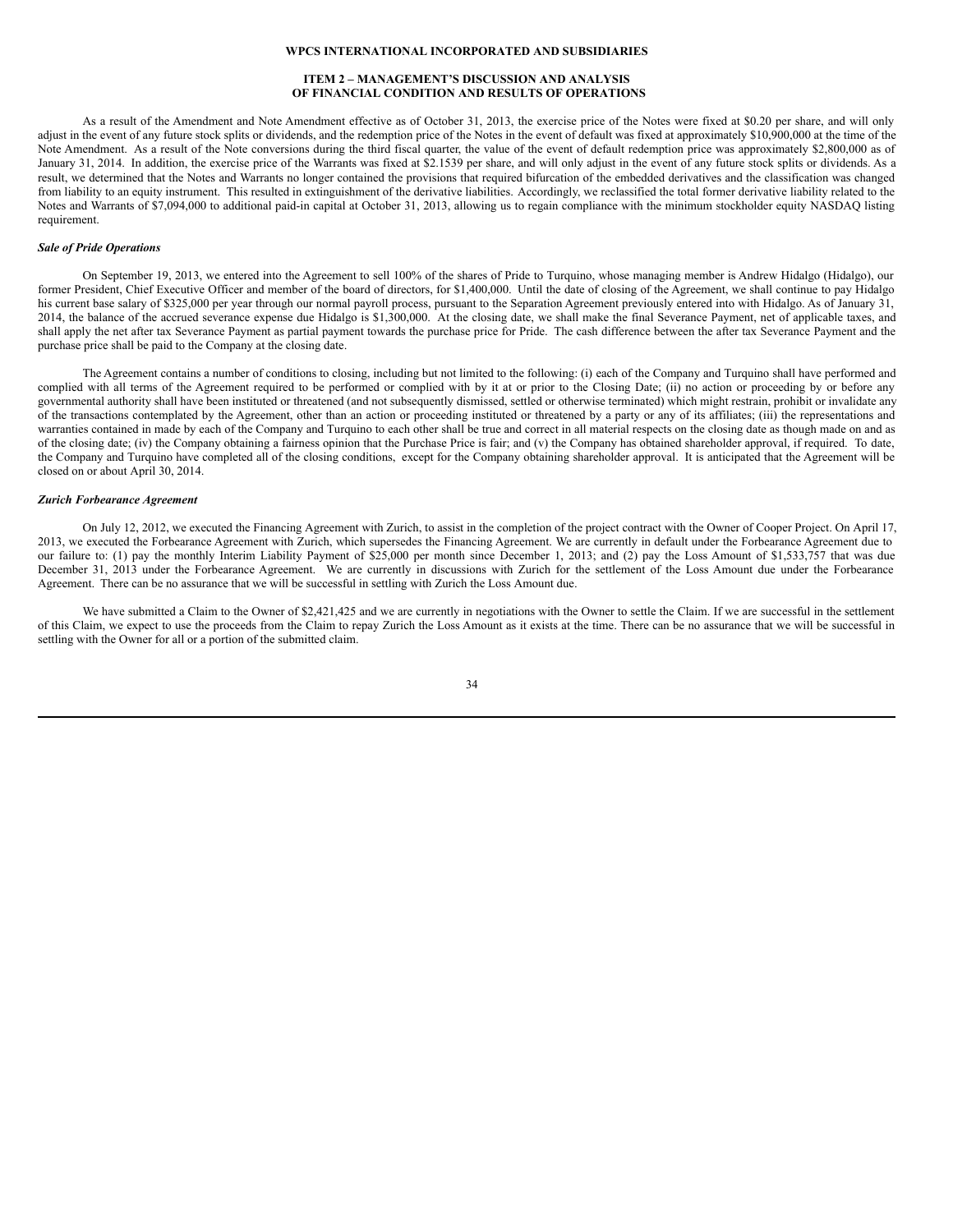As a result of the Amendment and Note Amendment effective as of October 31, 2013, the exercise price of the Notes were fixed at $0.20 per share, and will only adjust in the event of any future stock splits or dividends, and the redemption price of the Notes in the event of default was fixed at approximately $10,900,000 at the time of the Note Amendment. As a result of the Note conversions during the third fiscal quarter, the value of the event of default redemption price was approximately $2,800,000 as of January 31, 2014. In addition, the exercise price of the Warrants was fixed at $2.1539 per share, and will only adjust in the event of any future stock splits or dividends. As a result, we determined that the Notes and Warrants no longer contained the provisions that required bifurcation of the embedded derivatives and the classification was changed from liability to an equity instrument. This resulted in extinguishment of the derivative liabilities. Accordingly, we reclassified the total former derivative liability related to the Notes and Warrants of $7,094,000 to additional paid-in capital at October 31, 2013, allowing us to regain compliance with the minimum stockholder equity NASDAQ listing requirement.

***Sale of Pride Operations***

On September 19, 2013, we entered into the Agreement to sell 100% of the shares of Pride to Turquino, whose managing member is Andrew Hidalgo (Hidalgo), our former President, Chief Executive Officer and member of the board of directors, for $1,400,000. Until the date of closing of the Agreement, we shall continue to pay Hidalgo his current base salary of $325,000 per year through our normal payroll process, pursuant to the Separation Agreement previously entered into with Hidalgo. As of January 31, 2014, the balance of the accrued severance expense due Hidalgo is $1,300,000. At the closing date, we shall make the final Severance Payment, net of applicable taxes, and shall apply the net after tax Severance Payment as partial payment towards the purchase price for Pride. The cash difference between the after tax Severance Payment and the purchase price shall be paid to the Company at the closing date.

The Agreement contains a number of conditions to closing, including but not limited to the following: (i) each of the Company and Turquino shall have performed and complied with all terms of the Agreement required to be performed or complied with by it at or prior to the Closing Date; (ii) no action or proceeding by or before any governmental authority shall have been instituted or threatened (and not subsequently dismissed, settled or otherwise terminated) which might restrain, prohibit or invalidate any of the transactions contemplated by the Agreement, other than an action or proceeding instituted or threatened by a party or any of its affiliates; (iii) the representations and warranties contained in made by each of the Company and Turquino to each other shall be true and correct in all material respects on the closing date as though made on and as of the closing date; (iv) the Company obtaining a fairness opinion that the Purchase Price is fair; and (v) the Company has obtained shareholder approval, if required. To date, the Company and Turquino have completed all of the closing conditions, except for the Company obtaining shareholder approval. It is anticipated that the Agreement will be closed on or about April 30, 2014.

***Zurich Forbearance Agreement***

On July 12, 2012, we executed the Financing Agreement with Zurich, to assist in the completion of the project contract with the Owner of Cooper Project. On April 17, 2013, we executed the Forbearance Agreement with Zurich, which supersedes the Financing Agreement. We are currently in default under the Forbearance Agreement due to our failure to: (1) pay the monthly Interim Liability Payment of $25,000 per month since December 1, 2013; and (2) pay the Loss Amount of $1,533,757 that was due December 31, 2013 under the Forbearance Agreement. We are currently in discussions with Zurich for the settlement of the Loss Amount due under the Forbearance Agreement. There can be no assurance that we will be successful in settling with Zurich the Loss Amount due.

We have submitted a Claim to the Owner of $2,421,425 and we are currently in negotiations with the Owner to settle the Claim. If we are successful in the settlement of this Claim, we expect to use the proceeds from the Claim to repay Zurich the Loss Amount as it exists at the time. There can be no assurance that we will be successful in settling with the Owner for all or a portion of the submitted claim.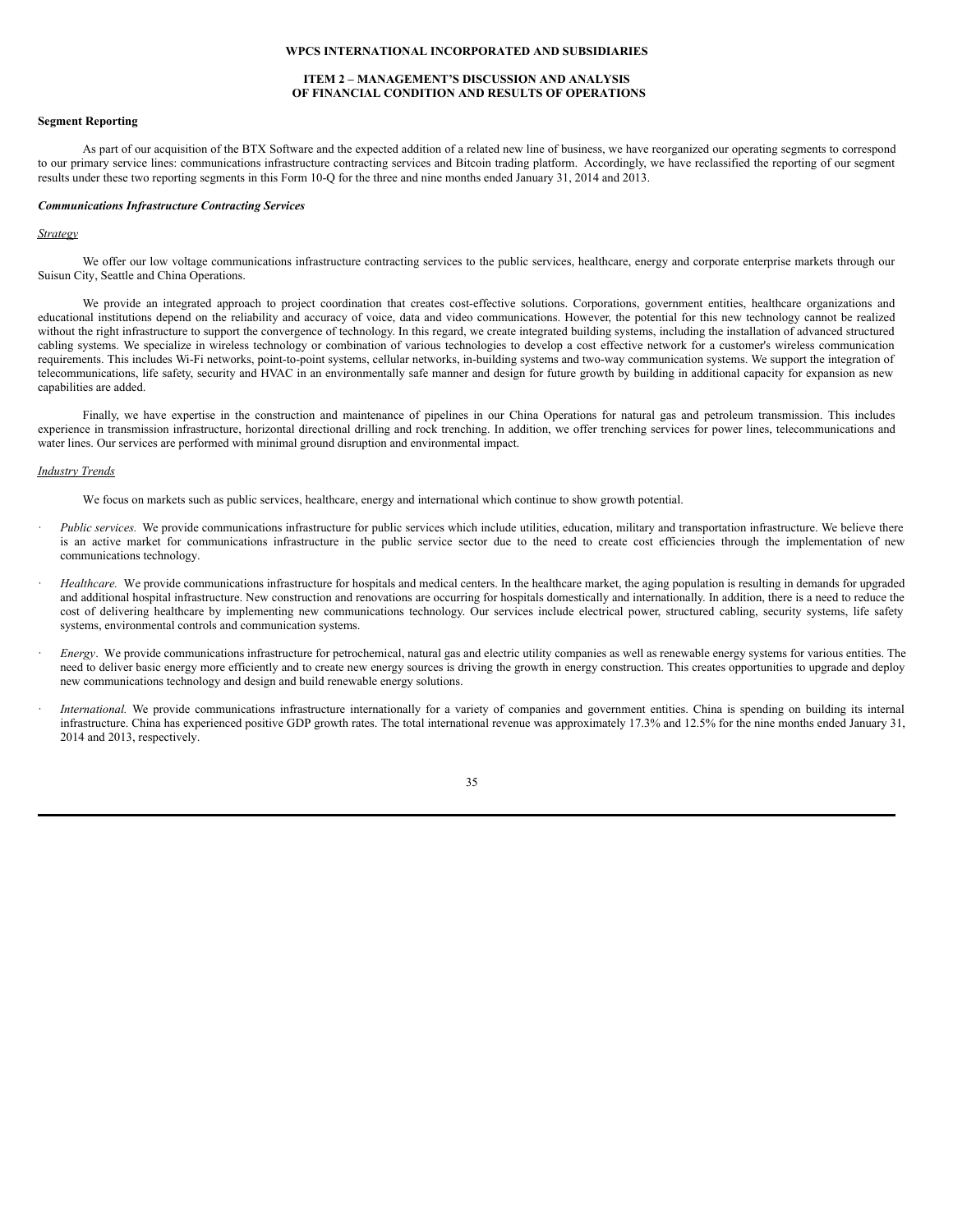**WPCS INTERNATIONAL INCORPORATED AND SUBSIDIARIES**

**ITEM 2 – MANAGEMENT'S DISCUSSION AND ANALYSIS OF FINANCIAL CONDITION AND RESULTS OF OPERATIONS**

**Segment Reporting**

As part of our acquisition of the BTX Software and the expected addition of a related new line of business, we have reorganized our operating segments to correspond to our primary service lines: communications infrastructure contracting services and Bitcoin trading platform. Accordingly, we have reclassified the reporting of our segment results under these two reporting segments in this Form 10-Q for the three and nine months ended January 31, 2014 and 2013.

***Communications Infrastructure Contracting Services***

*Strategy*

We offer our low voltage communications infrastructure contracting services to the public services, healthcare, energy and corporate enterprise markets through our Suisun City, Seattle and China Operations.

We provide an integrated approach to project coordination that creates cost-effective solutions. Corporations, government entities, healthcare organizations and educational institutions depend on the reliability and accuracy of voice, data and video communications. However, the potential for this new technology cannot be realized without the right infrastructure to support the convergence of technology. In this regard, we create integrated building systems, including the installation of advanced structured cabling systems. We specialize in wireless technology or combination of various technologies to develop a cost effective network for a customer's wireless communication requirements. This includes Wi-Fi networks, point-to-point systems, cellular networks, in-building systems and two-way communication systems. We support the integration of telecommunications, life safety, security and HVAC in an environmentally safe manner and design for future growth by building in additional capacity for expansion as new capabilities are added.

Finally, we have expertise in the construction and maintenance of pipelines in our China Operations for natural gas and petroleum transmission. This includes experience in transmission infrastructure, horizontal directional drilling and rock trenching. In addition, we offer trenching services for power lines, telecommunications and water lines. Our services are performed with minimal ground disruption and environmental impact.

*Industry Trends*

We focus on markets such as public services, healthcare, energy and international which continue to show growth potential.

- *Public services.* We provide communications infrastructure for public services which include utilities, education, military and transportation infrastructure. We believe there is an active market for communications infrastructure in the public service sector due to the need to create cost efficiencies through the implementation of new communications technology.
- *Healthcare.* We provide communications infrastructure for hospitals and medical centers. In the healthcare market, the aging population is resulting in demands for upgraded and additional hospital infrastructure. New construction and renovations are occurring for hospitals domestically and internationally. In addition, there is a need to reduce the cost of delivering healthcare by implementing new communications technology. Our services include electrical power, structured cabling, security systems, life safety systems, environmental controls and communication systems.
- *Energy*. We provide communications infrastructure for petrochemical, natural gas and electric utility companies as well as renewable energy systems for various entities. The need to deliver basic energy more efficiently and to create new energy sources is driving the growth in energy construction. This creates opportunities to upgrade and deploy new communications technology and design and build renewable energy solutions.
- *International.* We provide communications infrastructure internationally for a variety of companies and government entities. China is spending on building its internal infrastructure. China has experienced positive GDP growth rates. The total international revenue was approximately 17.3% and 12.5% for the nine months ended January 31, 2014 and 2013, respectively.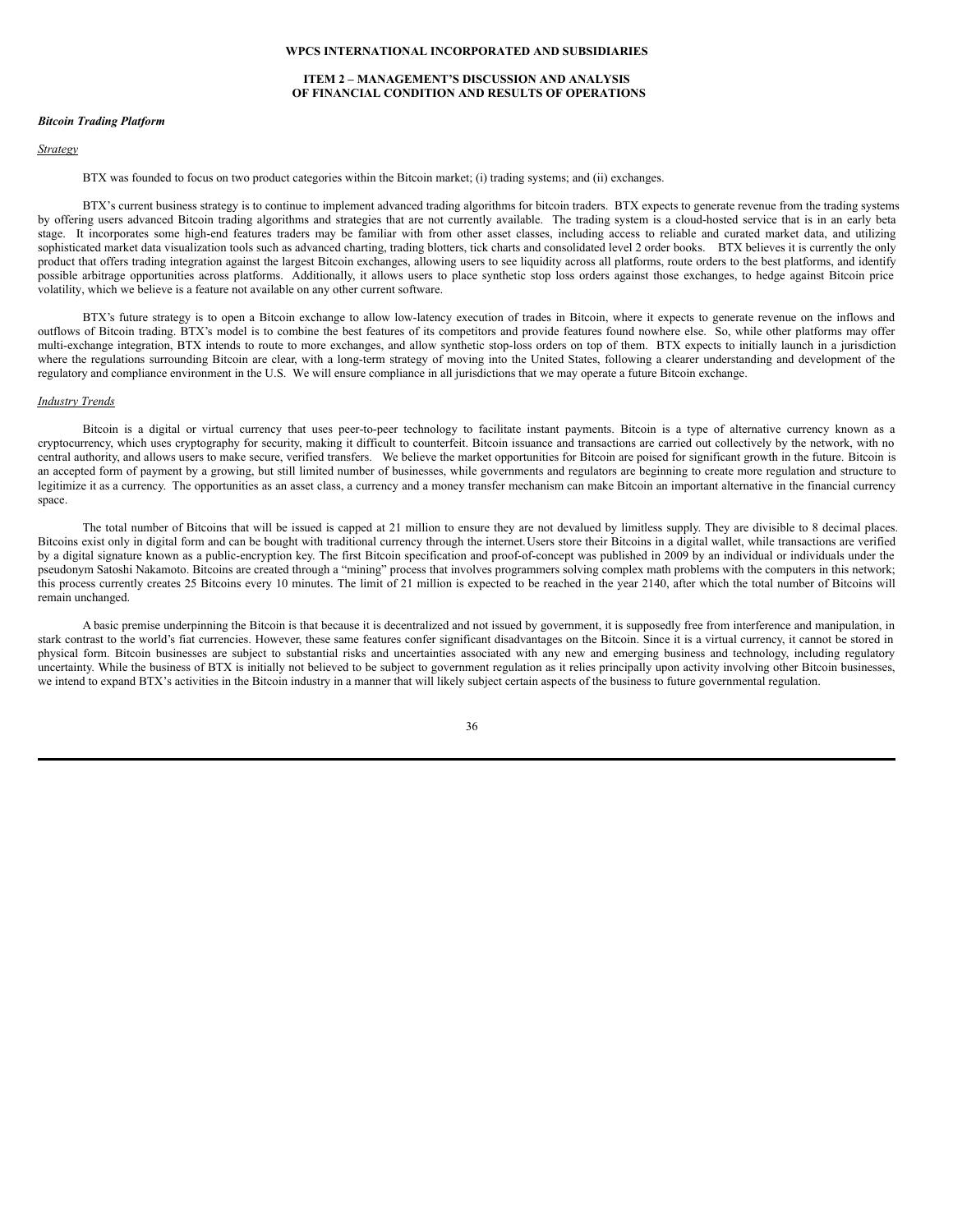**WPCS INTERNATIONAL INCORPORATED AND SUBSIDIARIES**

**ITEM 2 – MANAGEMENT'S DISCUSSION AND ANALYSIS OF FINANCIAL CONDITION AND RESULTS OF OPERATIONS**

***Bitcoin Trading Platform***

*Strategy*

BTX was founded to focus on two product categories within the Bitcoin market; (i) trading systems; and (ii) exchanges.

BTX's current business strategy is to continue to implement advanced trading algorithms for bitcoin traders. BTX expects to generate revenue from the trading systems by offering users advanced Bitcoin trading algorithms and strategies that are not currently available. The trading system is a cloud-hosted service that is in an early beta stage. It incorporates some high-end features traders may be familiar with from other asset classes, including access to reliable and curated market data, and utilizing sophisticated market data visualization tools such as advanced charting, trading blotters, tick charts and consolidated level 2 order books. BTX believes it is currently the only product that offers trading integration against the largest Bitcoin exchanges, allowing users to see liquidity across all platforms, route orders to the best platforms, and identify possible arbitrage opportunities across platforms. Additionally, it allows users to place synthetic stop loss orders against those exchanges, to hedge against Bitcoin price volatility, which we believe is a feature not available on any other current software.

BTX's future strategy is to open a Bitcoin exchange to allow low-latency execution of trades in Bitcoin, where it expects to generate revenue on the inflows and outflows of Bitcoin trading. BTX's model is to combine the best features of its competitors and provide features found nowhere else. So, while other platforms may offer multi-exchange integration, BTX intends to route to more exchanges, and allow synthetic stop-loss orders on top of them. BTX expects to initially launch in a jurisdiction where the regulations surrounding Bitcoin are clear, with a long-term strategy of moving into the United States, following a clearer understanding and development of the regulatory and compliance environment in the U.S. We will ensure compliance in all jurisdictions that we may operate a future Bitcoin exchange.

*Industry Trends*

Bitcoin is a digital or virtual currency that uses peer-to-peer technology to facilitate instant payments. Bitcoin is a type of alternative currency known as a cryptocurrency, which uses cryptography for security, making it difficult to counterfeit. Bitcoin issuance and transactions are carried out collectively by the network, with no central authority, and allows users to make secure, verified transfers. We believe the market opportunities for Bitcoin are poised for significant growth in the future. Bitcoin is an accepted form of payment by a growing, but still limited number of businesses, while governments and regulators are beginning to create more regulation and structure to legitimize it as a currency. The opportunities as an asset class, a currency and a money transfer mechanism can make Bitcoin an important alternative in the financial currency space.

The total number of Bitcoins that will be issued is capped at 21 million to ensure they are not devalued by limitless supply. They are divisible to 8 decimal places. Bitcoins exist only in digital form and can be bought with traditional currency through the internet. Users store their Bitcoins in a digital wallet, while transactions are verified by a digital signature known as a public-encryption key. The first Bitcoin specification and proof-of-concept was published in 2009 by an individual or individuals under the pseudonym Satoshi Nakamoto. Bitcoins are created through a "mining" process that involves programmers solving complex math problems with the computers in this network; this process currently creates 25 Bitcoins every 10 minutes. The limit of 21 million is expected to be reached in the year 2140, after which the total number of Bitcoins will remain unchanged.

A basic premise underpinning the Bitcoin is that because it is decentralized and not issued by government, it is supposedly free from interference and manipulation, in stark contrast to the world's fiat currencies. However, these same features confer significant disadvantages on the Bitcoin. Since it is a virtual currency, it cannot be stored in physical form. Bitcoin businesses are subject to substantial risks and uncertainties associated with any new and emerging business and technology, including regulatory uncertainty. While the business of BTX is initially not believed to be subject to government regulation as it relies principally upon activity involving other Bitcoin businesses, we intend to expand BTX's activities in the Bitcoin industry in a manner that will likely subject certain aspects of the business to future governmental regulation.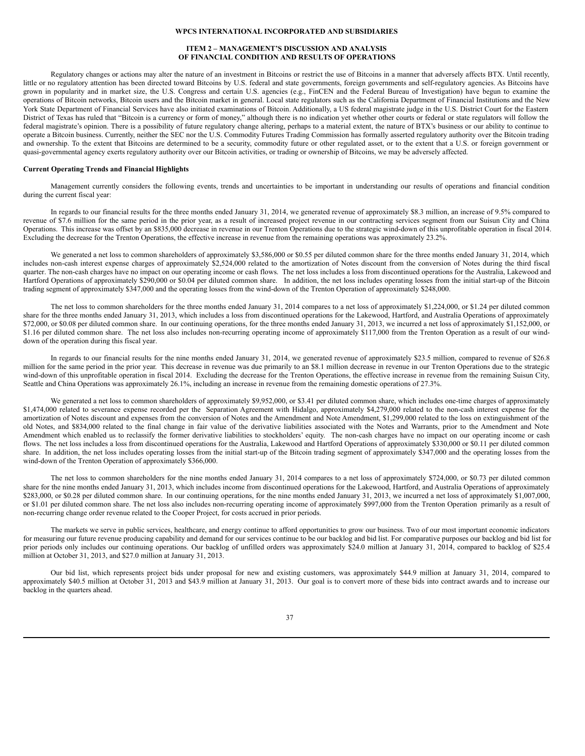Regulatory changes or actions may alter the nature of an investment in Bitcoins or restrict the use of Bitcoins in a manner that adversely affects BTX. Until recently, little or no regulatory attention has been directed toward Bitcoins by U.S. federal and state governments, foreign governments and self-regulatory agencies. As Bitcoins have grown in popularity and in market size, the U.S. Congress and certain U.S. agencies (e.g., FinCEN and the Federal Bureau of Investigation) have begun to examine the operations of Bitcoin networks, Bitcoin users and the Bitcoin market in general. Local state regulators such as the California Department of Financial Institutions and the New York State Department of Financial Services have also initiated examinations of Bitcoin. Additionally, a US federal magistrate judge in the U.S. District Court for the Eastern District of Texas has ruled that "Bitcoin is a currency or form of money," although there is no indication yet whether other courts or federal or state regulators will follow the federal magistrate's opinion. There is a possibility of future regulatory change altering, perhaps to a material extent, the nature of BTX's business or our ability to continue to operate a Bitcoin business. Currently, neither the SEC nor the U.S. Commodity Futures Trading Commission has formally asserted regulatory authority over the Bitcoin trading and ownership. To the extent that Bitcoins are determined to be a security, commodity future or other regulated asset, or to the extent that a U.S. or foreign government or quasi-governmental agency exerts regulatory authority over our Bitcoin activities, or trading or ownership of Bitcoins, we may be adversely affected.

**Current Operating Trends and Financial Highlights**

Management currently considers the following events, trends and uncertainties to be important in understanding our results of operations and financial condition during the current fiscal year:

In regards to our financial results for the three months ended January 31, 2014, we generated revenue of approximately $8.3 million, an increase of 9.5% compared to revenue of $7.6 million for the same period in the prior year, as a result of increased project revenue in our contracting services segment from our Suisun City and China Operations. This increase was offset by an $835,000 decrease in revenue in our Trenton Operations due to the strategic wind-down of this unprofitable operation in fiscal 2014. Excluding the decrease for the Trenton Operations, the effective increase in revenue from the remaining operations was approximately 23.2%.

We generated a net loss to common shareholders of approximately $3,586,000 or $0.55 per diluted common share for the three months ended January 31, 2014, which includes non-cash interest expense charges of approximately $2,524,000 related to the amortization of Notes discount from the conversion of Notes during the third fiscal quarter. The non-cash charges have no impact on our operating income or cash flows. The net loss includes a loss from discontinued operations for the Australia, Lakewood and Hartford Operations of approximately $290,000 or $0.04 per diluted common share. In addition, the net loss includes operating losses from the initial start-up of the Bitcoin trading segment of approximately $347,000 and the operating losses from the wind-down of the Trenton Operation of approximately $248,000.

The net loss to common shareholders for the three months ended January 31, 2014 compares to a net loss of approximately $1,224,000, or $1.24 per diluted common share for the three months ended January 31, 2013, which includes a loss from discontinued operations for the Lakewood, Hartford, and Australia Operations of approximately $72,000, or $0.08 per diluted common share. In our continuing operations, for the three months ended January 31, 2013, we incurred a net loss of approximately $1,152,000, or $1.16 per diluted common share. The net loss also includes non-recurring operating income of approximately $117,000 from the Trenton Operation as a result of our wind-down of the operation during this fiscal year.

In regards to our financial results for the nine months ended January 31, 2014, we generated revenue of approximately $23.5 million, compared to revenue of $26.8 million for the same period in the prior year. This decrease in revenue was due primarily to an $8.1 million decrease in revenue in our Trenton Operations due to the strategic wind-down of this unprofitable operation in fiscal 2014. Excluding the decrease for the Trenton Operations, the effective increase in revenue from the remaining Suisun City, Seattle and China Operations was approximately 26.1%, including an increase in revenue from the remaining domestic operations of 27.3%.

We generated a net loss to common shareholders of approximately $9,952,000, or $3.41 per diluted common share, which includes one-time charges of approximately $1,474,000 related to severance expense recorded per the Separation Agreement with Hidalgo, approximately $4,279,000 related to the non-cash interest expense for the amortization of Notes discount and expenses from the conversion of Notes and the Amendment and Note Amendment, $1,299,000 related to the loss on extinguishment of the old Notes, and $834,000 related to the final change in fair value of the derivative liabilities associated with the Notes and Warrants, prior to the Amendment and Note Amendment which enabled us to reclassify the former derivative liabilities to stockholders' equity. The non-cash charges have no impact on our operating income or cash flows. The net loss includes a loss from discontinued operations for the Australia, Lakewood and Hartford Operations of approximately $330,000 or $0.11 per diluted common share. In addition, the net loss includes operating losses from the initial start-up of the Bitcoin trading segment of approximately $347,000 and the operating losses from the wind-down of the Trenton Operation of approximately $366,000.

The net loss to common shareholders for the nine months ended January 31, 2014 compares to a net loss of approximately $724,000, or $0.73 per diluted common share for the nine months ended January 31, 2013, which includes income from discontinued operations for the Lakewood, Hartford, and Australia Operations of approximately $283,000, or $0.28 per diluted common share. In our continuing operations, for the nine months ended January 31, 2013, we incurred a net loss of approximately $1,007,000, or $1.01 per diluted common share. The net loss also includes non-recurring operating income of approximately $997,000 from the Trenton Operation primarily as a result of non-recurring change order revenue related to the Cooper Project, for costs accrued in prior periods.

The markets we serve in public services, healthcare, and energy continue to afford opportunities to grow our business. Two of our most important economic indicators for measuring our future revenue producing capability and demand for our services continue to be our backlog and bid list. For comparative purposes our backlog and bid list for prior periods only includes our continuing operations. Our backlog of unfilled orders was approximately $24.0 million at January 31, 2014, compared to backlog of $25.4 million at October 31, 2013, and $27.0 million at January 31, 2013.

Our bid list, which represents project bids under proposal for new and existing customers, was approximately $44.9 million at January 31, 2014, compared to approximately $40.5 million at October 31, 2013 and $43.9 million at January 31, 2013. Our goal is to convert more of these bids into contract awards and to increase our backlog in the quarters ahead.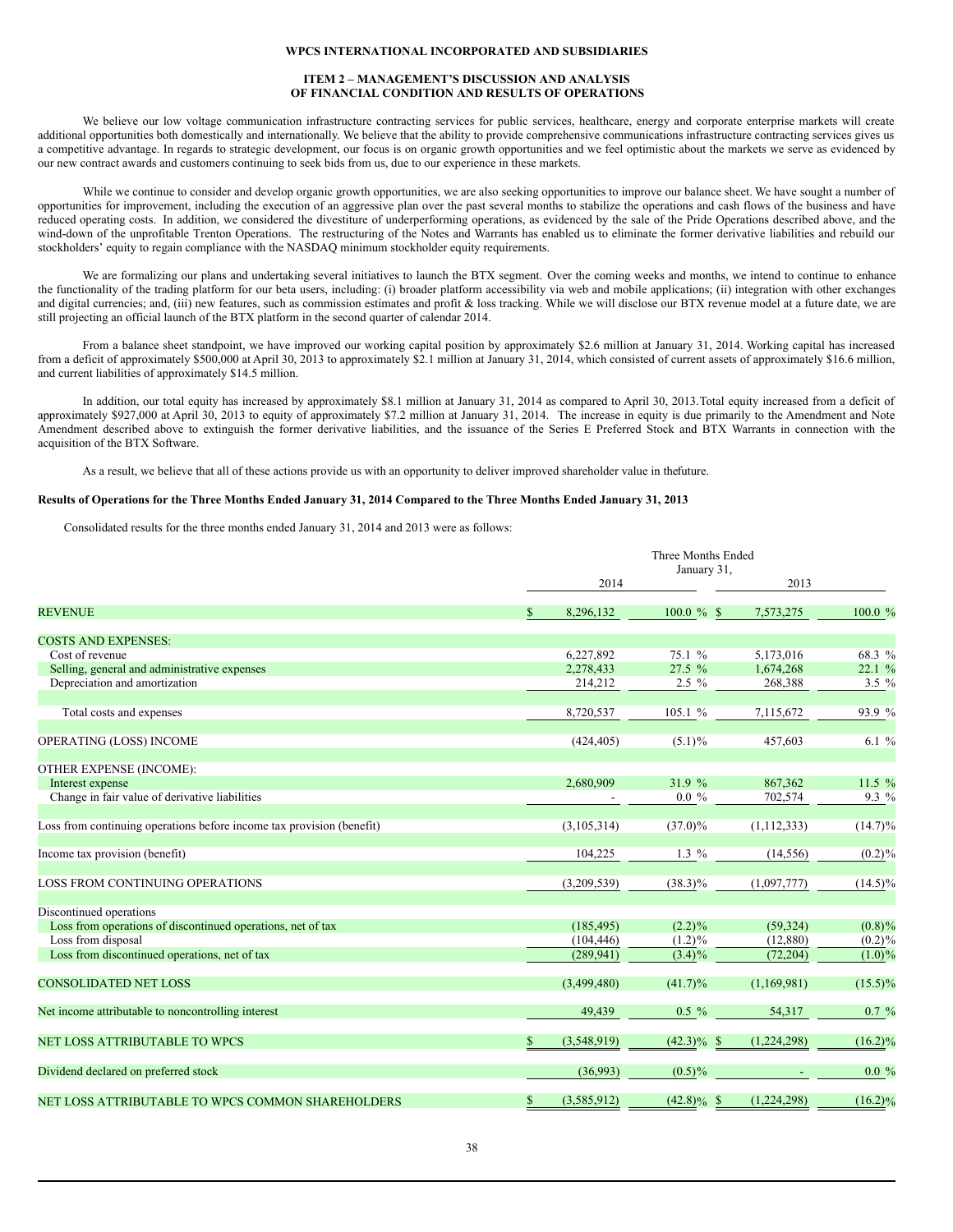**WPCS INTERNATIONAL INCORPORATED AND SUBSIDIARIES**

**ITEM 2 – MANAGEMENT'S DISCUSSION AND ANALYSIS OF FINANCIAL CONDITION AND RESULTS OF OPERATIONS**

We believe our low voltage communication infrastructure contracting services for public services, healthcare, energy and corporate enterprise markets will create additional opportunities both domestically and internationally. We believe that the ability to provide comprehensive communications infrastructure contracting services gives us a competitive advantage. In regards to strategic development, our focus is on organic growth opportunities and we feel optimistic about the markets we serve as evidenced by our new contract awards and customers continuing to seek bids from us, due to our experience in these markets.

While we continue to consider and develop organic growth opportunities, we are also seeking opportunities to improve our balance sheet. We have sought a number of opportunities for improvement, including the execution of an aggressive plan over the past several months to stabilize the operations and cash flows of the business and have reduced operating costs. In addition, we considered the divestiture of underperforming operations, as evidenced by the sale of the Pride Operations described above, and the wind-down of the unprofitable Trenton Operations. The restructuring of the Notes and Warrants has enabled us to eliminate the former derivative liabilities and rebuild our stockholders' equity to regain compliance with the NASDAQ minimum stockholder equity requirements.

We are formalizing our plans and undertaking several initiatives to launch the BTX segment. Over the coming weeks and months, we intend to continue to enhance the functionality of the trading platform for our beta users, including: (i) broader platform accessibility via web and mobile applications; (ii) integration with other exchanges and digital currencies; and, (iii) new features, such as commission estimates and profit & loss tracking. While we will disclose our BTX revenue model at a future date, we are still projecting an official launch of the BTX platform in the second quarter of calendar 2014.

From a balance sheet standpoint, we have improved our working capital position by approximately $2.6 million at January 31, 2014. Working capital has increased from a deficit of approximately $500,000 at April 30, 2013 to approximately $2.1 million at January 31, 2014, which consisted of current assets of approximately $16.6 million, and current liabilities of approximately $14.5 million.

In addition, our total equity has increased by approximately $8.1 million at January 31, 2014 as compared to April 30, 2013.Total equity increased from a deficit of approximately $927,000 at April 30, 2013 to equity of approximately $7.2 million at January 31, 2014. The increase in equity is due primarily to the Amendment and Note Amendment described above to extinguish the former derivative liabilities, and the issuance of the Series E Preferred Stock and BTX Warrants in connection with the acquisition of the BTX Software.

As a result, we believe that all of these actions provide us with an opportunity to deliver improved shareholder value in thefuture.

**Results of Operations for the Three Months Ended January 31, 2014 Compared to the Three Months Ended January 31, 2013**

Consolidated results for the three months ended January 31, 2014 and 2013 were as follows:

| | Three Months Ended January 31, | | | |
|---|---|---|---|---|
| | 2014 | | 2013 | |
| REVENUE | $ 8,296,132 | 100.0 % | $ 7,573,275 | 100.0 % |
| COSTS AND EXPENSES: | | | | |
| Cost of revenue | 6,227,892 | 75.1 % | 5,173,016 | 68.3 % |
| Selling, general and administrative expenses | 2,278,433 | 27.5 % | 1,674,268 | 22.1 % |
| Depreciation and amortization | 214,212 | 2.5 % | 268,388 | 3.5 % |
| Total costs and expenses | 8,720,537 | 105.1 % | 7,115,672 | 93.9 % |
| OPERATING (LOSS) INCOME | (424,405) | (5.1)% | 457,603 | 6.1 % |
| OTHER EXPENSE (INCOME): | | | | |
| Interest expense | 2,680,909 | 31.9 % | 867,362 | 11.5 % |
| Change in fair value of derivative liabilities | - | 0.0 % | 702,574 | 9.3 % |
| Loss from continuing operations before income tax provision (benefit) | (3,105,314) | (37.0)% | (1,112,333) | (14.7)% |
| Income tax provision (benefit) | 104,225 | 1.3 % | (14,556) | (0.2)% |
| LOSS FROM CONTINUING OPERATIONS | (3,209,539) | (38.3)% | (1,097,777) | (14.5)% |
| Discontinued operations | | | | |
| Loss from operations of discontinued operations, net of tax | (185,495) | (2.2)% | (59,324) | (0.8)% |
| Loss from disposal | (104,446) | (1.2)% | (12,880) | (0.2)% |
| Loss from discontinued operations, net of tax | (289,941) | (3.4)% | (72,204) | (1.0)% |
| CONSOLIDATED NET LOSS | (3,499,480) | (41.7)% | (1,169,981) | (15.5)% |
| Net income attributable to noncontrolling interest | 49,439 | 0.5 % | 54,317 | 0.7 % |
| NET LOSS ATTRIBUTABLE TO WPCS | $ (3,548,919) | (42.3)% | $ (1,224,298) | (16.2)% |
| Dividend declared on preferred stock | (36,993) | (0.5)% | - | 0.0 % |
| NET LOSS ATTRIBUTABLE TO WPCS COMMON SHAREHOLDERS | $ (3,585,912) | (42.8)% | $ (1,224,298) | (16.2)% |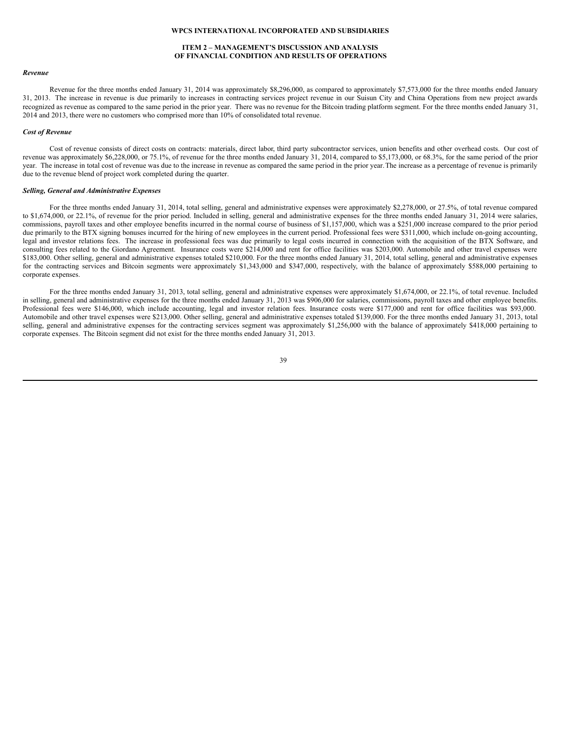# WPCS INTERNATIONAL INCORPORATED AND SUBSIDIARIES

## ITEM 2 – MANAGEMENT'S DISCUSSION AND ANALYSIS OF FINANCIAL CONDITION AND RESULTS OF OPERATIONS

***Revenue***

Revenue for the three months ended January 31, 2014 was approximately $8,296,000, as compared to approximately $7,573,000 for the three months ended January 31, 2013. The increase in revenue is due primarily to increases in contracting services project revenue in our Suisun City and China Operations from new project awards recognized as revenue as compared to the same period in the prior year. There was no revenue for the Bitcoin trading platform segment. For the three months ended January 31, 2014 and 2013, there were no customers who comprised more than 10% of consolidated total revenue.

***Cost of Revenue***

Cost of revenue consists of direct costs on contracts: materials, direct labor, third party subcontractor services, union benefits and other overhead costs. Our cost of revenue was approximately $6,228,000, or 75.1%, of revenue for the three months ended January 31, 2014, compared to $5,173,000, or 68.3%, for the same period of the prior year. The increase in total cost of revenue was due to the increase in revenue as compared the same period in the prior year. The increase as a percentage of revenue is primarily due to the revenue blend of project work completed during the quarter.

***Selling, General and Administrative Expenses***

For the three months ended January 31, 2014, total selling, general and administrative expenses were approximately $2,278,000, or 27.5%, of total revenue compared to $1,674,000, or 22.1%, of revenue for the prior period. Included in selling, general and administrative expenses for the three months ended January 31, 2014 were salaries, commissions, payroll taxes and other employee benefits incurred in the normal course of business of $1,157,000, which was a $251,000 increase compared to the prior period due primarily to the BTX signing bonuses incurred for the hiring of new employees in the current period. Professional fees were $311,000, which include on-going accounting, legal and investor relations fees. The increase in professional fees was due primarily to legal costs incurred in connection with the acquisition of the BTX Software, and consulting fees related to the Giordano Agreement. Insurance costs were $214,000 and rent for office facilities was $203,000. Automobile and other travel expenses were $183,000. Other selling, general and administrative expenses totaled $210,000. For the three months ended January 31, 2014, total selling, general and administrative expenses for the contracting services and Bitcoin segments were approximately $1,343,000 and $347,000, respectively, with the balance of approximately $588,000 pertaining to corporate expenses.

For the three months ended January 31, 2013, total selling, general and administrative expenses were approximately $1,674,000, or 22.1%, of total revenue. Included in selling, general and administrative expenses for the three months ended January 31, 2013 was $906,000 for salaries, commissions, payroll taxes and other employee benefits. Professional fees were $146,000, which include accounting, legal and investor relation fees. Insurance costs were $177,000 and rent for office facilities was $93,000. Automobile and other travel expenses were $213,000. Other selling, general and administrative expenses totaled $139,000. For the three months ended January 31, 2013, total selling, general and administrative expenses for the contracting services segment was approximately $1,256,000 with the balance of approximately $418,000 pertaining to corporate expenses. The Bitcoin segment did not exist for the three months ended January 31, 2013.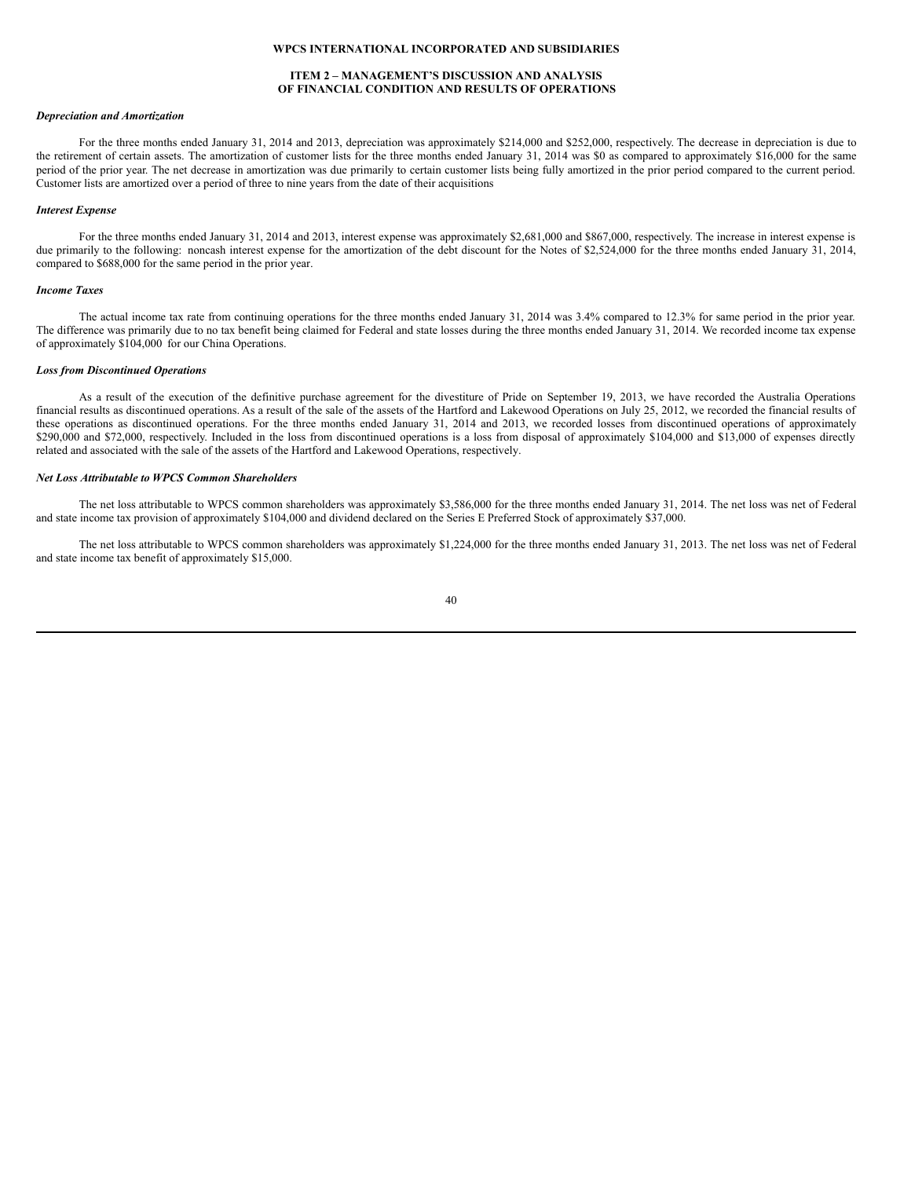*Depreciation and Amortization*

For the three months ended January 31, 2014 and 2013, depreciation was approximately $214,000 and $252,000, respectively. The decrease in depreciation is due to the retirement of certain assets. The amortization of customer lists for the three months ended January 31, 2014 was $0 as compared to approximately $16,000 for the same period of the prior year. The net decrease in amortization was due primarily to certain customer lists being fully amortized in the prior period compared to the current period. Customer lists are amortized over a period of three to nine years from the date of their acquisitions

*Interest Expense*

For the three months ended January 31, 2014 and 2013, interest expense was approximately $2,681,000 and $867,000, respectively. The increase in interest expense is due primarily to the following: noncash interest expense for the amortization of the debt discount for the Notes of $2,524,000 for the three months ended January 31, 2014, compared to $688,000 for the same period in the prior year.

*Income Taxes*

The actual income tax rate from continuing operations for the three months ended January 31, 2014 was 3.4% compared to 12.3% for same period in the prior year. The difference was primarily due to no tax benefit being claimed for Federal and state losses during the three months ended January 31, 2014. We recorded income tax expense of approximately $104,000 for our China Operations.

*Loss from Discontinued Operations*

As a result of the execution of the definitive purchase agreement for the divestiture of Pride on September 19, 2013, we have recorded the Australia Operations financial results as discontinued operations. As a result of the sale of the assets of the Hartford and Lakewood Operations on July 25, 2012, we recorded the financial results of these operations as discontinued operations. For the three months ended January 31, 2014 and 2013, we recorded losses from discontinued operations of approximately $290,000 and $72,000, respectively. Included in the loss from discontinued operations is a loss from disposal of approximately $104,000 and $13,000 of expenses directly related and associated with the sale of the assets of the Hartford and Lakewood Operations, respectively.

*Net Loss Attributable to WPCS Common Shareholders*

The net loss attributable to WPCS common shareholders was approximately $3,586,000 for the three months ended January 31, 2014. The net loss was net of Federal and state income tax provision of approximately $104,000 and dividend declared on the Series E Preferred Stock of approximately $37,000.

The net loss attributable to WPCS common shareholders was approximately $1,224,000 for the three months ended January 31, 2013. The net loss was net of Federal and state income tax benefit of approximately $15,000.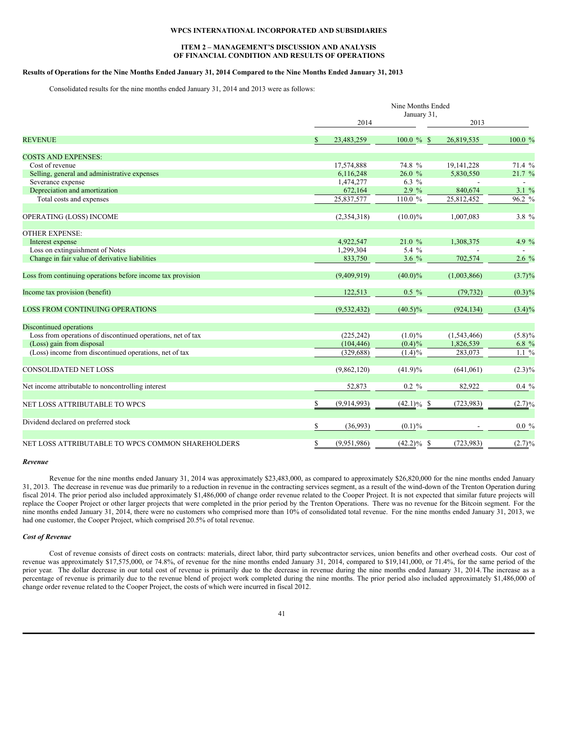**WPCS INTERNATIONAL INCORPORATED AND SUBSIDIARIES**

**ITEM 2 – MANAGEMENT'S DISCUSSION AND ANALYSIS OF FINANCIAL CONDITION AND RESULTS OF OPERATIONS**

**Results of Operations for the Nine Months Ended January 31, 2014 Compared to the Nine Months Ended January 31, 2013**

Consolidated results for the nine months ended January 31, 2014 and 2013 were as follows:

| | Nine Months Ended January 31, | | | |
|---|---|---|---|---|
| | 2014 | | 2013 | |
| REVENUE | $ 23,483,259 | 100.0 % | $ 26,819,535 | 100.0 % |
| COSTS AND EXPENSES: | | | | |
| Cost of revenue | 17,574,888 | 74.8 % | 19,141,228 | 71.4 % |
| Selling, general and administrative expenses | 6,116,248 | 26.0 % | 5,830,550 | 21.7 % |
| Severance expense | 1,474,277 | 6.3 % | - | - |
| Depreciation and amortization | 672,164 | 2.9 % | 840,674 | 3.1 % |
| Total costs and expenses | 25,837,577 | 110.0 % | 25,812,452 | 96.2 % |
| OPERATING (LOSS) INCOME | (2,354,318) | (10.0)% | 1,007,083 | 3.8 % |
| OTHER EXPENSE: | | | | |
| Interest expense | 4,922,547 | 21.0 % | 1,308,375 | 4.9 % |
| Loss on extinguishment of Notes | 1,299,304 | 5.4 % | - | - |
| Change in fair value of derivative liabilities | 833,750 | 3.6 % | 702,574 | 2.6 % |
| Loss from continuing operations before income tax provision | (9,409,919) | (40.0)% | (1,003,866) | (3.7)% |
| Income tax provision (benefit) | 122,513 | 0.5 % | (79,732) | (0.3)% |
| LOSS FROM CONTINUING OPERATIONS | (9,532,432) | (40.5)% | (924,134) | (3.4)% |
| Discontinued operations | | | | |
| Loss from operations of discontinued operations, net of tax | (225,242) | (1.0)% | (1,543,466) | (5.8)% |
| (Loss) gain from disposal | (104,446) | (0.4)% | 1,826,539 | 6.8 % |
| (Loss) income from discontinued operations, net of tax | (329,688) | (1.4)% | 283,073 | 1.1 % |
| CONSOLIDATED NET LOSS | (9,862,120) | (41.9)% | (641,061) | (2.3)% |
| Net income attributable to noncontrolling interest | 52,873 | 0.2 % | 82,922 | 0.4 % |
| NET LOSS ATTRIBUTABLE TO WPCS | $ (9,914,993) | (42.1)% | $ (723,983) | (2.7)% |
| Dividend declared on preferred stock | $ (36,993) | (0.1)% | - | 0.0 % |
| NET LOSS ATTRIBUTABLE TO WPCS COMMON SHAREHOLDERS | $ (9,951,986) | (42.2)% | $ (723,983) | (2.7)% |

***Revenue***

Revenue for the nine months ended January 31, 2014 was approximately $23,483,000, as compared to approximately $26,820,000 for the nine months ended January 31, 2013. The decrease in revenue was due primarily to a reduction in revenue in the contracting services segment, as a result of the wind-down of the Trenton Operation during fiscal 2014. The prior period also included approximately $1,486,000 of change order revenue related to the Cooper Project. It is not expected that similar future projects will replace the Cooper Project or other larger projects that were completed in the prior period by the Trenton Operations. There was no revenue for the Bitcoin segment. For the nine months ended January 31, 2014, there were no customers who comprised more than 10% of consolidated total revenue. For the nine months ended January 31, 2013, we had one customer, the Cooper Project, which comprised 20.5% of total revenue.

***Cost of Revenue***

Cost of revenue consists of direct costs on contracts: materials, direct labor, third party subcontractor services, union benefits and other overhead costs. Our cost of revenue was approximately $17,575,000, or 74.8%, of revenue for the nine months ended January 31, 2014, compared to $19,141,000, or 71.4%, for the same period of the prior year. The dollar decrease in our total cost of revenue is primarily due to the decrease in revenue during the nine months ended January 31, 2014. The increase as a percentage of revenue is primarily due to the revenue blend of project work completed during the nine months. The prior period also included approximately $1,486,000 of change order revenue related to the Cooper Project, the costs of which were incurred in fiscal 2012.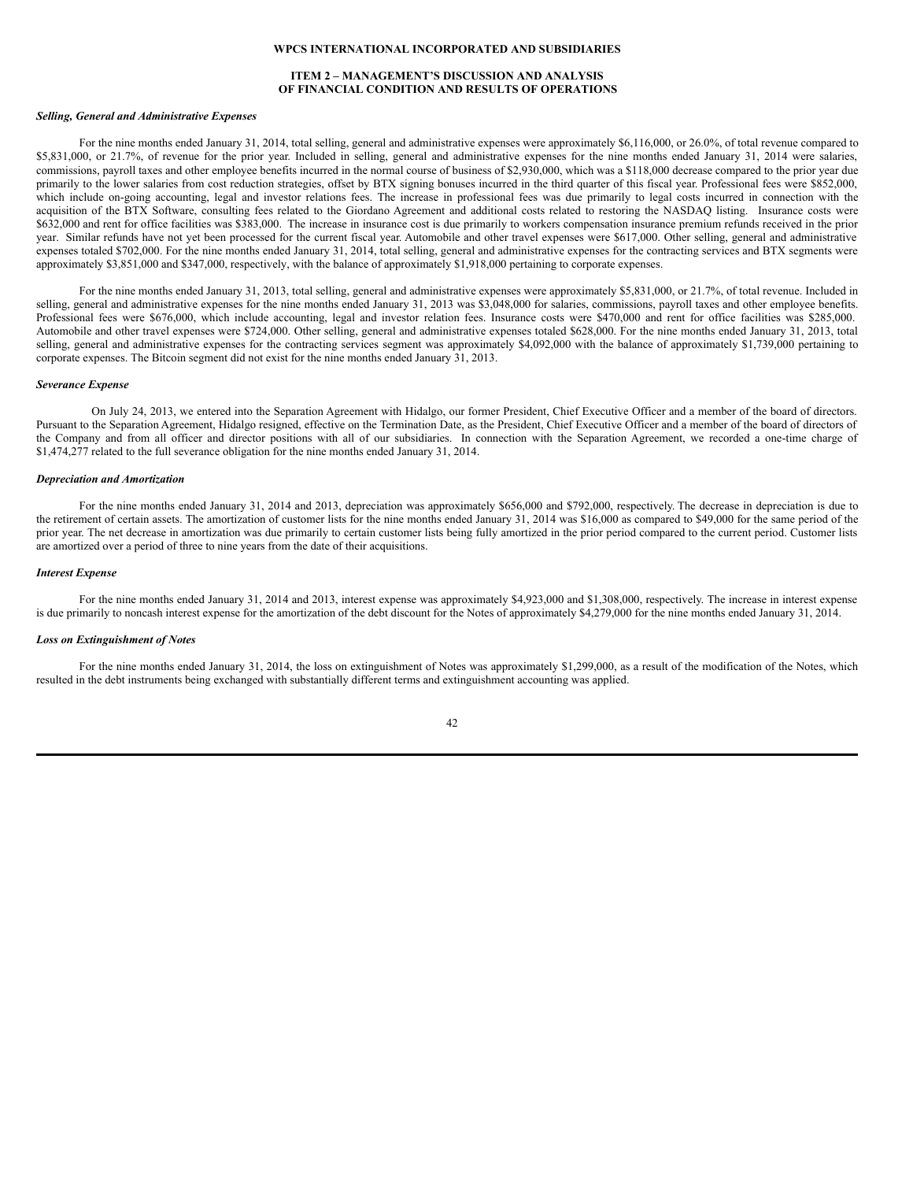**WPCS INTERNATIONAL INCORPORATED AND SUBSIDIARIES**

**ITEM 2 – MANAGEMENT'S DISCUSSION AND ANALYSIS OF FINANCIAL CONDITION AND RESULTS OF OPERATIONS**

***Selling, General and Administrative Expenses***

For the nine months ended January 31, 2014, total selling, general and administrative expenses were approximately $6,116,000, or 26.0%, of total revenue compared to $5,831,000, or 21.7%, of revenue for the prior year. Included in selling, general and administrative expenses for the nine months ended January 31, 2014 were salaries, commissions, payroll taxes and other employee benefits incurred in the normal course of business of $2,930,000, which was a $118,000 decrease compared to the prior year due primarily to the lower salaries from cost reduction strategies, offset by BTX signing bonuses incurred in the third quarter of this fiscal year. Professional fees were $852,000, which include on-going accounting, legal and investor relations fees. The increase in professional fees was due primarily to legal costs incurred in connection with the acquisition of the BTX Software, consulting fees related to the Giordano Agreement and additional costs related to restoring the NASDAQ listing. Insurance costs were $632,000 and rent for office facilities was $383,000. The increase in insurance cost is due primarily to workers compensation insurance premium refunds received in the prior year. Similar refunds have not yet been processed for the current fiscal year. Automobile and other travel expenses were $617,000. Other selling, general and administrative expenses totaled $702,000. For the nine months ended January 31, 2014, total selling, general and administrative expenses for the contracting services and BTX segments were approximately $3,851,000 and $347,000, respectively, with the balance of approximately $1,918,000 pertaining to corporate expenses.

For the nine months ended January 31, 2013, total selling, general and administrative expenses were approximately $5,831,000, or 21.7%, of total revenue. Included in selling, general and administrative expenses for the nine months ended January 31, 2013 was $3,048,000 for salaries, commissions, payroll taxes and other employee benefits. Professional fees were $676,000, which include accounting, legal and investor relation fees. Insurance costs were $470,000 and rent for office facilities was $285,000. Automobile and other travel expenses were $724,000. Other selling, general and administrative expenses totaled $628,000. For the nine months ended January 31, 2013, total selling, general and administrative expenses for the contracting services segment was approximately $4,092,000 with the balance of approximately $1,739,000 pertaining to corporate expenses. The Bitcoin segment did not exist for the nine months ended January 31, 2013.

***Severance Expense***

On July 24, 2013, we entered into the Separation Agreement with Hidalgo, our former President, Chief Executive Officer and a member of the board of directors. Pursuant to the Separation Agreement, Hidalgo resigned, effective on the Termination Date, as the President, Chief Executive Officer and a member of the board of directors of the Company and from all officer and director positions with all of our subsidiaries. In connection with the Separation Agreement, we recorded a one-time charge of $1,474,277 related to the full severance obligation for the nine months ended January 31, 2014.

***Depreciation and Amortization***

For the nine months ended January 31, 2014 and 2013, depreciation was approximately $656,000 and $792,000, respectively. The decrease in depreciation is due to the retirement of certain assets. The amortization of customer lists for the nine months ended January 31, 2014 was $16,000 as compared to $49,000 for the same period of the prior year. The net decrease in amortization was due primarily to certain customer lists being fully amortized in the prior period compared to the current period. Customer lists are amortized over a period of three to nine years from the date of their acquisitions.

***Interest Expense***

For the nine months ended January 31, 2014 and 2013, interest expense was approximately $4,923,000 and $1,308,000, respectively. The increase in interest expense is due primarily to noncash interest expense for the amortization of the debt discount for the Notes of approximately $4,279,000 for the nine months ended January 31, 2014.

***Loss on Extinguishment of Notes***

For the nine months ended January 31, 2014, the loss on extinguishment of Notes was approximately $1,299,000, as a result of the modification of the Notes, which resulted in the debt instruments being exchanged with substantially different terms and extinguishment accounting was applied.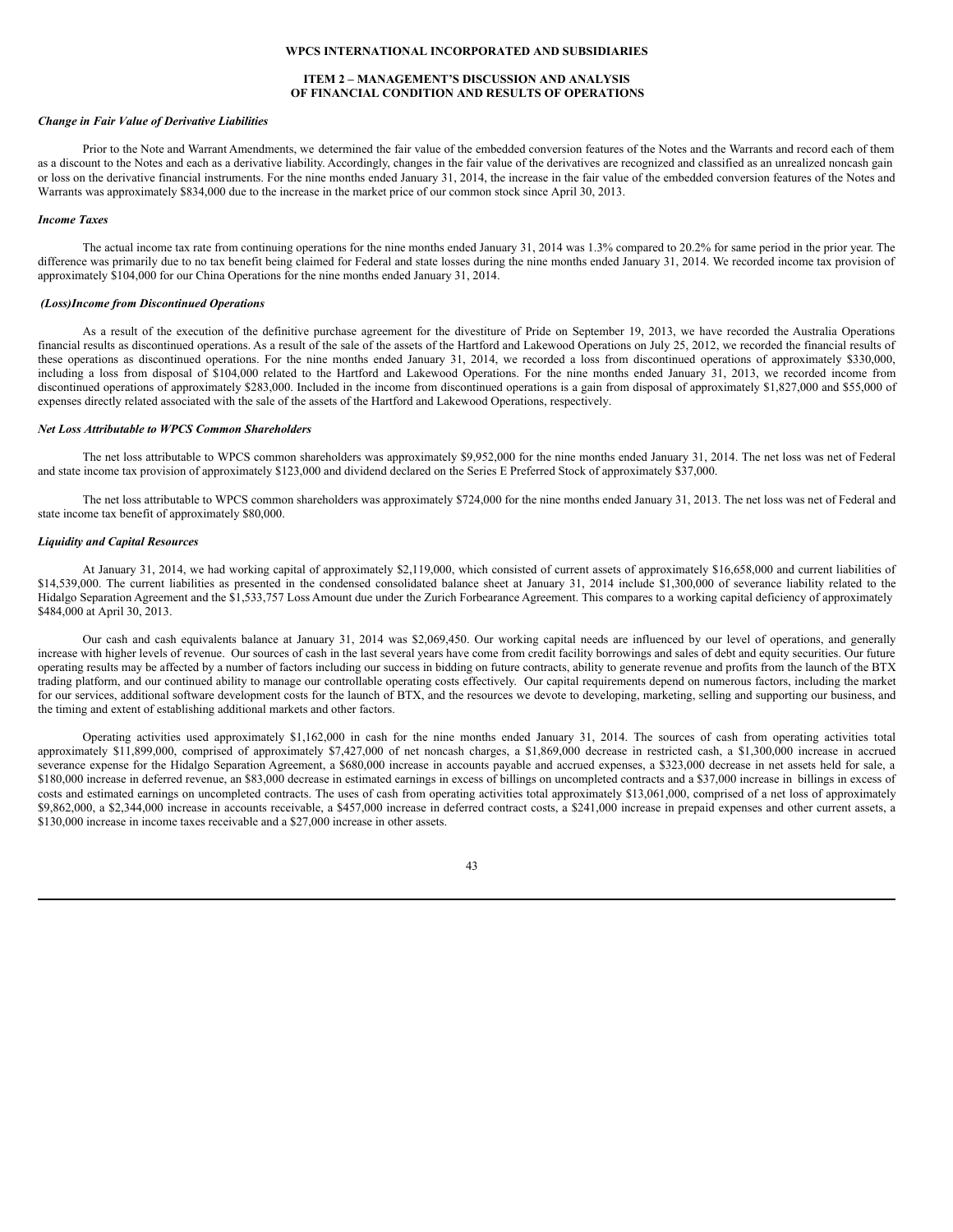*Change in Fair Value of Derivative Liabilities*

Prior to the Note and Warrant Amendments, we determined the fair value of the embedded conversion features of the Notes and the Warrants and record each of them as a discount to the Notes and each as a derivative liability. Accordingly, changes in the fair value of the derivatives are recognized and classified as an unrealized noncash gain or loss on the derivative financial instruments. For the nine months ended January 31, 2014, the increase in the fair value of the embedded conversion features of the Notes and Warrants was approximately $834,000 due to the increase in the market price of our common stock since April 30, 2013.

*Income Taxes*

The actual income tax rate from continuing operations for the nine months ended January 31, 2014 was 1.3% compared to 20.2% for same period in the prior year. The difference was primarily due to no tax benefit being claimed for Federal and state losses during the nine months ended January 31, 2014. We recorded income tax provision of approximately $104,000 for our China Operations for the nine months ended January 31, 2014.

*(Loss)Income from Discontinued Operations*

As a result of the execution of the definitive purchase agreement for the divestiture of Pride on September 19, 2013, we have recorded the Australia Operations financial results as discontinued operations. As a result of the sale of the assets of the Hartford and Lakewood Operations on July 25, 2012, we recorded the financial results of these operations as discontinued operations. For the nine months ended January 31, 2014, we recorded a loss from discontinued operations of approximately $330,000, including a loss from disposal of $104,000 related to the Hartford and Lakewood Operations. For the nine months ended January 31, 2013, we recorded income from discontinued operations of approximately $283,000. Included in the income from discontinued operations is a gain from disposal of approximately $1,827,000 and $55,000 of expenses directly related associated with the sale of the assets of the Hartford and Lakewood Operations, respectively.

*Net Loss Attributable to WPCS Common Shareholders*

The net loss attributable to WPCS common shareholders was approximately $9,952,000 for the nine months ended January 31, 2014. The net loss was net of Federal and state income tax provision of approximately $123,000 and dividend declared on the Series E Preferred Stock of approximately $37,000.

The net loss attributable to WPCS common shareholders was approximately $724,000 for the nine months ended January 31, 2013. The net loss was net of Federal and state income tax benefit of approximately $80,000.

*Liquidity and Capital Resources*

At January 31, 2014, we had working capital of approximately $2,119,000, which consisted of current assets of approximately $16,658,000 and current liabilities of $14,539,000. The current liabilities as presented in the condensed consolidated balance sheet at January 31, 2014 include $1,300,000 of severance liability related to the Hidalgo Separation Agreement and the $1,533,757 Loss Amount due under the Zurich Forbearance Agreement. This compares to a working capital deficiency of approximately $484,000 at April 30, 2013.

Our cash and cash equivalents balance at January 31, 2014 was $2,069,450. Our working capital needs are influenced by our level of operations, and generally increase with higher levels of revenue. Our sources of cash in the last several years have come from credit facility borrowings and sales of debt and equity securities. Our future operating results may be affected by a number of factors including our success in bidding on future contracts, ability to generate revenue and profits from the launch of the BTX trading platform, and our continued ability to manage our controllable operating costs effectively. Our capital requirements depend on numerous factors, including the market for our services, additional software development costs for the launch of BTX, and the resources we devote to developing, marketing, selling and supporting our business, and the timing and extent of establishing additional markets and other factors.

Operating activities used approximately $1,162,000 in cash for the nine months ended January 31, 2014. The sources of cash from operating activities total approximately $11,899,000, comprised of approximately $7,427,000 of net noncash charges, a $1,869,000 decrease in restricted cash, a $1,300,000 increase in accrued severance expense for the Hidalgo Separation Agreement, a $680,000 increase in accounts payable and accrued expenses, a $323,000 decrease in net assets held for sale, a $180,000 increase in deferred revenue, an $83,000 decrease in estimated earnings in excess of billings on uncompleted contracts and a $37,000 increase in billings in excess of costs and estimated earnings on uncompleted contracts. The uses of cash from operating activities total approximately $13,061,000, comprised of a net loss of approximately $9,862,000, a $2,344,000 increase in accounts receivable, a $457,000 increase in deferred contract costs, a $241,000 increase in prepaid expenses and other current assets, a $130,000 increase in income taxes receivable and a $27,000 increase in other assets.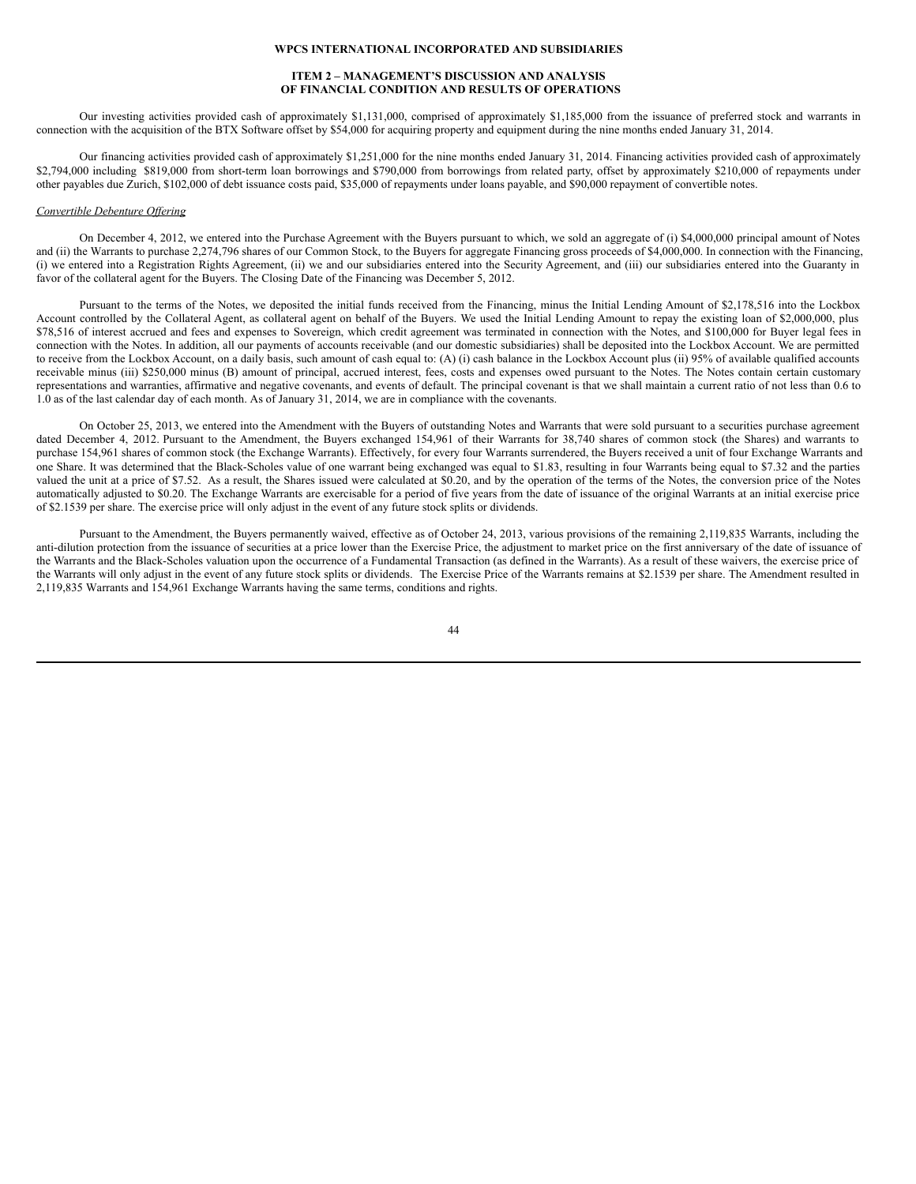Our investing activities provided cash of approximately $1,131,000, comprised of approximately $1,185,000 from the issuance of preferred stock and warrants in connection with the acquisition of the BTX Software offset by $54,000 for acquiring property and equipment during the nine months ended January 31, 2014.

Our financing activities provided cash of approximately $1,251,000 for the nine months ended January 31, 2014. Financing activities provided cash of approximately $2,794,000 including $819,000 from short-term loan borrowings and $790,000 from borrowings from related party, offset by approximately $210,000 of repayments under other payables due Zurich, $102,000 of debt issuance costs paid, $35,000 of repayments under loans payable, and $90,000 repayment of convertible notes.

*Convertible Debenture Offering*

On December 4, 2012, we entered into the Purchase Agreement with the Buyers pursuant to which, we sold an aggregate of (i) $4,000,000 principal amount of Notes and (ii) the Warrants to purchase 2,274,796 shares of our Common Stock, to the Buyers for aggregate Financing gross proceeds of $4,000,000. In connection with the Financing, (i) we entered into a Registration Rights Agreement, (ii) we and our subsidiaries entered into the Security Agreement, and (iii) our subsidiaries entered into the Guaranty in favor of the collateral agent for the Buyers. The Closing Date of the Financing was December 5, 2012.

Pursuant to the terms of the Notes, we deposited the initial funds received from the Financing, minus the Initial Lending Amount of $2,178,516 into the Lockbox Account controlled by the Collateral Agent, as collateral agent on behalf of the Buyers. We used the Initial Lending Amount to repay the existing loan of $2,000,000, plus $78,516 of interest accrued and fees and expenses to Sovereign, which credit agreement was terminated in connection with the Notes, and $100,000 for Buyer legal fees in connection with the Notes. In addition, all our payments of accounts receivable (and our domestic subsidiaries) shall be deposited into the Lockbox Account. We are permitted to receive from the Lockbox Account, on a daily basis, such amount of cash equal to: (A) (i) cash balance in the Lockbox Account plus (ii) 95% of available qualified accounts receivable minus (iii) $250,000 minus (B) amount of principal, accrued interest, fees, costs and expenses owed pursuant to the Notes. The Notes contain certain customary representations and warranties, affirmative and negative covenants, and events of default. The principal covenant is that we shall maintain a current ratio of not less than 0.6 to 1.0 as of the last calendar day of each month. As of January 31, 2014, we are in compliance with the covenants.

On October 25, 2013, we entered into the Amendment with the Buyers of outstanding Notes and Warrants that were sold pursuant to a securities purchase agreement dated December 4, 2012. Pursuant to the Amendment, the Buyers exchanged 154,961 of their Warrants for 38,740 shares of common stock (the Shares) and warrants to purchase 154,961 shares of common stock (the Exchange Warrants). Effectively, for every four Warrants surrendered, the Buyers received a unit of four Exchange Warrants and one Share. It was determined that the Black-Scholes value of one warrant being exchanged was equal to $1.83, resulting in four Warrants being equal to $7.32 and the parties valued the unit at a price of $7.52. As a result, the Shares issued were calculated at $0.20, and by the operation of the terms of the Notes, the conversion price of the Notes automatically adjusted to $0.20. The Exchange Warrants are exercisable for a period of five years from the date of issuance of the original Warrants at an initial exercise price of $2.1539 per share. The exercise price will only adjust in the event of any future stock splits or dividends.

Pursuant to the Amendment, the Buyers permanently waived, effective as of October 24, 2013, various provisions of the remaining 2,119,835 Warrants, including the anti-dilution protection from the issuance of securities at a price lower than the Exercise Price, the adjustment to market price on the first anniversary of the date of issuance of the Warrants and the Black-Scholes valuation upon the occurrence of a Fundamental Transaction (as defined in the Warrants). As a result of these waivers, the exercise price of the Warrants will only adjust in the event of any future stock splits or dividends. The Exercise Price of the Warrants remains at $2.1539 per share. The Amendment resulted in 2,119,835 Warrants and 154,961 Exchange Warrants having the same terms, conditions and rights.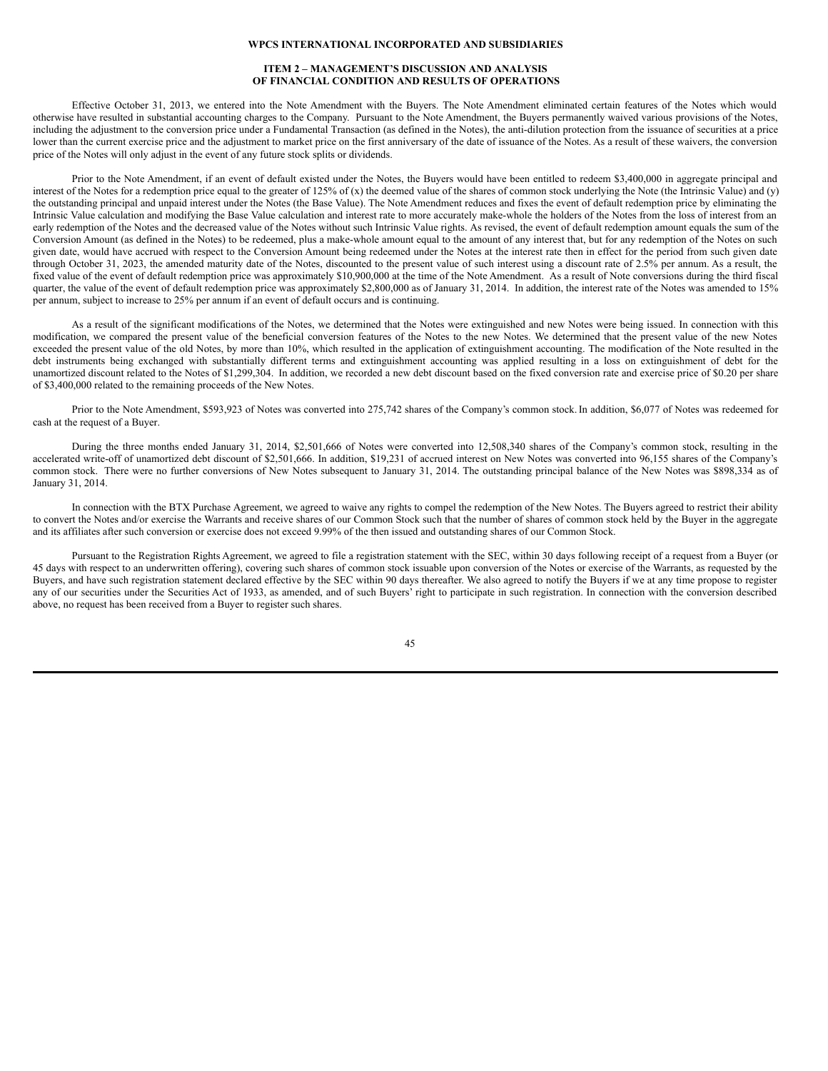Effective October 31, 2013, we entered into the Note Amendment with the Buyers. The Note Amendment eliminated certain features of the Notes which would otherwise have resulted in substantial accounting charges to the Company. Pursuant to the Note Amendment, the Buyers permanently waived various provisions of the Notes, including the adjustment to the conversion price under a Fundamental Transaction (as defined in the Notes), the anti-dilution protection from the issuance of securities at a price lower than the current exercise price and the adjustment to market price on the first anniversary of the date of issuance of the Notes. As a result of these waivers, the conversion price of the Notes will only adjust in the event of any future stock splits or dividends.

Prior to the Note Amendment, if an event of default existed under the Notes, the Buyers would have been entitled to redeem $3,400,000 in aggregate principal and interest of the Notes for a redemption price equal to the greater of 125% of (x) the deemed value of the shares of common stock underlying the Note (the Intrinsic Value) and (y) the outstanding principal and unpaid interest under the Notes (the Base Value). The Note Amendment reduces and fixes the event of default redemption price by eliminating the Intrinsic Value calculation and modifying the Base Value calculation and interest rate to more accurately make-whole the holders of the Notes from the loss of interest from an early redemption of the Notes and the decreased value of the Notes without such Intrinsic Value rights. As revised, the event of default redemption amount equals the sum of the Conversion Amount (as defined in the Notes) to be redeemed, plus a make-whole amount equal to the amount of any interest that, but for any redemption of the Notes on such given date, would have accrued with respect to the Conversion Amount being redeemed under the Notes at the interest rate then in effect for the period from such given date through October 31, 2023, the amended maturity date of the Notes, discounted to the present value of such interest using a discount rate of 2.5% per annum. As a result, the fixed value of the event of default redemption price was approximately $10,900,000 at the time of the Note Amendment. As a result of Note conversions during the third fiscal quarter, the value of the event of default redemption price was approximately $2,800,000 as of January 31, 2014. In addition, the interest rate of the Notes was amended to 15% per annum, subject to increase to 25% per annum if an event of default occurs and is continuing.

As a result of the significant modifications of the Notes, we determined that the Notes were extinguished and new Notes were being issued. In connection with this modification, we compared the present value of the beneficial conversion features of the Notes to the new Notes. We determined that the present value of the new Notes exceeded the present value of the old Notes, by more than 10%, which resulted in the application of extinguishment accounting. The modification of the Note resulted in the debt instruments being exchanged with substantially different terms and extinguishment accounting was applied resulting in a loss on extinguishment of debt for the unamortized discount related to the Notes of $1,299,304. In addition, we recorded a new debt discount based on the fixed conversion rate and exercise price of $0.20 per share of $3,400,000 related to the remaining proceeds of the New Notes.

Prior to the Note Amendment, $593,923 of Notes was converted into 275,742 shares of the Company's common stock. In addition, $6,077 of Notes was redeemed for cash at the request of a Buyer.

During the three months ended January 31, 2014, $2,501,666 of Notes were converted into 12,508,340 shares of the Company's common stock, resulting in the accelerated write-off of unamortized debt discount of $2,501,666. In addition, $19,231 of accrued interest on New Notes was converted into 96,155 shares of the Company's common stock. There were no further conversions of New Notes subsequent to January 31, 2014. The outstanding principal balance of the New Notes was $898,334 as of January 31, 2014.

In connection with the BTX Purchase Agreement, we agreed to waive any rights to compel the redemption of the New Notes. The Buyers agreed to restrict their ability to convert the Notes and/or exercise the Warrants and receive shares of our Common Stock such that the number of shares of common stock held by the Buyer in the aggregate and its affiliates after such conversion or exercise does not exceed 9.99% of the then issued and outstanding shares of our Common Stock.

Pursuant to the Registration Rights Agreement, we agreed to file a registration statement with the SEC, within 30 days following receipt of a request from a Buyer (or 45 days with respect to an underwritten offering), covering such shares of common stock issuable upon conversion of the Notes or exercise of the Warrants, as requested by the Buyers, and have such registration statement declared effective by the SEC within 90 days thereafter. We also agreed to notify the Buyers if we at any time propose to register any of our securities under the Securities Act of 1933, as amended, and of such Buyers' right to participate in such registration. In connection with the conversion described above, no request has been received from a Buyer to register such shares.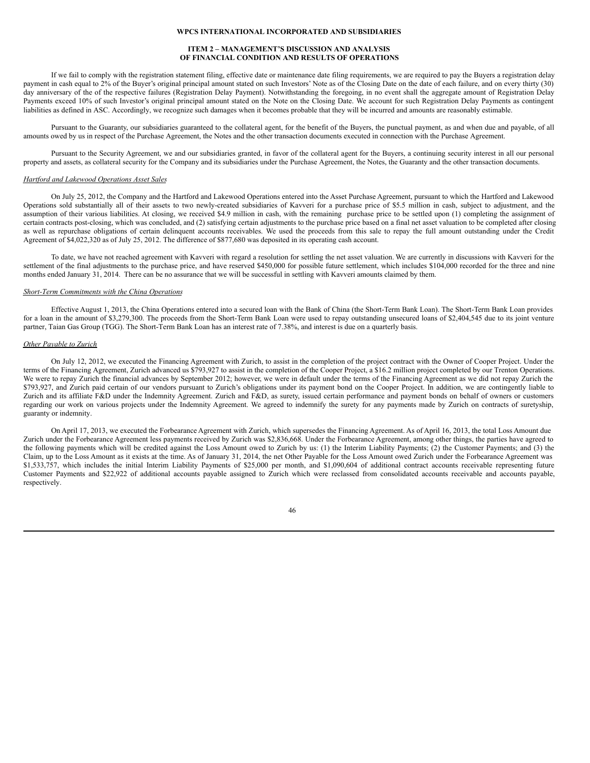If we fail to comply with the registration statement filing, effective date or maintenance date filing requirements, we are required to pay the Buyers a registration delay payment in cash equal to 2% of the Buyer's original principal amount stated on such Investors' Note as of the Closing Date on the date of each failure, and on every thirty (30) day anniversary of the of the respective failures (Registration Delay Payment). Notwithstanding the foregoing, in no event shall the aggregate amount of Registration Delay Payments exceed 10% of such Investor's original principal amount stated on the Note on the Closing Date. We account for such Registration Delay Payments as contingent liabilities as defined in ASC. Accordingly, we recognize such damages when it becomes probable that they will be incurred and amounts are reasonably estimable.

Pursuant to the Guaranty, our subsidiaries guaranteed to the collateral agent, for the benefit of the Buyers, the punctual payment, as and when due and payable, of all amounts owed by us in respect of the Purchase Agreement, the Notes and the other transaction documents executed in connection with the Purchase Agreement.

Pursuant to the Security Agreement, we and our subsidiaries granted, in favor of the collateral agent for the Buyers, a continuing security interest in all our personal property and assets, as collateral security for the Company and its subsidiaries under the Purchase Agreement, the Notes, the Guaranty and the other transaction documents.

*Hartford and Lakewood Operations Asset Sales*

On July 25, 2012, the Company and the Hartford and Lakewood Operations entered into the Asset Purchase Agreement, pursuant to which the Hartford and Lakewood Operations sold substantially all of their assets to two newly-created subsidiaries of Kavveri for a purchase price of $5.5 million in cash, subject to adjustment, and the assumption of their various liabilities. At closing, we received $4.9 million in cash, with the remaining purchase price to be settled upon (1) completing the assignment of certain contracts post-closing, which was concluded, and (2) satisfying certain adjustments to the purchase price based on a final net asset valuation to be completed after closing as well as repurchase obligations of certain delinquent accounts receivables. We used the proceeds from this sale to repay the full amount outstanding under the Credit Agreement of $4,022,320 as of July 25, 2012. The difference of $877,680 was deposited in its operating cash account.

To date, we have not reached agreement with Kavveri with regard a resolution for settling the net asset valuation. We are currently in discussions with Kavveri for the settlement of the final adjustments to the purchase price, and have reserved $450,000 for possible future settlement, which includes $104,000 recorded for the three and nine months ended January 31, 2014. There can be no assurance that we will be successful in settling with Kavveri amounts claimed by them.

*Short-Term Commitments with the China Operations*

Effective August 1, 2013, the China Operations entered into a secured loan with the Bank of China (the Short-Term Bank Loan). The Short-Term Bank Loan provides for a loan in the amount of $3,279,300. The proceeds from the Short-Term Bank Loan were used to repay outstanding unsecured loans of $2,404,545 due to its joint venture partner, Taian Gas Group (TGG). The Short-Term Bank Loan has an interest rate of 7.38%, and interest is due on a quarterly basis.

*Other Payable to Zurich*

On July 12, 2012, we executed the Financing Agreement with Zurich, to assist in the completion of the project contract with the Owner of Cooper Project. Under the terms of the Financing Agreement, Zurich advanced us $793,927 to assist in the completion of the Cooper Project, a $16.2 million project completed by our Trenton Operations. We were to repay Zurich the financial advances by September 2012; however, we were in default under the terms of the Financing Agreement as we did not repay Zurich the $793,927, and Zurich paid certain of our vendors pursuant to Zurich's obligations under its payment bond on the Cooper Project. In addition, we are contingently liable to Zurich and its affiliate F&D under the Indemnity Agreement. Zurich and F&D, as surety, issued certain performance and payment bonds on behalf of owners or customers regarding our work on various projects under the Indemnity Agreement. We agreed to indemnify the surety for any payments made by Zurich on contracts of suretyship, guaranty or indemnity.

On April 17, 2013, we executed the Forbearance Agreement with Zurich, which supersedes the Financing Agreement. As of April 16, 2013, the total Loss Amount due Zurich under the Forbearance Agreement less payments received by Zurich was $2,836,668. Under the Forbearance Agreement, among other things, the parties have agreed to the following payments which will be credited against the Loss Amount owed to Zurich by us: (1) the Interim Liability Payments; (2) the Customer Payments; and (3) the Claim, up to the Loss Amount as it exists at the time. As of January 31, 2014, the net Other Payable for the Loss Amount owed Zurich under the Forbearance Agreement was $1,533,757, which includes the initial Interim Liability Payments of $25,000 per month, and $1,090,604 of additional contract accounts receivable representing future Customer Payments and $22,922 of additional accounts payable assigned to Zurich which were reclassed from consolidated accounts receivable and accounts payable, respectively.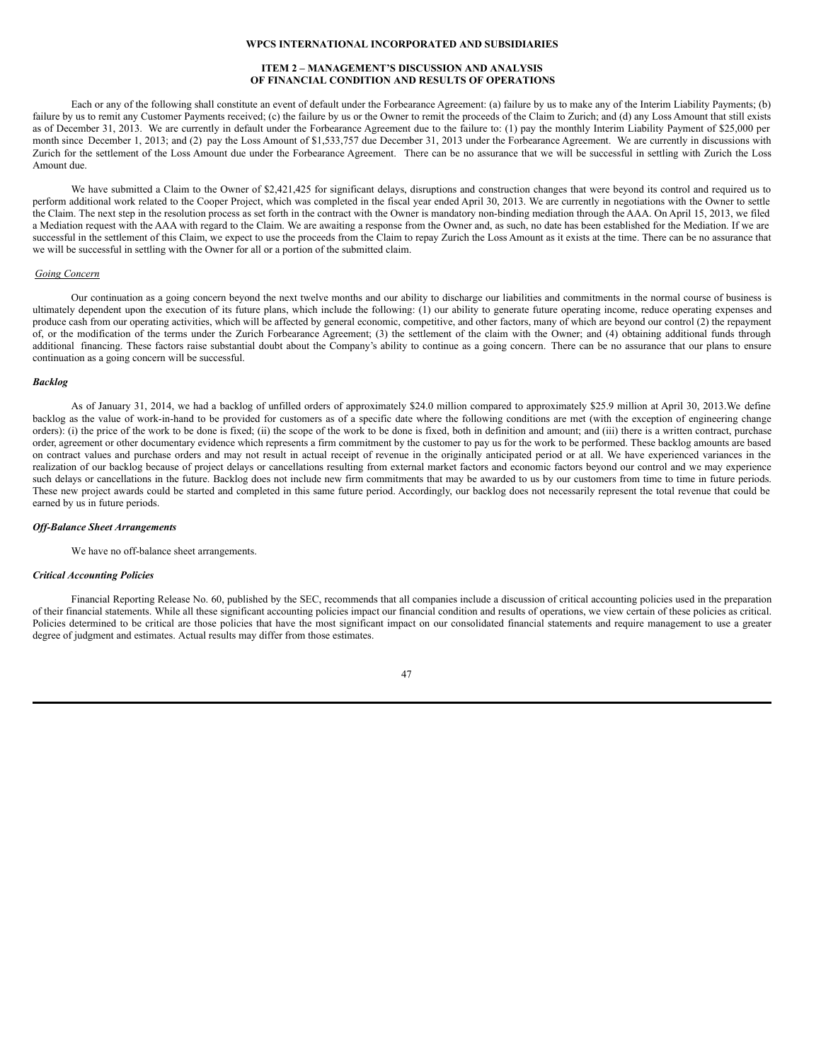**WPCS INTERNATIONAL INCORPORATED AND SUBSIDIARIES**

**ITEM 2 – MANAGEMENT'S DISCUSSION AND ANALYSIS OF FINANCIAL CONDITION AND RESULTS OF OPERATIONS**

Each or any of the following shall constitute an event of default under the Forbearance Agreement: (a) failure by us to make any of the Interim Liability Payments; (b) failure by us to remit any Customer Payments received; (c) the failure by us or the Owner to remit the proceeds of the Claim to Zurich; and (d) any Loss Amount that still exists as of December 31, 2013. We are currently in default under the Forbearance Agreement due to the failure to: (1) pay the monthly Interim Liability Payment of $25,000 per month since December 1, 2013; and (2) pay the Loss Amount of $1,533,757 due December 31, 2013 under the Forbearance Agreement. We are currently in discussions with Zurich for the settlement of the Loss Amount due under the Forbearance Agreement. There can be no assurance that we will be successful in settling with Zurich the Loss Amount due.

We have submitted a Claim to the Owner of $2,421,425 for significant delays, disruptions and construction changes that were beyond its control and required us to perform additional work related to the Cooper Project, which was completed in the fiscal year ended April 30, 2013. We are currently in negotiations with the Owner to settle the Claim. The next step in the resolution process as set forth in the contract with the Owner is mandatory non-binding mediation through the AAA. On April 15, 2013, we filed a Mediation request with the AAA with regard to the Claim. We are awaiting a response from the Owner and, as such, no date has been established for the Mediation. If we are successful in the settlement of this Claim, we expect to use the proceeds from the Claim to repay Zurich the Loss Amount as it exists at the time. There can be no assurance that we will be successful in settling with the Owner for all or a portion of the submitted claim.

*Going Concern*

Our continuation as a going concern beyond the next twelve months and our ability to discharge our liabilities and commitments in the normal course of business is ultimately dependent upon the execution of its future plans, which include the following: (1) our ability to generate future operating income, reduce operating expenses and produce cash from our operating activities, which will be affected by general economic, competitive, and other factors, many of which are beyond our control (2) the repayment of, or the modification of the terms under the Zurich Forbearance Agreement; (3) the settlement of the claim with the Owner; and (4) obtaining additional funds through additional financing. These factors raise substantial doubt about the Company's ability to continue as a going concern. There can be no assurance that our plans to ensure continuation as a going concern will be successful.

***Backlog***

As of January 31, 2014, we had a backlog of unfilled orders of approximately $24.0 million compared to approximately $25.9 million at April 30, 2013.We define backlog as the value of work-in-hand to be provided for customers as of a specific date where the following conditions are met (with the exception of engineering change orders): (i) the price of the work to be done is fixed; (ii) the scope of the work to be done is fixed, both in definition and amount; and (iii) there is a written contract, purchase order, agreement or other documentary evidence which represents a firm commitment by the customer to pay us for the work to be performed. These backlog amounts are based on contract values and purchase orders and may not result in actual receipt of revenue in the originally anticipated period or at all. We have experienced variances in the realization of our backlog because of project delays or cancellations resulting from external market factors and economic factors beyond our control and we may experience such delays or cancellations in the future. Backlog does not include new firm commitments that may be awarded to us by our customers from time to time in future periods. These new project awards could be started and completed in this same future period. Accordingly, our backlog does not necessarily represent the total revenue that could be earned by us in future periods.

***Off-Balance Sheet Arrangements***

We have no off-balance sheet arrangements.

***Critical Accounting Policies***

Financial Reporting Release No. 60, published by the SEC, recommends that all companies include a discussion of critical accounting policies used in the preparation of their financial statements. While all these significant accounting policies impact our financial condition and results of operations, we view certain of these policies as critical. Policies determined to be critical are those policies that have the most significant impact on our consolidated financial statements and require management to use a greater degree of judgment and estimates. Actual results may differ from those estimates.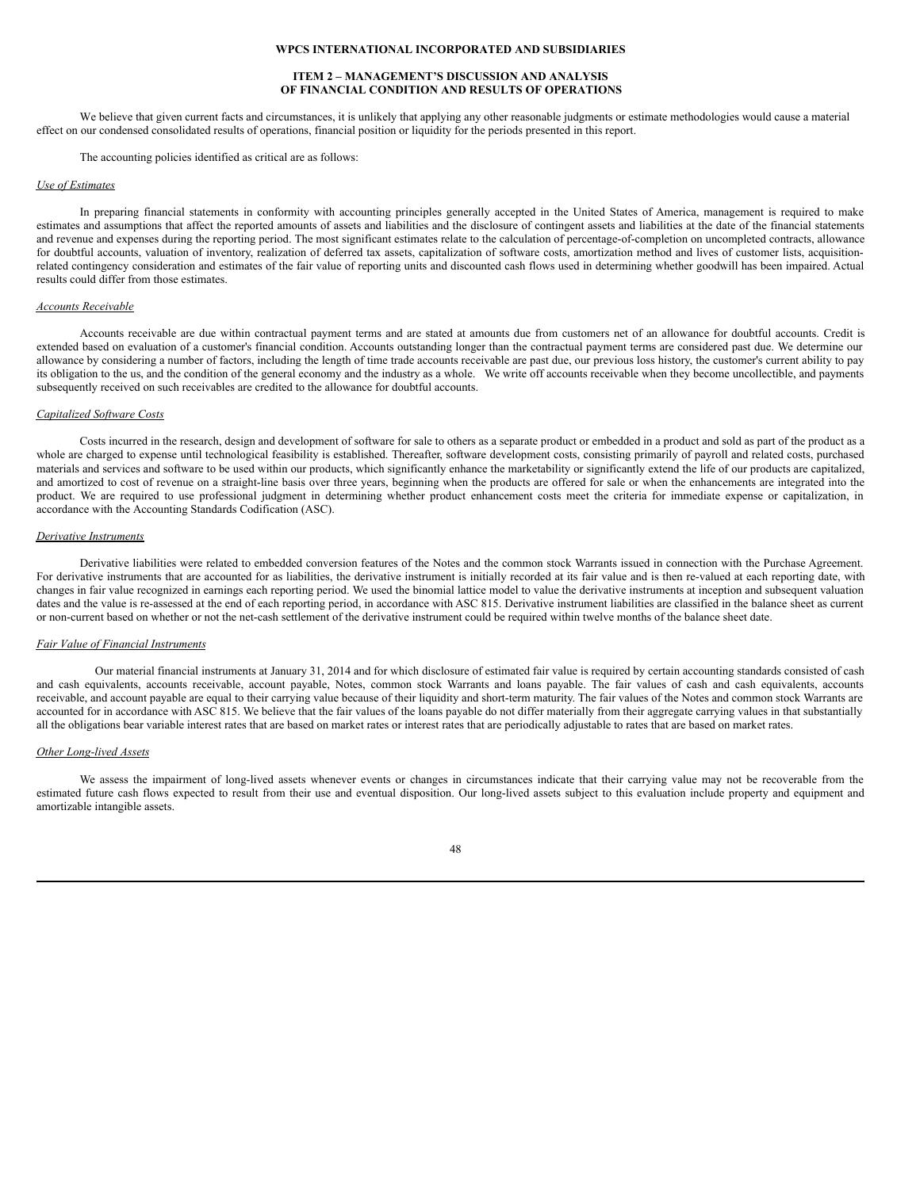We believe that given current facts and circumstances, it is unlikely that applying any other reasonable judgments or estimate methodologies would cause a material effect on our condensed consolidated results of operations, financial position or liquidity for the periods presented in this report.

The accounting policies identified as critical are as follows:

*Use of Estimates*

In preparing financial statements in conformity with accounting principles generally accepted in the United States of America, management is required to make estimates and assumptions that affect the reported amounts of assets and liabilities and the disclosure of contingent assets and liabilities at the date of the financial statements and revenue and expenses during the reporting period. The most significant estimates relate to the calculation of percentage-of-completion on uncompleted contracts, allowance for doubtful accounts, valuation of inventory, realization of deferred tax assets, capitalization of software costs, amortization method and lives of customer lists, acquisition-related contingency consideration and estimates of the fair value of reporting units and discounted cash flows used in determining whether goodwill has been impaired. Actual results could differ from those estimates.

*Accounts Receivable*

Accounts receivable are due within contractual payment terms and are stated at amounts due from customers net of an allowance for doubtful accounts. Credit is extended based on evaluation of a customer's financial condition. Accounts outstanding longer than the contractual payment terms are considered past due. We determine our allowance by considering a number of factors, including the length of time trade accounts receivable are past due, our previous loss history, the customer's current ability to pay its obligation to the us, and the condition of the general economy and the industry as a whole. We write off accounts receivable when they become uncollectible, and payments subsequently received on such receivables are credited to the allowance for doubtful accounts.

*Capitalized Software Costs*

Costs incurred in the research, design and development of software for sale to others as a separate product or embedded in a product and sold as part of the product as a whole are charged to expense until technological feasibility is established. Thereafter, software development costs, consisting primarily of payroll and related costs, purchased materials and services and software to be used within our products, which significantly enhance the marketability or significantly extend the life of our products are capitalized, and amortized to cost of revenue on a straight-line basis over three years, beginning when the products are offered for sale or when the enhancements are integrated into the product. We are required to use professional judgment in determining whether product enhancement costs meet the criteria for immediate expense or capitalization, in accordance with the Accounting Standards Codification (ASC).

*Derivative Instruments*

Derivative liabilities were related to embedded conversion features of the Notes and the common stock Warrants issued in connection with the Purchase Agreement. For derivative instruments that are accounted for as liabilities, the derivative instrument is initially recorded at its fair value and is then re-valued at each reporting date, with changes in fair value recognized in earnings each reporting period. We used the binomial lattice model to value the derivative instruments at inception and subsequent valuation dates and the value is re-assessed at the end of each reporting period, in accordance with ASC 815. Derivative instrument liabilities are classified in the balance sheet as current or non-current based on whether or not the net-cash settlement of the derivative instrument could be required within twelve months of the balance sheet date.

*Fair Value of Financial Instruments*

Our material financial instruments at January 31, 2014 and for which disclosure of estimated fair value is required by certain accounting standards consisted of cash and cash equivalents, accounts receivable, account payable, Notes, common stock Warrants and loans payable. The fair values of cash and cash equivalents, accounts receivable, and account payable are equal to their carrying value because of their liquidity and short-term maturity. The fair values of the Notes and common stock Warrants are accounted for in accordance with ASC 815. We believe that the fair values of the loans payable do not differ materially from their aggregate carrying values in that substantially all the obligations bear variable interest rates that are based on market rates or interest rates that are periodically adjustable to rates that are based on market rates.

*Other Long-lived Assets*

We assess the impairment of long-lived assets whenever events or changes in circumstances indicate that their carrying value may not be recoverable from the estimated future cash flows expected to result from their use and eventual disposition. Our long-lived assets subject to this evaluation include property and equipment and amortizable intangible assets.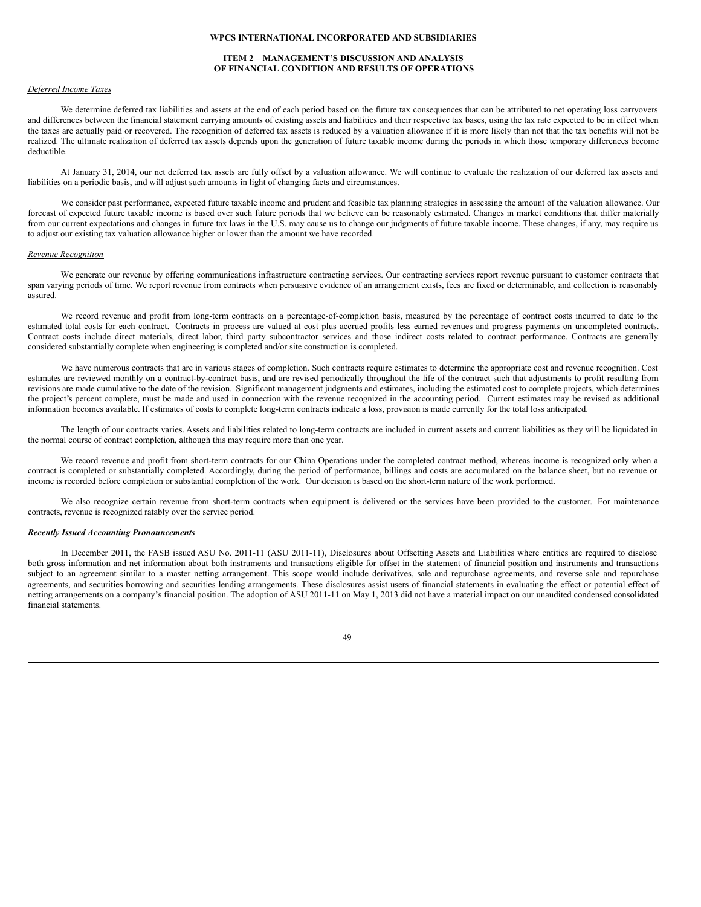*Deferred Income Taxes*

We determine deferred tax liabilities and assets at the end of each period based on the future tax consequences that can be attributed to net operating loss carryovers and differences between the financial statement carrying amounts of existing assets and liabilities and their respective tax bases, using the tax rate expected to be in effect when the taxes are actually paid or recovered. The recognition of deferred tax assets is reduced by a valuation allowance if it is more likely than not that the tax benefits will not be realized. The ultimate realization of deferred tax assets depends upon the generation of future taxable income during the periods in which those temporary differences become deductible.

At January 31, 2014, our net deferred tax assets are fully offset by a valuation allowance. We will continue to evaluate the realization of our deferred tax assets and liabilities on a periodic basis, and will adjust such amounts in light of changing facts and circumstances.

We consider past performance, expected future taxable income and prudent and feasible tax planning strategies in assessing the amount of the valuation allowance. Our forecast of expected future taxable income is based over such future periods that we believe can be reasonably estimated. Changes in market conditions that differ materially from our current expectations and changes in future tax laws in the U.S. may cause us to change our judgments of future taxable income. These changes, if any, may require us to adjust our existing tax valuation allowance higher or lower than the amount we have recorded.

*Revenue Recognition*

We generate our revenue by offering communications infrastructure contracting services. Our contracting services report revenue pursuant to customer contracts that span varying periods of time. We report revenue from contracts when persuasive evidence of an arrangement exists, fees are fixed or determinable, and collection is reasonably assured.

We record revenue and profit from long-term contracts on a percentage-of-completion basis, measured by the percentage of contract costs incurred to date to the estimated total costs for each contract. Contracts in process are valued at cost plus accrued profits less earned revenues and progress payments on uncompleted contracts. Contract costs include direct materials, direct labor, third party subcontractor services and those indirect costs related to contract performance. Contracts are generally considered substantially complete when engineering is completed and/or site construction is completed.

We have numerous contracts that are in various stages of completion. Such contracts require estimates to determine the appropriate cost and revenue recognition. Cost estimates are reviewed monthly on a contract-by-contract basis, and are revised periodically throughout the life of the contract such that adjustments to profit resulting from revisions are made cumulative to the date of the revision. Significant management judgments and estimates, including the estimated cost to complete projects, which determines the project's percent complete, must be made and used in connection with the revenue recognized in the accounting period. Current estimates may be revised as additional information becomes available. If estimates of costs to complete long-term contracts indicate a loss, provision is made currently for the total loss anticipated.

The length of our contracts varies. Assets and liabilities related to long-term contracts are included in current assets and current liabilities as they will be liquidated in the normal course of contract completion, although this may require more than one year.

We record revenue and profit from short-term contracts for our China Operations under the completed contract method, whereas income is recognized only when a contract is completed or substantially completed. Accordingly, during the period of performance, billings and costs are accumulated on the balance sheet, but no revenue or income is recorded before completion or substantial completion of the work. Our decision is based on the short-term nature of the work performed.

We also recognize certain revenue from short-term contracts when equipment is delivered or the services have been provided to the customer. For maintenance contracts, revenue is recognized ratably over the service period.

***Recently Issued Accounting Pronouncements***

In December 2011, the FASB issued ASU No. 2011-11 (ASU 2011-11), Disclosures about Offsetting Assets and Liabilities where entities are required to disclose both gross information and net information about both instruments and transactions eligible for offset in the statement of financial position and instruments and transactions subject to an agreement similar to a master netting arrangement. This scope would include derivatives, sale and repurchase agreements, and reverse sale and repurchase agreements, and securities borrowing and securities lending arrangements. These disclosures assist users of financial statements in evaluating the effect or potential effect of netting arrangements on a company's financial position. The adoption of ASU 2011-11 on May 1, 2013 did not have a material impact on our unaudited condensed consolidated financial statements.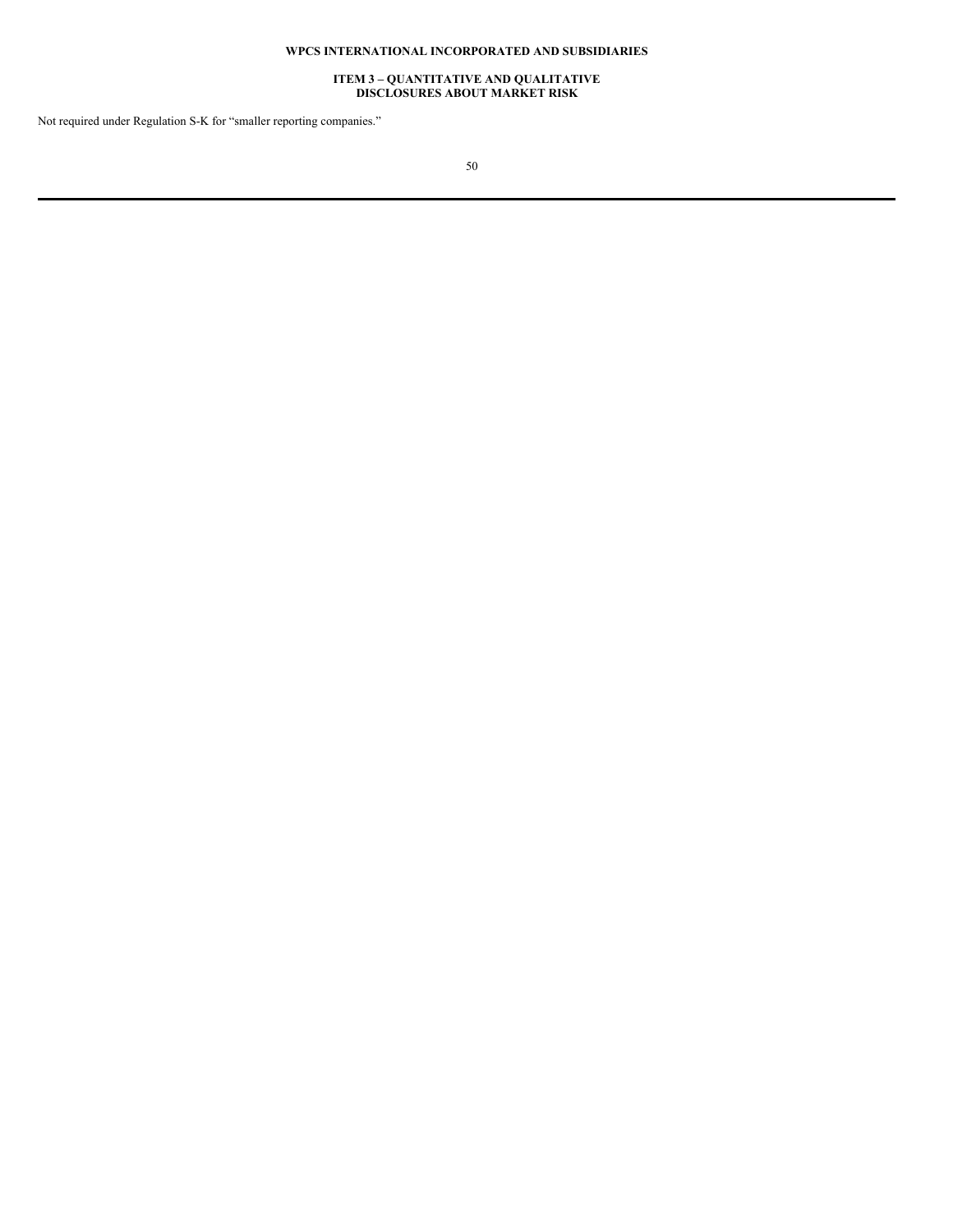**WPCS INTERNATIONAL INCORPORATED AND SUBSIDIARIES**

## ITEM 3 – QUANTITATIVE AND QUALITATIVE DISCLOSURES ABOUT MARKET RISK

Not required under Regulation S-K for "smaller reporting companies."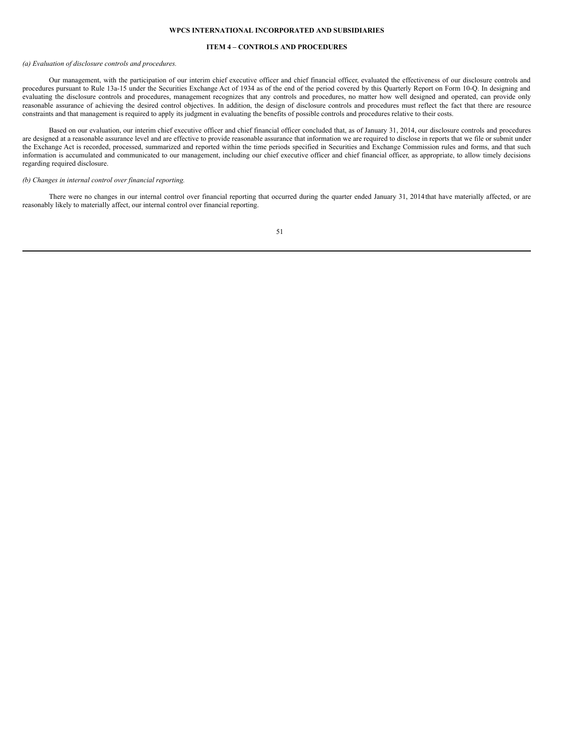# ITEM 4 – CONTROLS AND PROCEDURES

*(a) Evaluation of disclosure controls and procedures.*

Our management, with the participation of our interim chief executive officer and chief financial officer, evaluated the effectiveness of our disclosure controls and procedures pursuant to Rule 13a-15 under the Securities Exchange Act of 1934 as of the end of the period covered by this Quarterly Report on Form 10-Q. In designing and evaluating the disclosure controls and procedures, management recognizes that any controls and procedures, no matter how well designed and operated, can provide only reasonable assurance of achieving the desired control objectives. In addition, the design of disclosure controls and procedures must reflect the fact that there are resource constraints and that management is required to apply its judgment in evaluating the benefits of possible controls and procedures relative to their costs.

Based on our evaluation, our interim chief executive officer and chief financial officer concluded that, as of January 31, 2014, our disclosure controls and procedures are designed at a reasonable assurance level and are effective to provide reasonable assurance that information we are required to disclose in reports that we file or submit under the Exchange Act is recorded, processed, summarized and reported within the time periods specified in Securities and Exchange Commission rules and forms, and that such information is accumulated and communicated to our management, including our chief executive officer and chief financial officer, as appropriate, to allow timely decisions regarding required disclosure.

*(b) Changes in internal control over financial reporting.*

There were no changes in our internal control over financial reporting that occurred during the quarter ended January 31, 2014 that have materially affected, or are reasonably likely to materially affect, our internal control over financial reporting.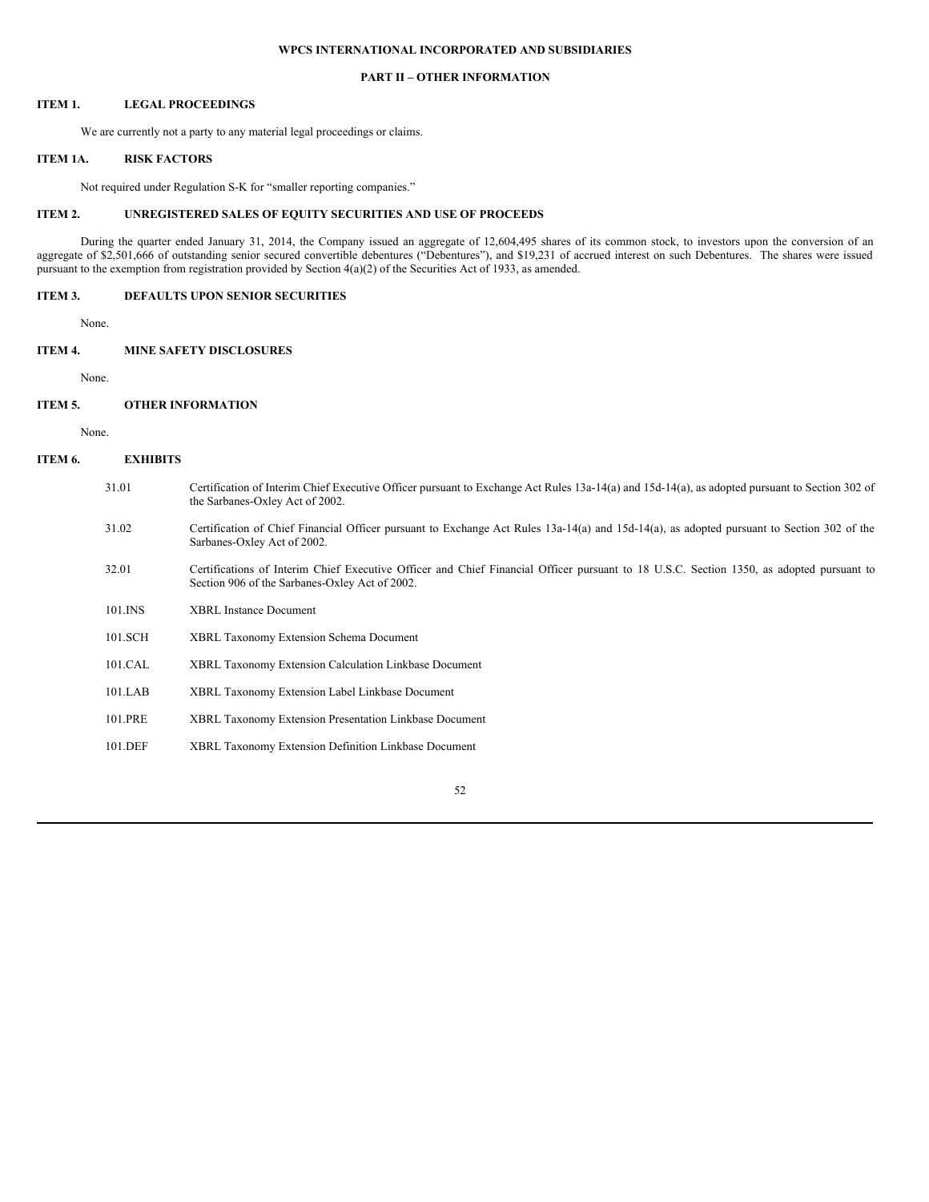**WPCS INTERNATIONAL INCORPORATED AND SUBSIDIARIES**

**PART II – OTHER INFORMATION**

## ITEM 1. LEGAL PROCEEDINGS

We are currently not a party to any material legal proceedings or claims.

## ITEM 1A. RISK FACTORS

Not required under Regulation S-K for "smaller reporting companies."

## ITEM 2. UNREGISTERED SALES OF EQUITY SECURITIES AND USE OF PROCEEDS

During the quarter ended January 31, 2014, the Company issued an aggregate of 12,604,495 shares of its common stock, to investors upon the conversion of an aggregate of $2,501,666 of outstanding senior secured convertible debentures ("Debentures"), and $19,231 of accrued interest on such Debentures. The shares were issued pursuant to the exemption from registration provided by Section 4(a)(2) of the Securities Act of 1933, as amended.

## ITEM 3. DEFAULTS UPON SENIOR SECURITIES

None.

## ITEM 4. MINE SAFETY DISCLOSURES

None.

## ITEM 5. OTHER INFORMATION

None.

## ITEM 6. EXHIBITS

| | |
|---|---|
| 31.01 | Certification of Interim Chief Executive Officer pursuant to Exchange Act Rules 13a-14(a) and 15d-14(a), as adopted pursuant to Section 302 of the Sarbanes-Oxley Act of 2002. |
| 31.02 | Certification of Chief Financial Officer pursuant to Exchange Act Rules 13a-14(a) and 15d-14(a), as adopted pursuant to Section 302 of the Sarbanes-Oxley Act of 2002. |
| 32.01 | Certifications of Interim Chief Executive Officer and Chief Financial Officer pursuant to 18 U.S.C. Section 1350, as adopted pursuant to Section 906 of the Sarbanes-Oxley Act of 2002. |
| 101.INS | XBRL Instance Document |
| 101.SCH | XBRL Taxonomy Extension Schema Document |
| 101.CAL | XBRL Taxonomy Extension Calculation Linkbase Document |
| 101.LAB | XBRL Taxonomy Extension Label Linkbase Document |
| 101.PRE | XBRL Taxonomy Extension Presentation Linkbase Document |
| 101.DEF | XBRL Taxonomy Extension Definition Linkbase Document |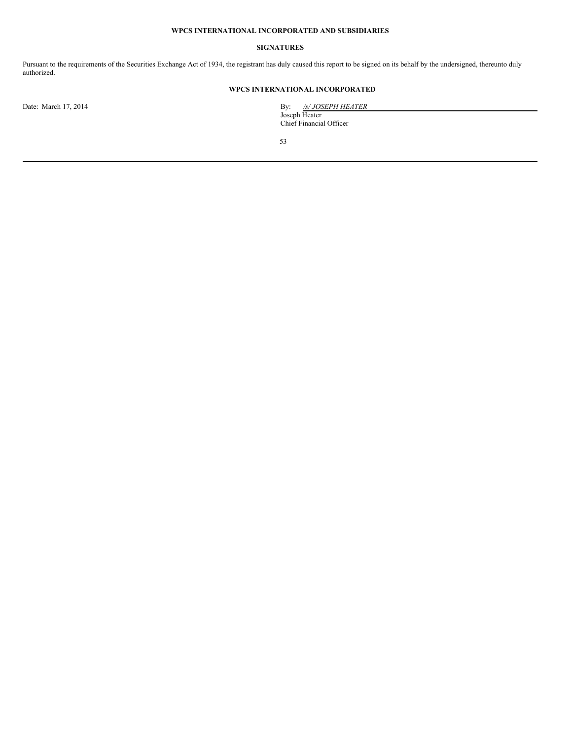**WPCS INTERNATIONAL INCORPORATED AND SUBSIDIARIES**

**SIGNATURES**

Pursuant to the requirements of the Securities Exchange Act of 1934, the registrant has duly caused this report to be signed on its behalf by the undersigned, thereunto duly authorized.

**WPCS INTERNATIONAL INCORPORATED**

Date: March 17, 2014

By: */s/ JOSEPH HEATER*
Joseph Heater
Chief Financial Officer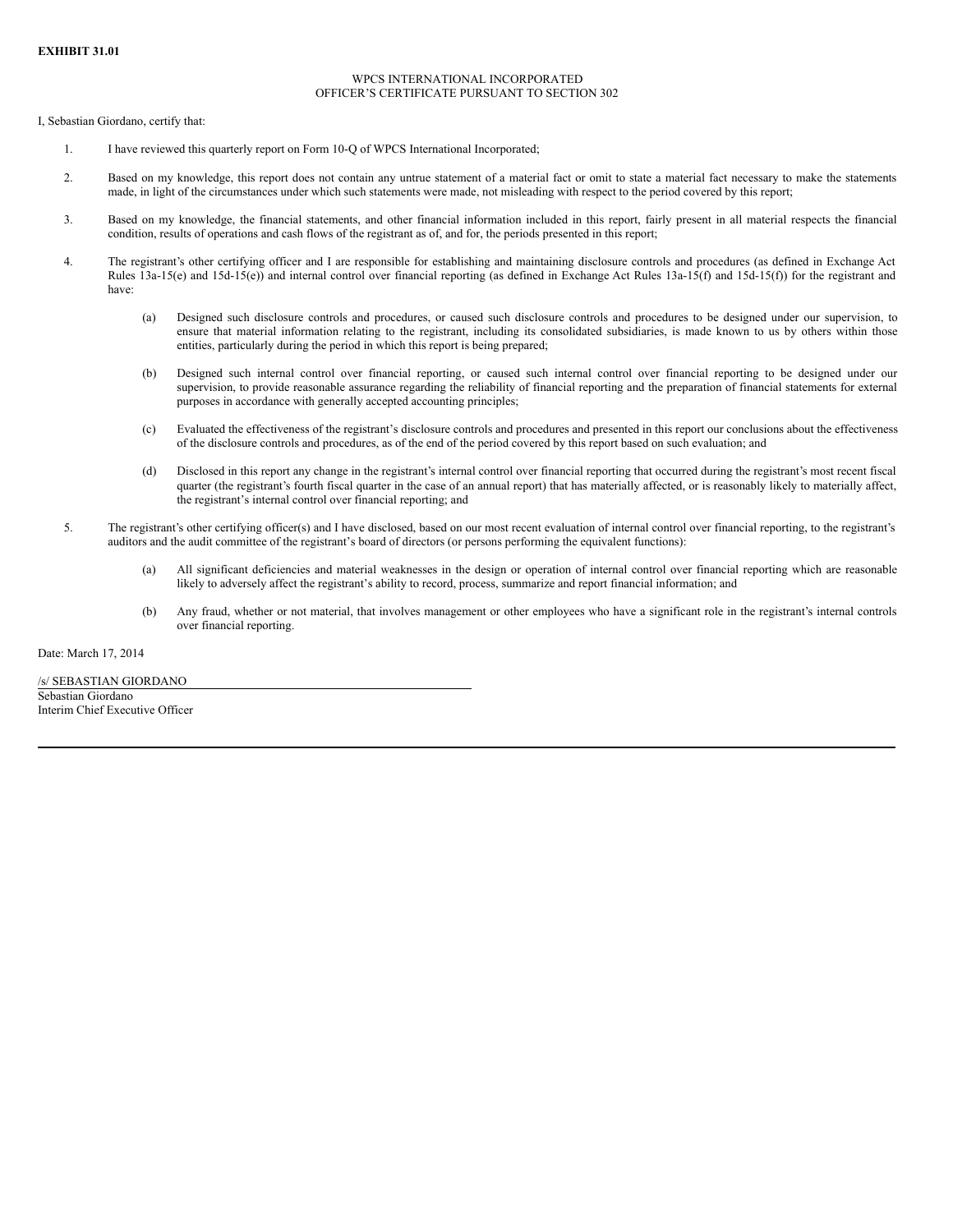**EXHIBIT 31.01**

WPCS INTERNATIONAL INCORPORATED
OFFICER'S CERTIFICATE PURSUANT TO SECTION 302

I, Sebastian Giordano, certify that:

1. I have reviewed this quarterly report on Form 10-Q of WPCS International Incorporated;

2. Based on my knowledge, this report does not contain any untrue statement of a material fact or omit to state a material fact necessary to make the statements made, in light of the circumstances under which such statements were made, not misleading with respect to the period covered by this report;

3. Based on my knowledge, the financial statements, and other financial information included in this report, fairly present in all material respects the financial condition, results of operations and cash flows of the registrant as of, and for, the periods presented in this report;

4. The registrant's other certifying officer and I are responsible for establishing and maintaining disclosure controls and procedures (as defined in Exchange Act Rules 13a-15(e) and 15d-15(e)) and internal control over financial reporting (as defined in Exchange Act Rules 13a-15(f) and 15d-15(f)) for the registrant and have:

   (a) Designed such disclosure controls and procedures, or caused such disclosure controls and procedures to be designed under our supervision, to ensure that material information relating to the registrant, including its consolidated subsidiaries, is made known to us by others within those entities, particularly during the period in which this report is being prepared;

   (b) Designed such internal control over financial reporting, or caused such internal control over financial reporting to be designed under our supervision, to provide reasonable assurance regarding the reliability of financial reporting and the preparation of financial statements for external purposes in accordance with generally accepted accounting principles;

   (c) Evaluated the effectiveness of the registrant's disclosure controls and procedures and presented in this report our conclusions about the effectiveness of the disclosure controls and procedures, as of the end of the period covered by this report based on such evaluation; and

   (d) Disclosed in this report any change in the registrant's internal control over financial reporting that occurred during the registrant's most recent fiscal quarter (the registrant's fourth fiscal quarter in the case of an annual report) that has materially affected, or is reasonably likely to materially affect, the registrant's internal control over financial reporting; and

5. The registrant's other certifying officer(s) and I have disclosed, based on our most recent evaluation of internal control over financial reporting, to the registrant's auditors and the audit committee of the registrant's board of directors (or persons performing the equivalent functions):

   (a) All significant deficiencies and material weaknesses in the design or operation of internal control over financial reporting which are reasonable likely to adversely affect the registrant's ability to record, process, summarize and report financial information; and

   (b) Any fraud, whether or not material, that involves management or other employees who have a significant role in the registrant's internal controls over financial reporting.

Date: March 17, 2014

/s/ SEBASTIAN GIORDANO
Sebastian Giordano
Interim Chief Executive Officer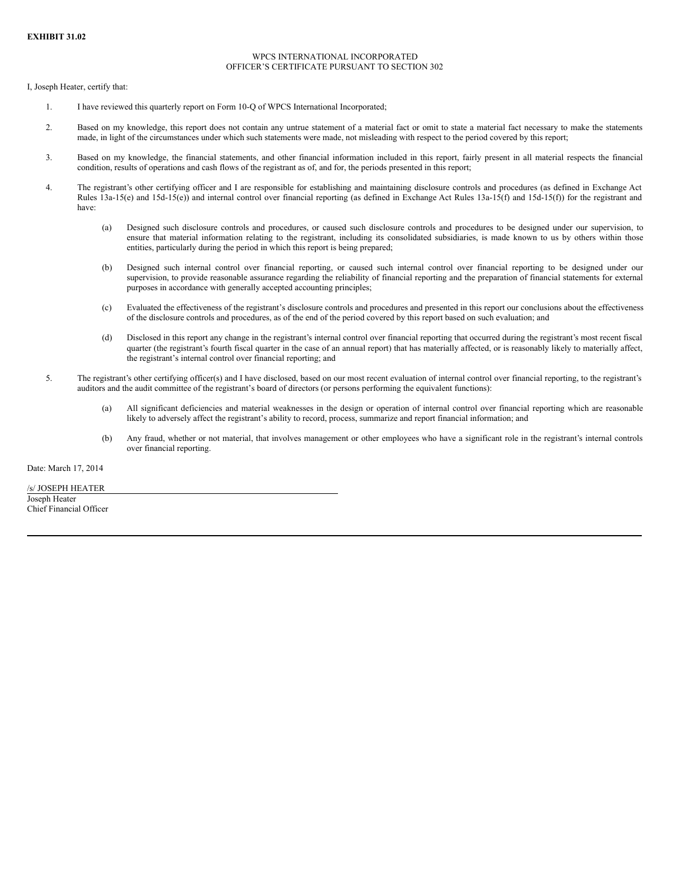**EXHIBIT 31.02**

WPCS INTERNATIONAL INCORPORATED
OFFICER'S CERTIFICATE PURSUANT TO SECTION 302

I, Joseph Heater, certify that:

1. I have reviewed this quarterly report on Form 10-Q of WPCS International Incorporated;

2. Based on my knowledge, this report does not contain any untrue statement of a material fact or omit to state a material fact necessary to make the statements made, in light of the circumstances under which such statements were made, not misleading with respect to the period covered by this report;

3. Based on my knowledge, the financial statements, and other financial information included in this report, fairly present in all material respects the financial condition, results of operations and cash flows of the registrant as of, and for, the periods presented in this report;

4. The registrant's other certifying officer and I are responsible for establishing and maintaining disclosure controls and procedures (as defined in Exchange Act Rules 13a-15(e) and 15d-15(e)) and internal control over financial reporting (as defined in Exchange Act Rules 13a-15(f) and 15d-15(f)) for the registrant and have:

   (a) Designed such disclosure controls and procedures, or caused such disclosure controls and procedures to be designed under our supervision, to ensure that material information relating to the registrant, including its consolidated subsidiaries, is made known to us by others within those entities, particularly during the period in which this report is being prepared;

   (b) Designed such internal control over financial reporting, or caused such internal control over financial reporting to be designed under our supervision, to provide reasonable assurance regarding the reliability of financial reporting and the preparation of financial statements for external purposes in accordance with generally accepted accounting principles;

   (c) Evaluated the effectiveness of the registrant's disclosure controls and procedures and presented in this report our conclusions about the effectiveness of the disclosure controls and procedures, as of the end of the period covered by this report based on such evaluation; and

   (d) Disclosed in this report any change in the registrant's internal control over financial reporting that occurred during the registrant's most recent fiscal quarter (the registrant's fourth fiscal quarter in the case of an annual report) that has materially affected, or is reasonably likely to materially affect, the registrant's internal control over financial reporting; and

5. The registrant's other certifying officer(s) and I have disclosed, based on our most recent evaluation of internal control over financial reporting, to the registrant's auditors and the audit committee of the registrant's board of directors (or persons performing the equivalent functions):

   (a) All significant deficiencies and material weaknesses in the design or operation of internal control over financial reporting which are reasonable likely to adversely affect the registrant's ability to record, process, summarize and report financial information; and

   (b) Any fraud, whether or not material, that involves management or other employees who have a significant role in the registrant's internal controls over financial reporting.

Date: March 17, 2014

/s/ JOSEPH HEATER
Joseph Heater
Chief Financial Officer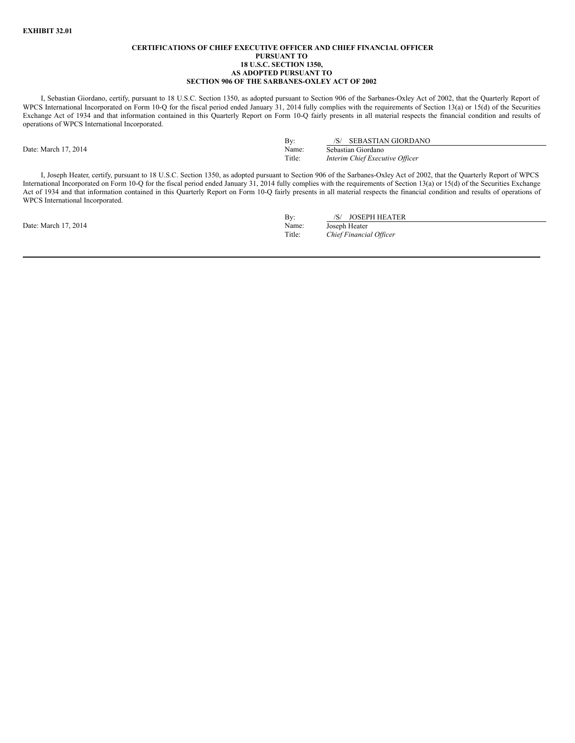**EXHIBIT 32.01**

**CERTIFICATIONS OF CHIEF EXECUTIVE OFFICER AND CHIEF FINANCIAL OFFICER**
**PURSUANT TO**
**18 U.S.C. SECTION 1350,**
**AS ADOPTED PURSUANT TO**
**SECTION 906 OF THE SARBANES-OXLEY ACT OF 2002**

I, Sebastian Giordano, certify, pursuant to 18 U.S.C. Section 1350, as adopted pursuant to Section 906 of the Sarbanes-Oxley Act of 2002, that the Quarterly Report of WPCS International Incorporated on Form 10-Q for the fiscal period ended January 31, 2014 fully complies with the requirements of Section 13(a) or 15(d) of the Securities Exchange Act of 1934 and that information contained in this Quarterly Report on Form 10-Q fairly presents in all material respects the financial condition and results of operations of WPCS International Incorporated.

| | | |
|---|---|---|
| | By: | /S/ SEBASTIAN GIORDANO |
| Date: March 17, 2014 | Name: | Sebastian Giordano |
| | Title: | *Interim Chief Executive Officer* |

I, Joseph Heater, certify, pursuant to 18 U.S.C. Section 1350, as adopted pursuant to Section 906 of the Sarbanes-Oxley Act of 2002, that the Quarterly Report of WPCS International Incorporated on Form 10-Q for the fiscal period ended January 31, 2014 fully complies with the requirements of Section 13(a) or 15(d) of the Securities Exchange Act of 1934 and that information contained in this Quarterly Report on Form 10-Q fairly presents in all material respects the financial condition and results of operations of WPCS International Incorporated.

| | | |
|---|---|---|
| | By: | /S/ JOSEPH HEATER |
| Date: March 17, 2014 | Name: | Joseph Heater |
| | Title: | *Chief Financial Officer* |